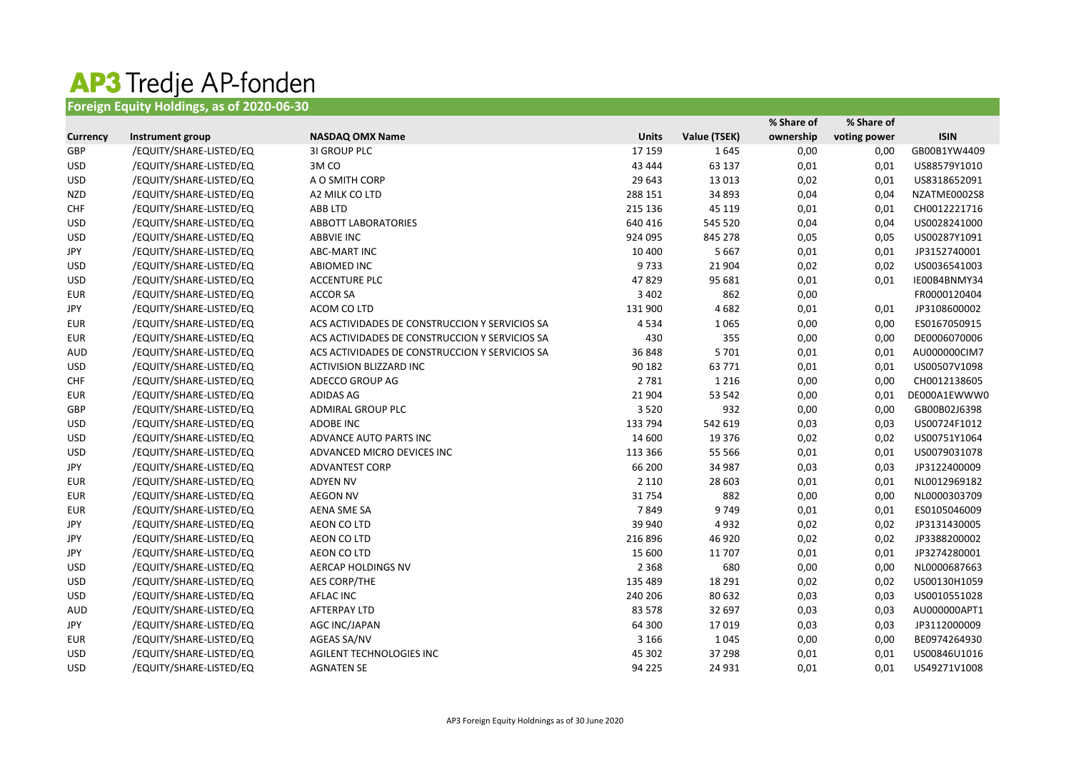# AP3 Tredje AP-fonden

## Foreign Equity Holdings, as of 2020-06-30

| Currency | Instrument group | NASDAQ OMX Name | Units | Value (TSEK) | % Share of ownership | % Share of voting power | ISIN |
|---|---|---|---|---|---|---|---|
| GBP | /EQUITY/SHARE-LISTED/EQ | 3I GROUP PLC | 17 159 | 1 645 | 0,00 | 0,00 | GB00B1YW4409 |
| USD | /EQUITY/SHARE-LISTED/EQ | 3M CO | 43 444 | 63 137 | 0,01 | 0,01 | US88579Y1010 |
| USD | /EQUITY/SHARE-LISTED/EQ | A O SMITH CORP | 29 643 | 13 013 | 0,02 | 0,01 | US8318652091 |
| NZD | /EQUITY/SHARE-LISTED/EQ | A2 MILK CO LTD | 288 151 | 34 893 | 0,04 | 0,04 | NZATME0002S8 |
| CHF | /EQUITY/SHARE-LISTED/EQ | ABB LTD | 215 136 | 45 119 | 0,01 | 0,01 | CH0012221716 |
| USD | /EQUITY/SHARE-LISTED/EQ | ABBOTT LABORATORIES | 640 416 | 545 520 | 0,04 | 0,04 | US0028241000 |
| USD | /EQUITY/SHARE-LISTED/EQ | ABBVIE INC | 924 095 | 845 278 | 0,05 | 0,05 | US00287Y1091 |
| JPY | /EQUITY/SHARE-LISTED/EQ | ABC-MART INC | 10 400 | 5 667 | 0,01 | 0,01 | JP3152740001 |
| USD | /EQUITY/SHARE-LISTED/EQ | ABIOMED INC | 9 733 | 21 904 | 0,02 | 0,02 | US0036541003 |
| USD | /EQUITY/SHARE-LISTED/EQ | ACCENTURE PLC | 47 829 | 95 681 | 0,01 | 0,01 | IE00B4BNMY34 |
| EUR | /EQUITY/SHARE-LISTED/EQ | ACCOR SA | 3 402 | 862 | 0,00 | | FR0000120404 |
| JPY | /EQUITY/SHARE-LISTED/EQ | ACOM CO LTD | 131 900 | 4 682 | 0,01 | 0,01 | JP3108600002 |
| EUR | /EQUITY/SHARE-LISTED/EQ | ACS ACTIVIDADES DE CONSTRUCCION Y SERVICIOS SA | 4 534 | 1 065 | 0,00 | 0,00 | ES0167050915 |
| EUR | /EQUITY/SHARE-LISTED/EQ | ACS ACTIVIDADES DE CONSTRUCCION Y SERVICIOS SA | 430 | 355 | 0,00 | 0,00 | DE0006070006 |
| AUD | /EQUITY/SHARE-LISTED/EQ | ACS ACTIVIDADES DE CONSTRUCCION Y SERVICIOS SA | 36 848 | 5 701 | 0,01 | 0,01 | AU000000CIM7 |
| USD | /EQUITY/SHARE-LISTED/EQ | ACTIVISION BLIZZARD INC | 90 182 | 63 771 | 0,01 | 0,01 | US00507V1098 |
| CHF | /EQUITY/SHARE-LISTED/EQ | ADECCO GROUP AG | 2 781 | 1 216 | 0,00 | 0,00 | CH0012138605 |
| EUR | /EQUITY/SHARE-LISTED/EQ | ADIDAS AG | 21 904 | 53 542 | 0,00 | 0,01 | DE000A1EWWW0 |
| GBP | /EQUITY/SHARE-LISTED/EQ | ADMIRAL GROUP PLC | 3 520 | 932 | 0,00 | 0,00 | GB00B02J6398 |
| USD | /EQUITY/SHARE-LISTED/EQ | ADOBE INC | 133 794 | 542 619 | 0,03 | 0,03 | US00724F1012 |
| USD | /EQUITY/SHARE-LISTED/EQ | ADVANCE AUTO PARTS INC | 14 600 | 19 376 | 0,02 | 0,02 | US00751Y1064 |
| USD | /EQUITY/SHARE-LISTED/EQ | ADVANCED MICRO DEVICES INC | 113 366 | 55 566 | 0,01 | 0,01 | US0079031078 |
| JPY | /EQUITY/SHARE-LISTED/EQ | ADVANTEST CORP | 66 200 | 34 987 | 0,03 | 0,03 | JP3122400009 |
| EUR | /EQUITY/SHARE-LISTED/EQ | ADYEN NV | 2 110 | 28 603 | 0,01 | 0,01 | NL0012969182 |
| EUR | /EQUITY/SHARE-LISTED/EQ | AEGON NV | 31 754 | 882 | 0,00 | 0,00 | NL0000303709 |
| EUR | /EQUITY/SHARE-LISTED/EQ | AENA SME SA | 7 849 | 9 749 | 0,01 | 0,01 | ES0105046009 |
| JPY | /EQUITY/SHARE-LISTED/EQ | AEON CO LTD | 39 940 | 4 932 | 0,02 | 0,02 | JP3131430005 |
| JPY | /EQUITY/SHARE-LISTED/EQ | AEON CO LTD | 216 896 | 46 920 | 0,02 | 0,02 | JP3388200002 |
| JPY | /EQUITY/SHARE-LISTED/EQ | AEON CO LTD | 15 600 | 11 707 | 0,01 | 0,01 | JP3274280001 |
| USD | /EQUITY/SHARE-LISTED/EQ | AERCAP HOLDINGS NV | 2 368 | 680 | 0,00 | 0,00 | NL0000687663 |
| USD | /EQUITY/SHARE-LISTED/EQ | AES CORP/THE | 135 489 | 18 291 | 0,02 | 0,02 | US00130H1059 |
| USD | /EQUITY/SHARE-LISTED/EQ | AFLAC INC | 240 206 | 80 632 | 0,03 | 0,03 | US0010551028 |
| AUD | /EQUITY/SHARE-LISTED/EQ | AFTERPAY LTD | 83 578 | 32 697 | 0,03 | 0,03 | AU000000APT1 |
| JPY | /EQUITY/SHARE-LISTED/EQ | AGC INC/JAPAN | 64 300 | 17 019 | 0,03 | 0,03 | JP3112000009 |
| EUR | /EQUITY/SHARE-LISTED/EQ | AGEAS SA/NV | 3 166 | 1 045 | 0,00 | 0,00 | BE0974264930 |
| USD | /EQUITY/SHARE-LISTED/EQ | AGILENT TECHNOLOGIES INC | 45 302 | 37 298 | 0,01 | 0,01 | US00846U1016 |
| USD | /EQUITY/SHARE-LISTED/EQ | AGNATEN SE | 94 225 | 24 931 | 0,01 | 0,01 | US49271V1008 |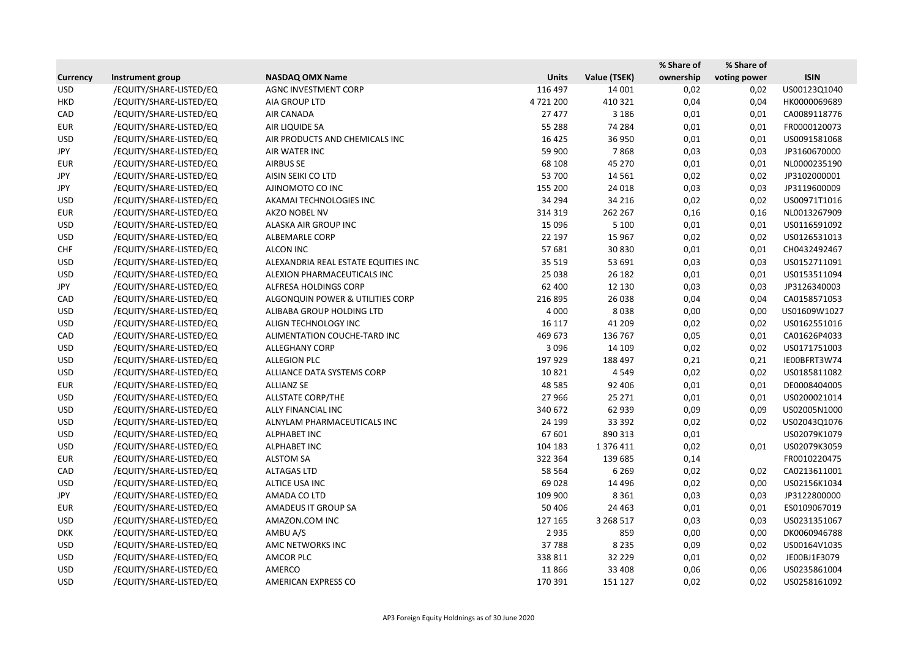| Currency | Instrument group | NASDAQ OMX Name | Units | Value (TSEK) | % Share of ownership | % Share of voting power | ISIN |
|---|---|---|---|---|---|---|---|
| USD | /EQUITY/SHARE-LISTED/EQ | AGNC INVESTMENT CORP | 116 497 | 14 001 | 0,02 | 0,02 | US00123Q1040 |
| HKD | /EQUITY/SHARE-LISTED/EQ | AIA GROUP LTD | 4 721 200 | 410 321 | 0,04 | 0,04 | HK0000069689 |
| CAD | /EQUITY/SHARE-LISTED/EQ | AIR CANADA | 27 477 | 3 186 | 0,01 | 0,01 | CA0089118776 |
| EUR | /EQUITY/SHARE-LISTED/EQ | AIR LIQUIDE SA | 55 288 | 74 284 | 0,01 | 0,01 | FR0000120073 |
| USD | /EQUITY/SHARE-LISTED/EQ | AIR PRODUCTS AND CHEMICALS INC | 16 425 | 36 950 | 0,01 | 0,01 | US0091581068 |
| JPY | /EQUITY/SHARE-LISTED/EQ | AIR WATER INC | 59 900 | 7 868 | 0,03 | 0,03 | JP3160670000 |
| EUR | /EQUITY/SHARE-LISTED/EQ | AIRBUS SE | 68 108 | 45 270 | 0,01 | 0,01 | NL0000235190 |
| JPY | /EQUITY/SHARE-LISTED/EQ | AISIN SEIKI CO LTD | 53 700 | 14 561 | 0,02 | 0,02 | JP3102000001 |
| JPY | /EQUITY/SHARE-LISTED/EQ | AJINOMOTO CO INC | 155 200 | 24 018 | 0,03 | 0,03 | JP3119600009 |
| USD | /EQUITY/SHARE-LISTED/EQ | AKAMAI TECHNOLOGIES INC | 34 294 | 34 216 | 0,02 | 0,02 | US00971T1016 |
| EUR | /EQUITY/SHARE-LISTED/EQ | AKZO NOBEL NV | 314 319 | 262 267 | 0,16 | 0,16 | NL0013267909 |
| USD | /EQUITY/SHARE-LISTED/EQ | ALASKA AIR GROUP INC | 15 096 | 5 100 | 0,01 | 0,01 | US0116591092 |
| USD | /EQUITY/SHARE-LISTED/EQ | ALBEMARLE CORP | 22 197 | 15 967 | 0,02 | 0,02 | US0126531013 |
| CHF | /EQUITY/SHARE-LISTED/EQ | ALCON INC | 57 681 | 30 830 | 0,01 | 0,01 | CH0432492467 |
| USD | /EQUITY/SHARE-LISTED/EQ | ALEXANDRIA REAL ESTATE EQUITIES INC | 35 519 | 53 691 | 0,03 | 0,03 | US0152711091 |
| USD | /EQUITY/SHARE-LISTED/EQ | ALEXION PHARMACEUTICALS INC | 25 038 | 26 182 | 0,01 | 0,01 | US0153511094 |
| JPY | /EQUITY/SHARE-LISTED/EQ | ALFRESA HOLDINGS CORP | 62 400 | 12 130 | 0,03 | 0,03 | JP3126340003 |
| CAD | /EQUITY/SHARE-LISTED/EQ | ALGONQUIN POWER & UTILITIES CORP | 216 895 | 26 038 | 0,04 | 0,04 | CA0158571053 |
| USD | /EQUITY/SHARE-LISTED/EQ | ALIBABA GROUP HOLDING LTD | 4 000 | 8 038 | 0,00 | 0,00 | US01609W1027 |
| USD | /EQUITY/SHARE-LISTED/EQ | ALIGN TECHNOLOGY INC | 16 117 | 41 209 | 0,02 | 0,02 | US0162551016 |
| CAD | /EQUITY/SHARE-LISTED/EQ | ALIMENTATION COUCHE-TARD INC | 469 673 | 136 767 | 0,05 | 0,01 | CA01626P4033 |
| USD | /EQUITY/SHARE-LISTED/EQ | ALLEGHANY CORP | 3 096 | 14 109 | 0,02 | 0,02 | US0171751003 |
| USD | /EQUITY/SHARE-LISTED/EQ | ALLEGION PLC | 197 929 | 188 497 | 0,21 | 0,21 | IE00BFRT3W74 |
| USD | /EQUITY/SHARE-LISTED/EQ | ALLIANCE DATA SYSTEMS CORP | 10 821 | 4 549 | 0,02 | 0,02 | US0185811082 |
| EUR | /EQUITY/SHARE-LISTED/EQ | ALLIANZ SE | 48 585 | 92 406 | 0,01 | 0,01 | DE0008404005 |
| USD | /EQUITY/SHARE-LISTED/EQ | ALLSTATE CORP/THE | 27 966 | 25 271 | 0,01 | 0,01 | US0200021014 |
| USD | /EQUITY/SHARE-LISTED/EQ | ALLY FINANCIAL INC | 340 672 | 62 939 | 0,09 | 0,09 | US02005N1000 |
| USD | /EQUITY/SHARE-LISTED/EQ | ALNYLAM PHARMACEUTICALS INC | 24 199 | 33 392 | 0,02 | 0,02 | US02043Q1076 |
| USD | /EQUITY/SHARE-LISTED/EQ | ALPHABET INC | 67 601 | 890 313 | 0,01 | | US02079K1079 |
| USD | /EQUITY/SHARE-LISTED/EQ | ALPHABET INC | 104 183 | 1 376 411 | 0,02 | 0,01 | US02079K3059 |
| EUR | /EQUITY/SHARE-LISTED/EQ | ALSTOM SA | 322 364 | 139 685 | 0,14 | | FR0010220475 |
| CAD | /EQUITY/SHARE-LISTED/EQ | ALTAGAS LTD | 58 564 | 6 269 | 0,02 | 0,02 | CA0213611001 |
| USD | /EQUITY/SHARE-LISTED/EQ | ALTICE USA INC | 69 028 | 14 496 | 0,02 | 0,00 | US02156K1034 |
| JPY | /EQUITY/SHARE-LISTED/EQ | AMADA CO LTD | 109 900 | 8 361 | 0,03 | 0,03 | JP3122800000 |
| EUR | /EQUITY/SHARE-LISTED/EQ | AMADEUS IT GROUP SA | 50 406 | 24 463 | 0,01 | 0,01 | ES0109067019 |
| USD | /EQUITY/SHARE-LISTED/EQ | AMAZON.COM INC | 127 165 | 3 268 517 | 0,03 | 0,03 | US0231351067 |
| DKK | /EQUITY/SHARE-LISTED/EQ | AMBU A/S | 2 935 | 859 | 0,00 | 0,00 | DK0060946788 |
| USD | /EQUITY/SHARE-LISTED/EQ | AMC NETWORKS INC | 37 788 | 8 235 | 0,09 | 0,02 | US00164V1035 |
| USD | /EQUITY/SHARE-LISTED/EQ | AMCOR PLC | 338 811 | 32 229 | 0,01 | 0,02 | JE00BJ1F3079 |
| USD | /EQUITY/SHARE-LISTED/EQ | AMERCO | 11 866 | 33 408 | 0,06 | 0,06 | US0235861004 |
| USD | /EQUITY/SHARE-LISTED/EQ | AMERICAN EXPRESS CO | 170 391 | 151 127 | 0,02 | 0,02 | US0258161092 |

AP3 Foreign Equity Holdnings as of 30 June 2020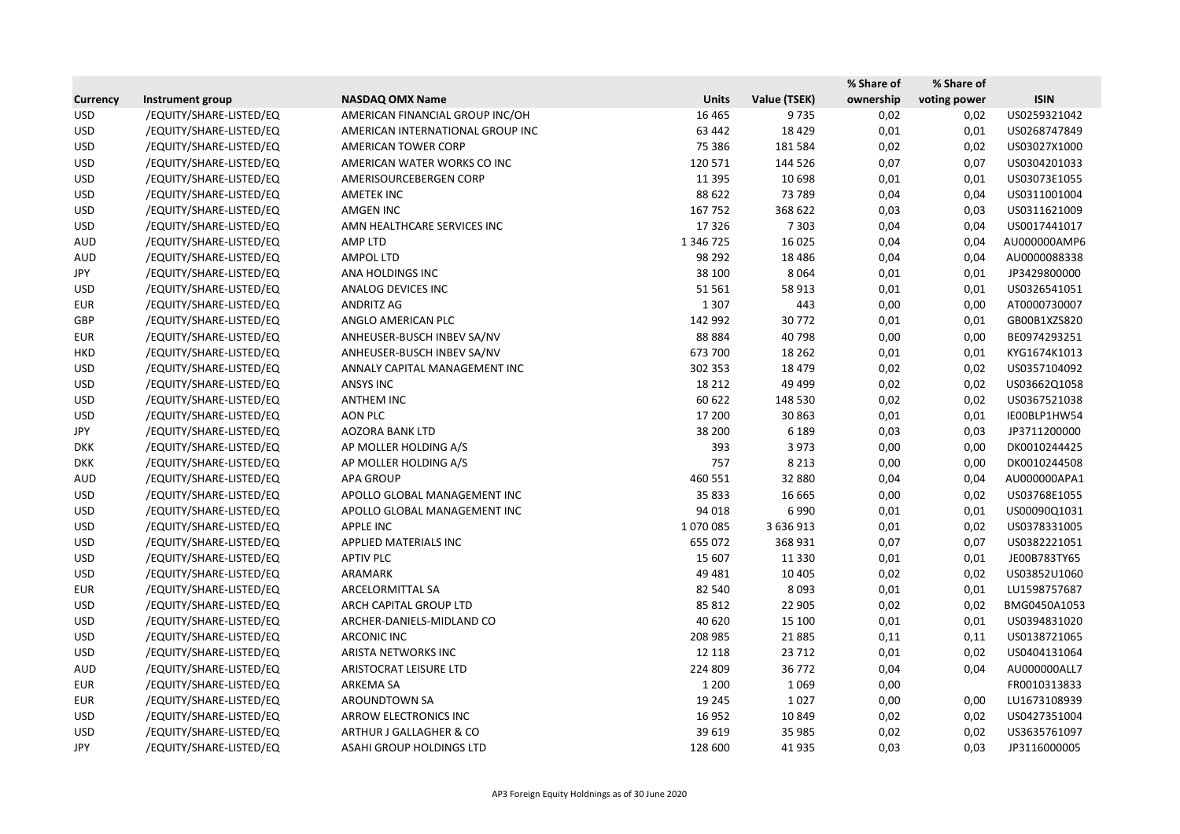| Currency | Instrument group | NASDAQ OMX Name | Units | Value (TSEK) | % Share of ownership | % Share of voting power | ISIN |
|---|---|---|---|---|---|---|---|
| USD | /EQUITY/SHARE-LISTED/EQ | AMERICAN FINANCIAL GROUP INC/OH | 16 465 | 9 735 | 0,02 | 0,02 | US0259321042 |
| USD | /EQUITY/SHARE-LISTED/EQ | AMERICAN INTERNATIONAL GROUP INC | 63 442 | 18 429 | 0,01 | 0,01 | US0268747849 |
| USD | /EQUITY/SHARE-LISTED/EQ | AMERICAN TOWER CORP | 75 386 | 181 584 | 0,02 | 0,02 | US03027X1000 |
| USD | /EQUITY/SHARE-LISTED/EQ | AMERICAN WATER WORKS CO INC | 120 571 | 144 526 | 0,07 | 0,07 | US0304201033 |
| USD | /EQUITY/SHARE-LISTED/EQ | AMERISOURCEBERGEN CORP | 11 395 | 10 698 | 0,01 | 0,01 | US03073E1055 |
| USD | /EQUITY/SHARE-LISTED/EQ | AMETEK INC | 88 622 | 73 789 | 0,04 | 0,04 | US0311001004 |
| USD | /EQUITY/SHARE-LISTED/EQ | AMGEN INC | 167 752 | 368 622 | 0,03 | 0,03 | US0311621009 |
| USD | /EQUITY/SHARE-LISTED/EQ | AMN HEALTHCARE SERVICES INC | 17 326 | 7 303 | 0,04 | 0,04 | US0017441017 |
| AUD | /EQUITY/SHARE-LISTED/EQ | AMP LTD | 1 346 725 | 16 025 | 0,04 | 0,04 | AU000000AMP6 |
| AUD | /EQUITY/SHARE-LISTED/EQ | AMPOL LTD | 98 292 | 18 486 | 0,04 | 0,04 | AU0000088338 |
| JPY | /EQUITY/SHARE-LISTED/EQ | ANA HOLDINGS INC | 38 100 | 8 064 | 0,01 | 0,01 | JP3429800000 |
| USD | /EQUITY/SHARE-LISTED/EQ | ANALOG DEVICES INC | 51 561 | 58 913 | 0,01 | 0,01 | US0326541051 |
| EUR | /EQUITY/SHARE-LISTED/EQ | ANDRITZ AG | 1 307 | 443 | 0,00 | 0,00 | AT0000730007 |
| GBP | /EQUITY/SHARE-LISTED/EQ | ANGLO AMERICAN PLC | 142 992 | 30 772 | 0,01 | 0,01 | GB00B1XZS820 |
| EUR | /EQUITY/SHARE-LISTED/EQ | ANHEUSER-BUSCH INBEV SA/NV | 88 884 | 40 798 | 0,00 | 0,00 | BE0974293251 |
| HKD | /EQUITY/SHARE-LISTED/EQ | ANHEUSER-BUSCH INBEV SA/NV | 673 700 | 18 262 | 0,01 | 0,01 | KYG1674K1013 |
| USD | /EQUITY/SHARE-LISTED/EQ | ANNALY CAPITAL MANAGEMENT INC | 302 353 | 18 479 | 0,02 | 0,02 | US0357104092 |
| USD | /EQUITY/SHARE-LISTED/EQ | ANSYS INC | 18 212 | 49 499 | 0,02 | 0,02 | US03662Q1058 |
| USD | /EQUITY/SHARE-LISTED/EQ | ANTHEM INC | 60 622 | 148 530 | 0,02 | 0,02 | US0367521038 |
| USD | /EQUITY/SHARE-LISTED/EQ | AON PLC | 17 200 | 30 863 | 0,01 | 0,01 | IE00BLP1HW54 |
| JPY | /EQUITY/SHARE-LISTED/EQ | AOZORA BANK LTD | 38 200 | 6 189 | 0,03 | 0,03 | JP3711200000 |
| DKK | /EQUITY/SHARE-LISTED/EQ | AP MOLLER HOLDING A/S | 393 | 3 973 | 0,00 | 0,00 | DK0010244425 |
| DKK | /EQUITY/SHARE-LISTED/EQ | AP MOLLER HOLDING A/S | 757 | 8 213 | 0,00 | 0,00 | DK0010244508 |
| AUD | /EQUITY/SHARE-LISTED/EQ | APA GROUP | 460 551 | 32 880 | 0,04 | 0,04 | AU000000APA1 |
| USD | /EQUITY/SHARE-LISTED/EQ | APOLLO GLOBAL MANAGEMENT INC | 35 833 | 16 665 | 0,00 | 0,02 | US03768E1055 |
| USD | /EQUITY/SHARE-LISTED/EQ | APOLLO GLOBAL MANAGEMENT INC | 94 018 | 6 990 | 0,01 | 0,01 | US00090Q1031 |
| USD | /EQUITY/SHARE-LISTED/EQ | APPLE INC | 1 070 085 | 3 636 913 | 0,01 | 0,02 | US0378331005 |
| USD | /EQUITY/SHARE-LISTED/EQ | APPLIED MATERIALS INC | 655 072 | 368 931 | 0,07 | 0,07 | US0382221051 |
| USD | /EQUITY/SHARE-LISTED/EQ | APTIV PLC | 15 607 | 11 330 | 0,01 | 0,01 | JE00B783TY65 |
| USD | /EQUITY/SHARE-LISTED/EQ | ARAMARK | 49 481 | 10 405 | 0,02 | 0,02 | US03852U1060 |
| EUR | /EQUITY/SHARE-LISTED/EQ | ARCELORMITTAL SA | 82 540 | 8 093 | 0,01 | 0,01 | LU1598757687 |
| USD | /EQUITY/SHARE-LISTED/EQ | ARCH CAPITAL GROUP LTD | 85 812 | 22 905 | 0,02 | 0,02 | BMG0450A1053 |
| USD | /EQUITY/SHARE-LISTED/EQ | ARCHER-DANIELS-MIDLAND CO | 40 620 | 15 100 | 0,01 | 0,01 | US0394831020 |
| USD | /EQUITY/SHARE-LISTED/EQ | ARCONIC INC | 208 985 | 21 885 | 0,11 | 0,11 | US0138721065 |
| USD | /EQUITY/SHARE-LISTED/EQ | ARISTA NETWORKS INC | 12 118 | 23 712 | 0,01 | 0,02 | US0404131064 |
| AUD | /EQUITY/SHARE-LISTED/EQ | ARISTOCRAT LEISURE LTD | 224 809 | 36 772 | 0,04 | 0,04 | AU000000ALL7 |
| EUR | /EQUITY/SHARE-LISTED/EQ | ARKEMA SA | 1 200 | 1 069 | 0,00 | | FR0010313833 |
| EUR | /EQUITY/SHARE-LISTED/EQ | AROUNDTOWN SA | 19 245 | 1 027 | 0,00 | 0,00 | LU1673108939 |
| USD | /EQUITY/SHARE-LISTED/EQ | ARROW ELECTRONICS INC | 16 952 | 10 849 | 0,02 | 0,02 | US0427351004 |
| USD | /EQUITY/SHARE-LISTED/EQ | ARTHUR J GALLAGHER & CO | 39 619 | 35 985 | 0,02 | 0,02 | US3635761097 |
| JPY | /EQUITY/SHARE-LISTED/EQ | ASAHI GROUP HOLDINGS LTD | 128 600 | 41 935 | 0,03 | 0,03 | JP3116000005 |

AP3 Foreign Equity Holdnings as of 30 June 2020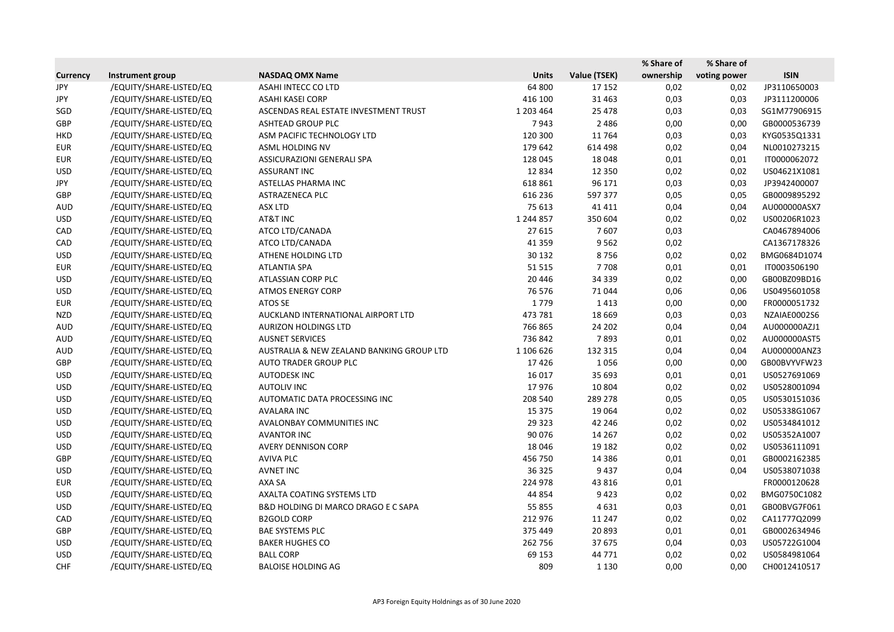| Currency | Instrument group | NASDAQ OMX Name | Units | Value (TSEK) | % Share of ownership | % Share of voting power | ISIN |
|---|---|---|---|---|---|---|---|
| JPY | /EQUITY/SHARE-LISTED/EQ | ASAHI INTECC CO LTD | 64 800 | 17 152 | 0,02 | 0,02 | JP3110650003 |
| JPY | /EQUITY/SHARE-LISTED/EQ | ASAHI KASEI CORP | 416 100 | 31 463 | 0,03 | 0,03 | JP3111200006 |
| SGD | /EQUITY/SHARE-LISTED/EQ | ASCENDAS REAL ESTATE INVESTMENT TRUST | 1 203 464 | 25 478 | 0,03 | 0,03 | SG1M77906915 |
| GBP | /EQUITY/SHARE-LISTED/EQ | ASHTEAD GROUP PLC | 7 943 | 2 486 | 0,00 | 0,00 | GB0000536739 |
| HKD | /EQUITY/SHARE-LISTED/EQ | ASM PACIFIC TECHNOLOGY LTD | 120 300 | 11 764 | 0,03 | 0,03 | KYG0535Q1331 |
| EUR | /EQUITY/SHARE-LISTED/EQ | ASML HOLDING NV | 179 642 | 614 498 | 0,02 | 0,04 | NL0010273215 |
| EUR | /EQUITY/SHARE-LISTED/EQ | ASSICURAZIONI GENERALI SPA | 128 045 | 18 048 | 0,01 | 0,01 | IT0000062072 |
| USD | /EQUITY/SHARE-LISTED/EQ | ASSURANT INC | 12 834 | 12 350 | 0,02 | 0,02 | US04621X1081 |
| JPY | /EQUITY/SHARE-LISTED/EQ | ASTELLAS PHARMA INC | 618 861 | 96 171 | 0,03 | 0,03 | JP3942400007 |
| GBP | /EQUITY/SHARE-LISTED/EQ | ASTRAZENECA PLC | 616 236 | 597 377 | 0,05 | 0,05 | GB0009895292 |
| AUD | /EQUITY/SHARE-LISTED/EQ | ASX LTD | 75 613 | 41 411 | 0,04 | 0,04 | AU000000ASX7 |
| USD | /EQUITY/SHARE-LISTED/EQ | AT&T INC | 1 244 857 | 350 604 | 0,02 | 0,02 | US00206R1023 |
| CAD | /EQUITY/SHARE-LISTED/EQ | ATCO LTD/CANADA | 27 615 | 7 607 | 0,03 | | CA0467894006 |
| CAD | /EQUITY/SHARE-LISTED/EQ | ATCO LTD/CANADA | 41 359 | 9 562 | 0,02 | | CA1367178326 |
| USD | /EQUITY/SHARE-LISTED/EQ | ATHENE HOLDING LTD | 30 132 | 8 756 | 0,02 | 0,02 | BMG0684D1074 |
| EUR | /EQUITY/SHARE-LISTED/EQ | ATLANTIA SPA | 51 515 | 7 708 | 0,01 | 0,01 | IT0003506190 |
| USD | /EQUITY/SHARE-LISTED/EQ | ATLASSIAN CORP PLC | 20 446 | 34 339 | 0,02 | 0,00 | GB00BZ09BD16 |
| USD | /EQUITY/SHARE-LISTED/EQ | ATMOS ENERGY CORP | 76 576 | 71 044 | 0,06 | 0,06 | US0495601058 |
| EUR | /EQUITY/SHARE-LISTED/EQ | ATOS SE | 1 779 | 1 413 | 0,00 | 0,00 | FR0000051732 |
| NZD | /EQUITY/SHARE-LISTED/EQ | AUCKLAND INTERNATIONAL AIRPORT LTD | 473 781 | 18 669 | 0,03 | 0,03 | NZAIAE0002S6 |
| AUD | /EQUITY/SHARE-LISTED/EQ | AURIZON HOLDINGS LTD | 766 865 | 24 202 | 0,04 | 0,04 | AU000000AZJ1 |
| AUD | /EQUITY/SHARE-LISTED/EQ | AUSNET SERVICES | 736 842 | 7 893 | 0,01 | 0,02 | AU000000AST5 |
| AUD | /EQUITY/SHARE-LISTED/EQ | AUSTRALIA & NEW ZEALAND BANKING GROUP LTD | 1 106 626 | 132 315 | 0,04 | 0,04 | AU000000ANZ3 |
| GBP | /EQUITY/SHARE-LISTED/EQ | AUTO TRADER GROUP PLC | 17 426 | 1 056 | 0,00 | 0,00 | GB00BVYVFW23 |
| USD | /EQUITY/SHARE-LISTED/EQ | AUTODESK INC | 16 017 | 35 693 | 0,01 | 0,01 | US0527691069 |
| USD | /EQUITY/SHARE-LISTED/EQ | AUTOLIV INC | 17 976 | 10 804 | 0,02 | 0,02 | US0528001094 |
| USD | /EQUITY/SHARE-LISTED/EQ | AUTOMATIC DATA PROCESSING INC | 208 540 | 289 278 | 0,05 | 0,05 | US0530151036 |
| USD | /EQUITY/SHARE-LISTED/EQ | AVALARA INC | 15 375 | 19 064 | 0,02 | 0,02 | US05338G1067 |
| USD | /EQUITY/SHARE-LISTED/EQ | AVALONBAY COMMUNITIES INC | 29 323 | 42 246 | 0,02 | 0,02 | US0534841012 |
| USD | /EQUITY/SHARE-LISTED/EQ | AVANTOR INC | 90 076 | 14 267 | 0,02 | 0,02 | US05352A1007 |
| USD | /EQUITY/SHARE-LISTED/EQ | AVERY DENNISON CORP | 18 046 | 19 182 | 0,02 | 0,02 | US0536111091 |
| GBP | /EQUITY/SHARE-LISTED/EQ | AVIVA PLC | 456 750 | 14 386 | 0,01 | 0,01 | GB0002162385 |
| USD | /EQUITY/SHARE-LISTED/EQ | AVNET INC | 36 325 | 9 437 | 0,04 | 0,04 | US0538071038 |
| EUR | /EQUITY/SHARE-LISTED/EQ | AXA SA | 224 978 | 43 816 | 0,01 | | FR0000120628 |
| USD | /EQUITY/SHARE-LISTED/EQ | AXALTA COATING SYSTEMS LTD | 44 854 | 9 423 | 0,02 | 0,02 | BMG0750C1082 |
| USD | /EQUITY/SHARE-LISTED/EQ | B&D HOLDING DI MARCO DRAGO E C SAPA | 55 855 | 4 631 | 0,03 | 0,01 | GB00BVG7F061 |
| CAD | /EQUITY/SHARE-LISTED/EQ | B2GOLD CORP | 212 976 | 11 247 | 0,02 | 0,02 | CA11777Q2099 |
| GBP | /EQUITY/SHARE-LISTED/EQ | BAE SYSTEMS PLC | 375 449 | 20 893 | 0,01 | 0,01 | GB0002634946 |
| USD | /EQUITY/SHARE-LISTED/EQ | BAKER HUGHES CO | 262 756 | 37 675 | 0,04 | 0,03 | US05722G1004 |
| USD | /EQUITY/SHARE-LISTED/EQ | BALL CORP | 69 153 | 44 771 | 0,02 | 0,02 | US0584981064 |
| CHF | /EQUITY/SHARE-LISTED/EQ | BALOISE HOLDING AG | 809 | 1 130 | 0,00 | 0,00 | CH0012410517 |

AP3 Foreign Equity Holdnings as of 30 June 2020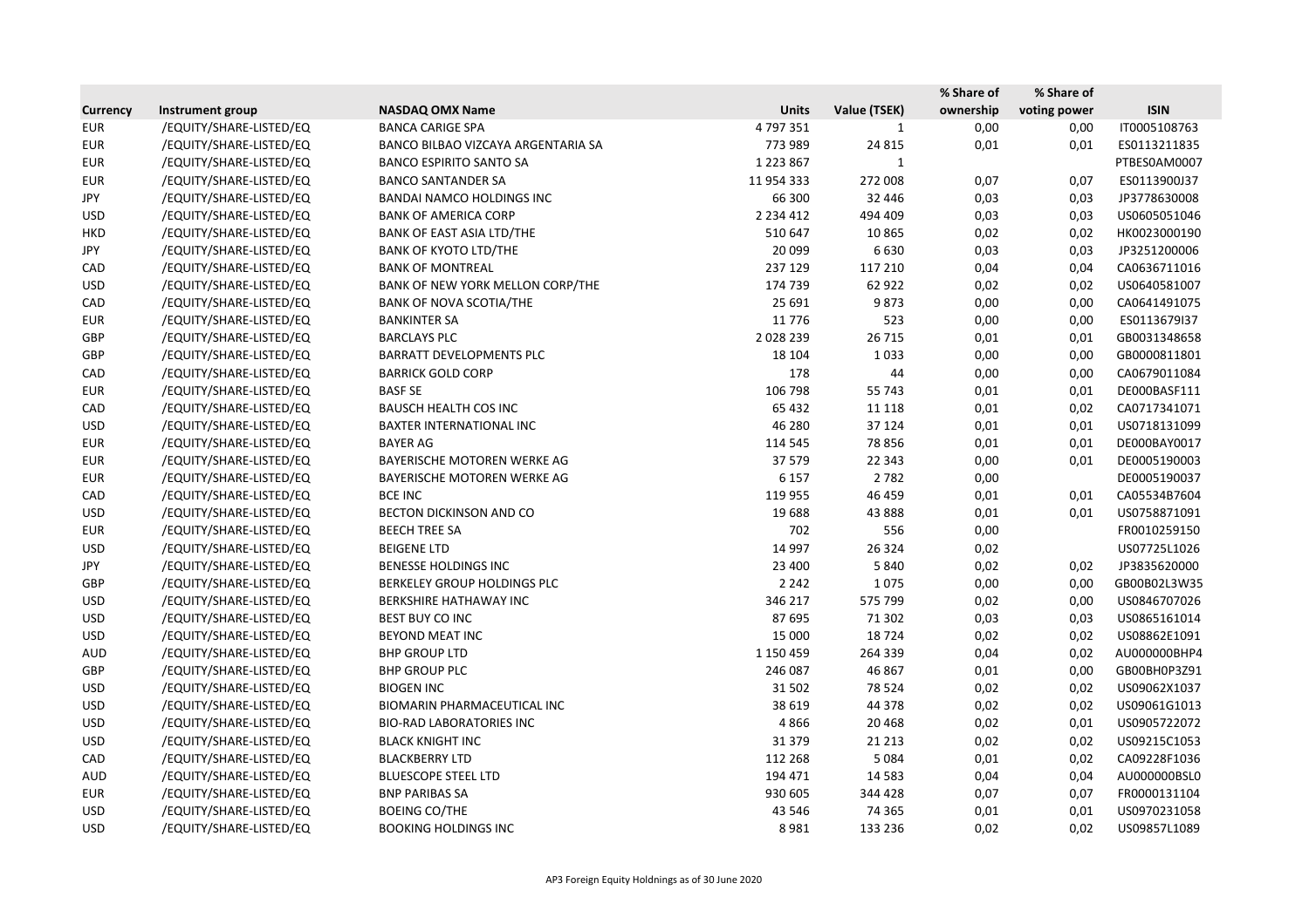| Currency | Instrument group | NASDAQ OMX Name | Units | Value (TSEK) | % Share of ownership | % Share of voting power | ISIN |
|---|---|---|---|---|---|---|---|
| EUR | /EQUITY/SHARE-LISTED/EQ | BANCA CARIGE SPA | 4 797 351 | 1 | 0,00 | 0,00 | IT0005108763 |
| EUR | /EQUITY/SHARE-LISTED/EQ | BANCO BILBAO VIZCAYA ARGENTARIA SA | 773 989 | 24 815 | 0,01 | 0,01 | ES0113211835 |
| EUR | /EQUITY/SHARE-LISTED/EQ | BANCO ESPIRITO SANTO SA | 1 223 867 | 1 | | | PTBES0AM0007 |
| EUR | /EQUITY/SHARE-LISTED/EQ | BANCO SANTANDER SA | 11 954 333 | 272 008 | 0,07 | 0,07 | ES0113900J37 |
| JPY | /EQUITY/SHARE-LISTED/EQ | BANDAI NAMCO HOLDINGS INC | 66 300 | 32 446 | 0,03 | 0,03 | JP3778630008 |
| USD | /EQUITY/SHARE-LISTED/EQ | BANK OF AMERICA CORP | 2 234 412 | 494 409 | 0,03 | 0,03 | US0605051046 |
| HKD | /EQUITY/SHARE-LISTED/EQ | BANK OF EAST ASIA LTD/THE | 510 647 | 10 865 | 0,02 | 0,02 | HK0023000190 |
| JPY | /EQUITY/SHARE-LISTED/EQ | BANK OF KYOTO LTD/THE | 20 099 | 6 630 | 0,03 | 0,03 | JP3251200006 |
| CAD | /EQUITY/SHARE-LISTED/EQ | BANK OF MONTREAL | 237 129 | 117 210 | 0,04 | 0,04 | CA0636711016 |
| USD | /EQUITY/SHARE-LISTED/EQ | BANK OF NEW YORK MELLON CORP/THE | 174 739 | 62 922 | 0,02 | 0,02 | US0640581007 |
| CAD | /EQUITY/SHARE-LISTED/EQ | BANK OF NOVA SCOTIA/THE | 25 691 | 9 873 | 0,00 | 0,00 | CA0641491075 |
| EUR | /EQUITY/SHARE-LISTED/EQ | BANKINTER SA | 11 776 | 523 | 0,00 | 0,00 | ES0113679I37 |
| GBP | /EQUITY/SHARE-LISTED/EQ | BARCLAYS PLC | 2 028 239 | 26 715 | 0,01 | 0,01 | GB0031348658 |
| GBP | /EQUITY/SHARE-LISTED/EQ | BARRATT DEVELOPMENTS PLC | 18 104 | 1 033 | 0,00 | 0,00 | GB0000811801 |
| CAD | /EQUITY/SHARE-LISTED/EQ | BARRICK GOLD CORP | 178 | 44 | 0,00 | 0,00 | CA0679011084 |
| EUR | /EQUITY/SHARE-LISTED/EQ | BASF SE | 106 798 | 55 743 | 0,01 | 0,01 | DE000BASF111 |
| CAD | /EQUITY/SHARE-LISTED/EQ | BAUSCH HEALTH COS INC | 65 432 | 11 118 | 0,01 | 0,02 | CA0717341071 |
| USD | /EQUITY/SHARE-LISTED/EQ | BAXTER INTERNATIONAL INC | 46 280 | 37 124 | 0,01 | 0,01 | US0718131099 |
| EUR | /EQUITY/SHARE-LISTED/EQ | BAYER AG | 114 545 | 78 856 | 0,01 | 0,01 | DE000BAY0017 |
| EUR | /EQUITY/SHARE-LISTED/EQ | BAYERISCHE MOTOREN WERKE AG | 37 579 | 22 343 | 0,00 | 0,01 | DE0005190003 |
| EUR | /EQUITY/SHARE-LISTED/EQ | BAYERISCHE MOTOREN WERKE AG | 6 157 | 2 782 | 0,00 | | DE0005190037 |
| CAD | /EQUITY/SHARE-LISTED/EQ | BCE INC | 119 955 | 46 459 | 0,01 | 0,01 | CA05534B7604 |
| USD | /EQUITY/SHARE-LISTED/EQ | BECTON DICKINSON AND CO | 19 688 | 43 888 | 0,01 | 0,01 | US0758871091 |
| EUR | /EQUITY/SHARE-LISTED/EQ | BEECH TREE SA | 702 | 556 | 0,00 | | FR0010259150 |
| USD | /EQUITY/SHARE-LISTED/EQ | BEIGENE LTD | 14 997 | 26 324 | 0,02 | | US07725L1026 |
| JPY | /EQUITY/SHARE-LISTED/EQ | BENESSE HOLDINGS INC | 23 400 | 5 840 | 0,02 | 0,02 | JP3835620000 |
| GBP | /EQUITY/SHARE-LISTED/EQ | BERKELEY GROUP HOLDINGS PLC | 2 242 | 1 075 | 0,00 | 0,00 | GB00B02L3W35 |
| USD | /EQUITY/SHARE-LISTED/EQ | BERKSHIRE HATHAWAY INC | 346 217 | 575 799 | 0,02 | 0,00 | US0846707026 |
| USD | /EQUITY/SHARE-LISTED/EQ | BEST BUY CO INC | 87 695 | 71 302 | 0,03 | 0,03 | US0865161014 |
| USD | /EQUITY/SHARE-LISTED/EQ | BEYOND MEAT INC | 15 000 | 18 724 | 0,02 | 0,02 | US08862E1091 |
| AUD | /EQUITY/SHARE-LISTED/EQ | BHP GROUP LTD | 1 150 459 | 264 339 | 0,04 | 0,02 | AU000000BHP4 |
| GBP | /EQUITY/SHARE-LISTED/EQ | BHP GROUP PLC | 246 087 | 46 867 | 0,01 | 0,00 | GB00BH0P3Z91 |
| USD | /EQUITY/SHARE-LISTED/EQ | BIOGEN INC | 31 502 | 78 524 | 0,02 | 0,02 | US09062X1037 |
| USD | /EQUITY/SHARE-LISTED/EQ | BIOMARIN PHARMACEUTICAL INC | 38 619 | 44 378 | 0,02 | 0,02 | US09061G1013 |
| USD | /EQUITY/SHARE-LISTED/EQ | BIO-RAD LABORATORIES INC | 4 866 | 20 468 | 0,02 | 0,01 | US0905722072 |
| USD | /EQUITY/SHARE-LISTED/EQ | BLACK KNIGHT INC | 31 379 | 21 213 | 0,02 | 0,02 | US09215C1053 |
| CAD | /EQUITY/SHARE-LISTED/EQ | BLACKBERRY LTD | 112 268 | 5 084 | 0,01 | 0,02 | CA09228F1036 |
| AUD | /EQUITY/SHARE-LISTED/EQ | BLUESCOPE STEEL LTD | 194 471 | 14 583 | 0,04 | 0,04 | AU000000BSL0 |
| EUR | /EQUITY/SHARE-LISTED/EQ | BNP PARIBAS SA | 930 605 | 344 428 | 0,07 | 0,07 | FR0000131104 |
| USD | /EQUITY/SHARE-LISTED/EQ | BOEING CO/THE | 43 546 | 74 365 | 0,01 | 0,01 | US0970231058 |
| USD | /EQUITY/SHARE-LISTED/EQ | BOOKING HOLDINGS INC | 8 981 | 133 236 | 0,02 | 0,02 | US09857L1089 |

AP3 Foreign Equity Holdnings as of 30 June 2020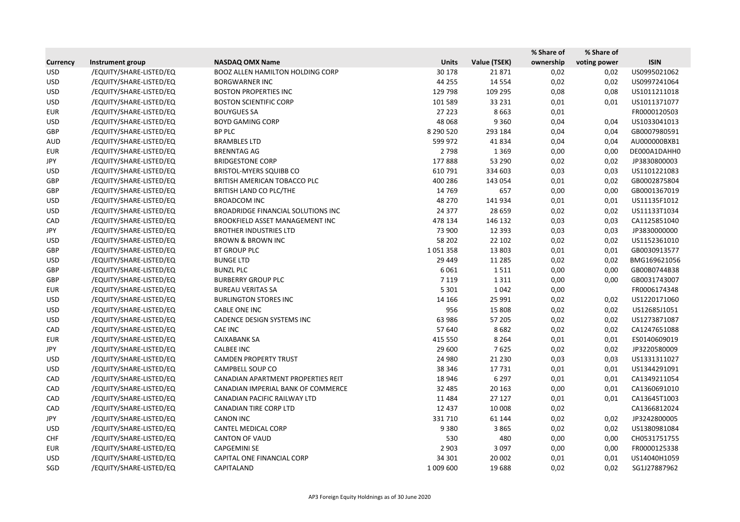| Currency | Instrument group | NASDAQ OMX Name | Units | Value (TSEK) | % Share of ownership | % Share of voting power | ISIN |
|---|---|---|---|---|---|---|---|
| USD | /EQUITY/SHARE-LISTED/EQ | BOOZ ALLEN HAMILTON HOLDING CORP | 30 178 | 21 871 | 0,02 | 0,02 | US0995021062 |
| USD | /EQUITY/SHARE-LISTED/EQ | BORGWARNER INC | 44 255 | 14 554 | 0,02 | 0,02 | US0997241064 |
| USD | /EQUITY/SHARE-LISTED/EQ | BOSTON PROPERTIES INC | 129 798 | 109 295 | 0,08 | 0,08 | US1011211018 |
| USD | /EQUITY/SHARE-LISTED/EQ | BOSTON SCIENTIFIC CORP | 101 589 | 33 231 | 0,01 | 0,01 | US1011371077 |
| EUR | /EQUITY/SHARE-LISTED/EQ | BOUYGUES SA | 27 223 | 8 663 | 0,01 | | FR0000120503 |
| USD | /EQUITY/SHARE-LISTED/EQ | BOYD GAMING CORP | 48 068 | 9 360 | 0,04 | 0,04 | US1033041013 |
| GBP | /EQUITY/SHARE-LISTED/EQ | BP PLC | 8 290 520 | 293 184 | 0,04 | 0,04 | GB0007980591 |
| AUD | /EQUITY/SHARE-LISTED/EQ | BRAMBLES LTD | 599 972 | 41 834 | 0,04 | 0,04 | AU000000BXB1 |
| EUR | /EQUITY/SHARE-LISTED/EQ | BRENNTAG AG | 2 798 | 1 369 | 0,00 | 0,00 | DE000A1DAHH0 |
| JPY | /EQUITY/SHARE-LISTED/EQ | BRIDGESTONE CORP | 177 888 | 53 290 | 0,02 | 0,02 | JP3830800003 |
| USD | /EQUITY/SHARE-LISTED/EQ | BRISTOL-MYERS SQUIBB CO | 610 791 | 334 603 | 0,03 | 0,03 | US1101221083 |
| GBP | /EQUITY/SHARE-LISTED/EQ | BRITISH AMERICAN TOBACCO PLC | 400 286 | 143 054 | 0,01 | 0,02 | GB0002875804 |
| GBP | /EQUITY/SHARE-LISTED/EQ | BRITISH LAND CO PLC/THE | 14 769 | 657 | 0,00 | 0,00 | GB0001367019 |
| USD | /EQUITY/SHARE-LISTED/EQ | BROADCOM INC | 48 270 | 141 934 | 0,01 | 0,01 | US11135F1012 |
| USD | /EQUITY/SHARE-LISTED/EQ | BROADRIDGE FINANCIAL SOLUTIONS INC | 24 377 | 28 659 | 0,02 | 0,02 | US11133T1034 |
| CAD | /EQUITY/SHARE-LISTED/EQ | BROOKFIELD ASSET MANAGEMENT INC | 478 134 | 146 132 | 0,03 | 0,03 | CA1125851040 |
| JPY | /EQUITY/SHARE-LISTED/EQ | BROTHER INDUSTRIES LTD | 73 900 | 12 393 | 0,03 | 0,03 | JP3830000000 |
| USD | /EQUITY/SHARE-LISTED/EQ | BROWN & BROWN INC | 58 202 | 22 102 | 0,02 | 0,02 | US1152361010 |
| GBP | /EQUITY/SHARE-LISTED/EQ | BT GROUP PLC | 1 051 358 | 13 803 | 0,01 | 0,01 | GB0030913577 |
| USD | /EQUITY/SHARE-LISTED/EQ | BUNGE LTD | 29 449 | 11 285 | 0,02 | 0,02 | BMG169621056 |
| GBP | /EQUITY/SHARE-LISTED/EQ | BUNZL PLC | 6 061 | 1 511 | 0,00 | 0,00 | GB00B0744B38 |
| GBP | /EQUITY/SHARE-LISTED/EQ | BURBERRY GROUP PLC | 7 119 | 1 311 | 0,00 | 0,00 | GB0031743007 |
| EUR | /EQUITY/SHARE-LISTED/EQ | BUREAU VERITAS SA | 5 301 | 1 042 | 0,00 | | FR0006174348 |
| USD | /EQUITY/SHARE-LISTED/EQ | BURLINGTON STORES INC | 14 166 | 25 991 | 0,02 | 0,02 | US1220171060 |
| USD | /EQUITY/SHARE-LISTED/EQ | CABLE ONE INC | 956 | 15 808 | 0,02 | 0,02 | US12685J1051 |
| USD | /EQUITY/SHARE-LISTED/EQ | CADENCE DESIGN SYSTEMS INC | 63 986 | 57 205 | 0,02 | 0,02 | US1273871087 |
| CAD | /EQUITY/SHARE-LISTED/EQ | CAE INC | 57 640 | 8 682 | 0,02 | 0,02 | CA1247651088 |
| EUR | /EQUITY/SHARE-LISTED/EQ | CAIXABANK SA | 415 550 | 8 264 | 0,01 | 0,01 | ES0140609019 |
| JPY | /EQUITY/SHARE-LISTED/EQ | CALBEE INC | 29 600 | 7 625 | 0,02 | 0,02 | JP3220580009 |
| USD | /EQUITY/SHARE-LISTED/EQ | CAMDEN PROPERTY TRUST | 24 980 | 21 230 | 0,03 | 0,03 | US1331311027 |
| USD | /EQUITY/SHARE-LISTED/EQ | CAMPBELL SOUP CO | 38 346 | 17 731 | 0,01 | 0,01 | US1344291091 |
| CAD | /EQUITY/SHARE-LISTED/EQ | CANADIAN APARTMENT PROPERTIES REIT | 18 946 | 6 297 | 0,01 | 0,01 | CA1349211054 |
| CAD | /EQUITY/SHARE-LISTED/EQ | CANADIAN IMPERIAL BANK OF COMMERCE | 32 485 | 20 163 | 0,00 | 0,01 | CA1360691010 |
| CAD | /EQUITY/SHARE-LISTED/EQ | CANADIAN PACIFIC RAILWAY LTD | 11 484 | 27 127 | 0,01 | 0,01 | CA13645T1003 |
| CAD | /EQUITY/SHARE-LISTED/EQ | CANADIAN TIRE CORP LTD | 12 437 | 10 008 | 0,02 | | CA1366812024 |
| JPY | /EQUITY/SHARE-LISTED/EQ | CANON INC | 331 710 | 61 144 | 0,02 | 0,02 | JP3242800005 |
| USD | /EQUITY/SHARE-LISTED/EQ | CANTEL MEDICAL CORP | 9 380 | 3 865 | 0,02 | 0,02 | US1380981084 |
| CHF | /EQUITY/SHARE-LISTED/EQ | CANTON OF VAUD | 530 | 480 | 0,00 | 0,00 | CH0531751755 |
| EUR | /EQUITY/SHARE-LISTED/EQ | CAPGEMINI SE | 2 903 | 3 097 | 0,00 | 0,00 | FR0000125338 |
| USD | /EQUITY/SHARE-LISTED/EQ | CAPITAL ONE FINANCIAL CORP | 34 301 | 20 002 | 0,01 | 0,01 | US14040H1059 |
| SGD | /EQUITY/SHARE-LISTED/EQ | CAPITALAND | 1 009 600 | 19 688 | 0,02 | 0,02 | SG1J27887962 |

AP3 Foreign Equity Holdnings as of 30 June 2020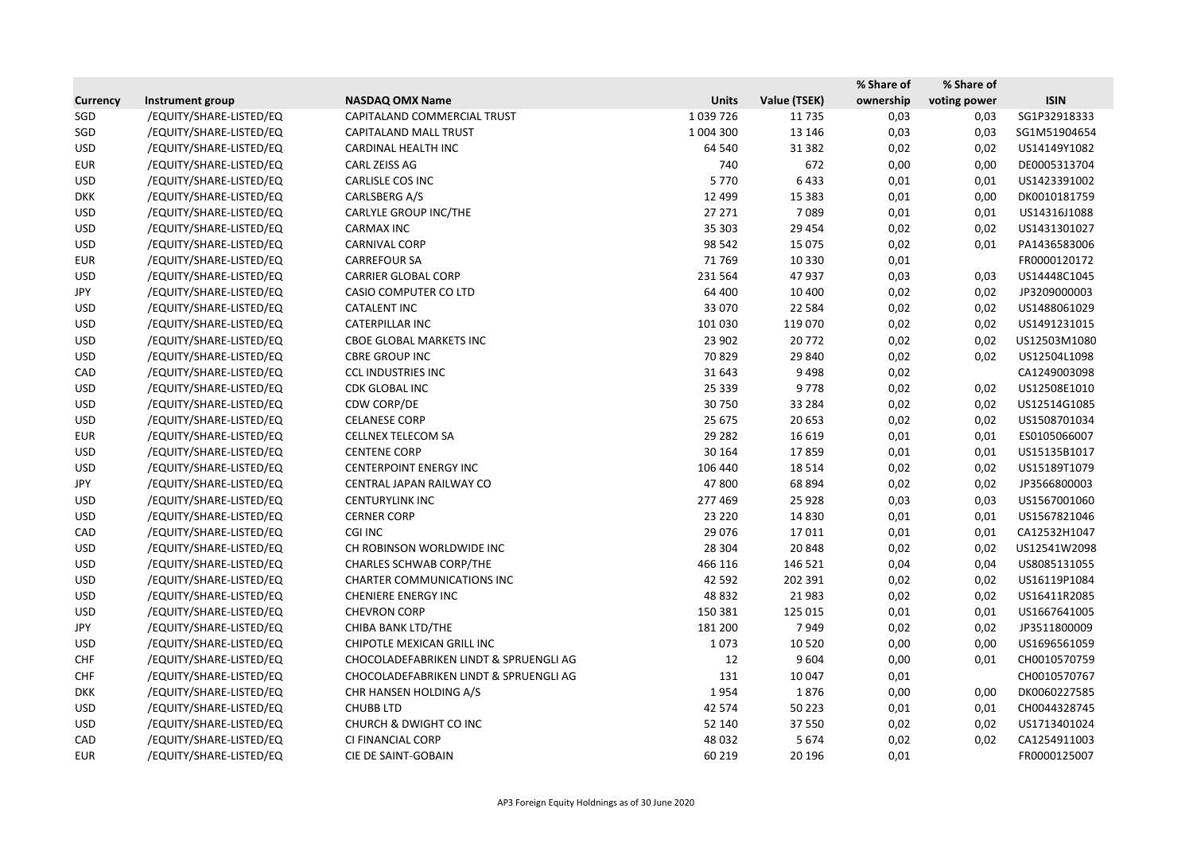| Currency | Instrument group | NASDAQ OMX Name | Units | Value (TSEK) | % Share of ownership | % Share of voting power | ISIN |
|---|---|---|---|---|---|---|---|
| SGD | /EQUITY/SHARE-LISTED/EQ | CAPITALAND COMMERCIAL TRUST | 1 039 726 | 11 735 | 0,03 | 0,03 | SG1P32918333 |
| SGD | /EQUITY/SHARE-LISTED/EQ | CAPITALAND MALL TRUST | 1 004 300 | 13 146 | 0,03 | 0,03 | SG1M51904654 |
| USD | /EQUITY/SHARE-LISTED/EQ | CARDINAL HEALTH INC | 64 540 | 31 382 | 0,02 | 0,02 | US14149Y1082 |
| EUR | /EQUITY/SHARE-LISTED/EQ | CARL ZEISS AG | 740 | 672 | 0,00 | 0,00 | DE0005313704 |
| USD | /EQUITY/SHARE-LISTED/EQ | CARLISLE COS INC | 5 770 | 6 433 | 0,01 | 0,01 | US1423391002 |
| DKK | /EQUITY/SHARE-LISTED/EQ | CARLSBERG A/S | 12 499 | 15 383 | 0,01 | 0,00 | DK0010181759 |
| USD | /EQUITY/SHARE-LISTED/EQ | CARLYLE GROUP INC/THE | 27 271 | 7 089 | 0,01 | 0,01 | US14316J1088 |
| USD | /EQUITY/SHARE-LISTED/EQ | CARMAX INC | 35 303 | 29 454 | 0,02 | 0,02 | US1431301027 |
| USD | /EQUITY/SHARE-LISTED/EQ | CARNIVAL CORP | 98 542 | 15 075 | 0,02 | 0,01 | PA1436583006 |
| EUR | /EQUITY/SHARE-LISTED/EQ | CARREFOUR SA | 71 769 | 10 330 | 0,01 | | FR0000120172 |
| USD | /EQUITY/SHARE-LISTED/EQ | CARRIER GLOBAL CORP | 231 564 | 47 937 | 0,03 | 0,03 | US14448C1045 |
| JPY | /EQUITY/SHARE-LISTED/EQ | CASIO COMPUTER CO LTD | 64 400 | 10 400 | 0,02 | 0,02 | JP3209000003 |
| USD | /EQUITY/SHARE-LISTED/EQ | CATALENT INC | 33 070 | 22 584 | 0,02 | 0,02 | US1488061029 |
| USD | /EQUITY/SHARE-LISTED/EQ | CATERPILLAR INC | 101 030 | 119 070 | 0,02 | 0,02 | US1491231015 |
| USD | /EQUITY/SHARE-LISTED/EQ | CBOE GLOBAL MARKETS INC | 23 902 | 20 772 | 0,02 | 0,02 | US12503M1080 |
| USD | /EQUITY/SHARE-LISTED/EQ | CBRE GROUP INC | 70 829 | 29 840 | 0,02 | 0,02 | US12504L1098 |
| CAD | /EQUITY/SHARE-LISTED/EQ | CCL INDUSTRIES INC | 31 643 | 9 498 | 0,02 | | CA1249003098 |
| USD | /EQUITY/SHARE-LISTED/EQ | CDK GLOBAL INC | 25 339 | 9 778 | 0,02 | 0,02 | US12508E1010 |
| USD | /EQUITY/SHARE-LISTED/EQ | CDW CORP/DE | 30 750 | 33 284 | 0,02 | 0,02 | US12514G1085 |
| USD | /EQUITY/SHARE-LISTED/EQ | CELANESE CORP | 25 675 | 20 653 | 0,02 | 0,02 | US1508701034 |
| EUR | /EQUITY/SHARE-LISTED/EQ | CELLNEX TELECOM SA | 29 282 | 16 619 | 0,01 | 0,01 | ES0105066007 |
| USD | /EQUITY/SHARE-LISTED/EQ | CENTENE CORP | 30 164 | 17 859 | 0,01 | 0,01 | US15135B1017 |
| USD | /EQUITY/SHARE-LISTED/EQ | CENTERPOINT ENERGY INC | 106 440 | 18 514 | 0,02 | 0,02 | US15189T1079 |
| JPY | /EQUITY/SHARE-LISTED/EQ | CENTRAL JAPAN RAILWAY CO | 47 800 | 68 894 | 0,02 | 0,02 | JP3566800003 |
| USD | /EQUITY/SHARE-LISTED/EQ | CENTURYLINK INC | 277 469 | 25 928 | 0,03 | 0,03 | US1567001060 |
| USD | /EQUITY/SHARE-LISTED/EQ | CERNER CORP | 23 220 | 14 830 | 0,01 | 0,01 | US1567821046 |
| CAD | /EQUITY/SHARE-LISTED/EQ | CGI INC | 29 076 | 17 011 | 0,01 | 0,01 | CA12532H1047 |
| USD | /EQUITY/SHARE-LISTED/EQ | CH ROBINSON WORLDWIDE INC | 28 304 | 20 848 | 0,02 | 0,02 | US12541W2098 |
| USD | /EQUITY/SHARE-LISTED/EQ | CHARLES SCHWAB CORP/THE | 466 116 | 146 521 | 0,04 | 0,04 | US8085131055 |
| USD | /EQUITY/SHARE-LISTED/EQ | CHARTER COMMUNICATIONS INC | 42 592 | 202 391 | 0,02 | 0,02 | US16119P1084 |
| USD | /EQUITY/SHARE-LISTED/EQ | CHENIERE ENERGY INC | 48 832 | 21 983 | 0,02 | 0,02 | US16411R2085 |
| USD | /EQUITY/SHARE-LISTED/EQ | CHEVRON CORP | 150 381 | 125 015 | 0,01 | 0,01 | US1667641005 |
| JPY | /EQUITY/SHARE-LISTED/EQ | CHIBA BANK LTD/THE | 181 200 | 7 949 | 0,02 | 0,02 | JP3511800009 |
| USD | /EQUITY/SHARE-LISTED/EQ | CHIPOTLE MEXICAN GRILL INC | 1 073 | 10 520 | 0,00 | 0,00 | US1696561059 |
| CHF | /EQUITY/SHARE-LISTED/EQ | CHOCOLADEFABRIKEN LINDT & SPRUENGLI AG | 12 | 9 604 | 0,00 | 0,01 | CH0010570759 |
| CHF | /EQUITY/SHARE-LISTED/EQ | CHOCOLADEFABRIKEN LINDT & SPRUENGLI AG | 131 | 10 047 | 0,01 | | CH0010570767 |
| DKK | /EQUITY/SHARE-LISTED/EQ | CHR HANSEN HOLDING A/S | 1 954 | 1 876 | 0,00 | 0,00 | DK0060227585 |
| USD | /EQUITY/SHARE-LISTED/EQ | CHUBB LTD | 42 574 | 50 223 | 0,01 | 0,01 | CH0044328745 |
| USD | /EQUITY/SHARE-LISTED/EQ | CHURCH & DWIGHT CO INC | 52 140 | 37 550 | 0,02 | 0,02 | US1713401024 |
| CAD | /EQUITY/SHARE-LISTED/EQ | CI FINANCIAL CORP | 48 032 | 5 674 | 0,02 | 0,02 | CA1254911003 |
| EUR | /EQUITY/SHARE-LISTED/EQ | CIE DE SAINT-GOBAIN | 60 219 | 20 196 | 0,01 | | FR0000125007 |

AP3 Foreign Equity Holdnings as of 30 June 2020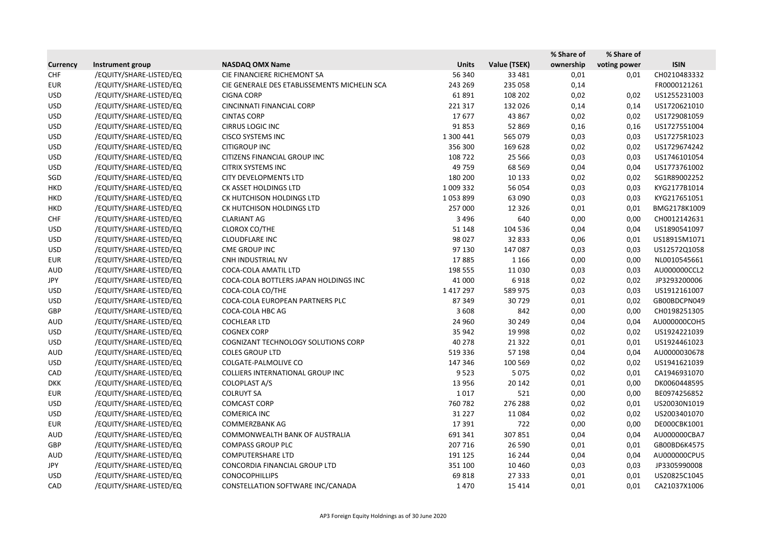| Currency | Instrument group | NASDAQ OMX Name | Units | Value (TSEK) | % Share of ownership | % Share of voting power | ISIN |
|---|---|---|---|---|---|---|---|
| CHF | /EQUITY/SHARE-LISTED/EQ | CIE FINANCIERE RICHEMONT SA | 56 340 | 33 481 | 0,01 | 0,01 | CH0210483332 |
| EUR | /EQUITY/SHARE-LISTED/EQ | CIE GENERALE DES ETABLISSEMENTS MICHELIN SCA | 243 269 | 235 058 | 0,14 | | FR0000121261 |
| USD | /EQUITY/SHARE-LISTED/EQ | CIGNA CORP | 61 891 | 108 202 | 0,02 | 0,02 | US1255231003 |
| USD | /EQUITY/SHARE-LISTED/EQ | CINCINNATI FINANCIAL CORP | 221 317 | 132 026 | 0,14 | 0,14 | US1720621010 |
| USD | /EQUITY/SHARE-LISTED/EQ | CINTAS CORP | 17 677 | 43 867 | 0,02 | 0,02 | US1729081059 |
| USD | /EQUITY/SHARE-LISTED/EQ | CIRRUS LOGIC INC | 91 853 | 52 869 | 0,16 | 0,16 | US1727551004 |
| USD | /EQUITY/SHARE-LISTED/EQ | CISCO SYSTEMS INC | 1 300 441 | 565 079 | 0,03 | 0,03 | US17275R1023 |
| USD | /EQUITY/SHARE-LISTED/EQ | CITIGROUP INC | 356 300 | 169 628 | 0,02 | 0,02 | US1729674242 |
| USD | /EQUITY/SHARE-LISTED/EQ | CITIZENS FINANCIAL GROUP INC | 108 722 | 25 566 | 0,03 | 0,03 | US1746101054 |
| USD | /EQUITY/SHARE-LISTED/EQ | CITRIX SYSTEMS INC | 49 759 | 68 569 | 0,04 | 0,04 | US1773761002 |
| SGD | /EQUITY/SHARE-LISTED/EQ | CITY DEVELOPMENTS LTD | 180 200 | 10 133 | 0,02 | 0,02 | SG1R89002252 |
| HKD | /EQUITY/SHARE-LISTED/EQ | CK ASSET HOLDINGS LTD | 1 009 332 | 56 054 | 0,03 | 0,03 | KYG2177B1014 |
| HKD | /EQUITY/SHARE-LISTED/EQ | CK HUTCHISON HOLDINGS LTD | 1 053 899 | 63 090 | 0,03 | 0,03 | KYG217651051 |
| HKD | /EQUITY/SHARE-LISTED/EQ | CK HUTCHISON HOLDINGS LTD | 257 000 | 12 326 | 0,01 | 0,01 | BMG2178K1009 |
| CHF | /EQUITY/SHARE-LISTED/EQ | CLARIANT AG | 3 496 | 640 | 0,00 | 0,00 | CH0012142631 |
| USD | /EQUITY/SHARE-LISTED/EQ | CLOROX CO/THE | 51 148 | 104 536 | 0,04 | 0,04 | US1890541097 |
| USD | /EQUITY/SHARE-LISTED/EQ | CLOUDFLARE INC | 98 027 | 32 833 | 0,06 | 0,01 | US18915M1071 |
| USD | /EQUITY/SHARE-LISTED/EQ | CME GROUP INC | 97 130 | 147 087 | 0,03 | 0,03 | US12572Q1058 |
| EUR | /EQUITY/SHARE-LISTED/EQ | CNH INDUSTRIAL NV | 17 885 | 1 166 | 0,00 | 0,00 | NL0010545661 |
| AUD | /EQUITY/SHARE-LISTED/EQ | COCA-COLA AMATIL LTD | 198 555 | 11 030 | 0,03 | 0,03 | AU000000CCL2 |
| JPY | /EQUITY/SHARE-LISTED/EQ | COCA-COLA BOTTLERS JAPAN HOLDINGS INC | 41 000 | 6 918 | 0,02 | 0,02 | JP3293200006 |
| USD | /EQUITY/SHARE-LISTED/EQ | COCA-COLA CO/THE | 1 417 297 | 589 975 | 0,03 | 0,03 | US1912161007 |
| USD | /EQUITY/SHARE-LISTED/EQ | COCA-COLA EUROPEAN PARTNERS PLC | 87 349 | 30 729 | 0,01 | 0,02 | GB00BDCPN049 |
| GBP | /EQUITY/SHARE-LISTED/EQ | COCA-COLA HBC AG | 3 608 | 842 | 0,00 | 0,00 | CH0198251305 |
| AUD | /EQUITY/SHARE-LISTED/EQ | COCHLEAR LTD | 24 960 | 30 249 | 0,04 | 0,04 | AU000000COH5 |
| USD | /EQUITY/SHARE-LISTED/EQ | COGNEX CORP | 35 942 | 19 998 | 0,02 | 0,02 | US1924221039 |
| USD | /EQUITY/SHARE-LISTED/EQ | COGNIZANT TECHNOLOGY SOLUTIONS CORP | 40 278 | 21 322 | 0,01 | 0,01 | US1924461023 |
| AUD | /EQUITY/SHARE-LISTED/EQ | COLES GROUP LTD | 519 336 | 57 198 | 0,04 | 0,04 | AU0000030678 |
| USD | /EQUITY/SHARE-LISTED/EQ | COLGATE-PALMOLIVE CO | 147 346 | 100 569 | 0,02 | 0,02 | US1941621039 |
| CAD | /EQUITY/SHARE-LISTED/EQ | COLLIERS INTERNATIONAL GROUP INC | 9 523 | 5 075 | 0,02 | 0,01 | CA1946931070 |
| DKK | /EQUITY/SHARE-LISTED/EQ | COLOPLAST A/S | 13 956 | 20 142 | 0,01 | 0,00 | DK0060448595 |
| EUR | /EQUITY/SHARE-LISTED/EQ | COLRUYT SA | 1 017 | 521 | 0,00 | 0,00 | BE0974256852 |
| USD | /EQUITY/SHARE-LISTED/EQ | COMCAST CORP | 760 782 | 276 288 | 0,02 | 0,01 | US20030N1019 |
| USD | /EQUITY/SHARE-LISTED/EQ | COMERICA INC | 31 227 | 11 084 | 0,02 | 0,02 | US2003401070 |
| EUR | /EQUITY/SHARE-LISTED/EQ | COMMERZBANK AG | 17 391 | 722 | 0,00 | 0,00 | DE000CBK1001 |
| AUD | /EQUITY/SHARE-LISTED/EQ | COMMONWEALTH BANK OF AUSTRALIA | 691 341 | 307 851 | 0,04 | 0,04 | AU000000CBA7 |
| GBP | /EQUITY/SHARE-LISTED/EQ | COMPASS GROUP PLC | 207 716 | 26 590 | 0,01 | 0,01 | GB00BD6K4575 |
| AUD | /EQUITY/SHARE-LISTED/EQ | COMPUTERSHARE LTD | 191 125 | 16 244 | 0,04 | 0,04 | AU000000CPU5 |
| JPY | /EQUITY/SHARE-LISTED/EQ | CONCORDIA FINANCIAL GROUP LTD | 351 100 | 10 460 | 0,03 | 0,03 | JP3305990008 |
| USD | /EQUITY/SHARE-LISTED/EQ | CONOCOPHILLIPS | 69 818 | 27 333 | 0,01 | 0,01 | US20825C1045 |
| CAD | /EQUITY/SHARE-LISTED/EQ | CONSTELLATION SOFTWARE INC/CANADA | 1 470 | 15 414 | 0,01 | 0,01 | CA21037X1006 |

AP3 Foreign Equity Holdnings as of 30 June 2020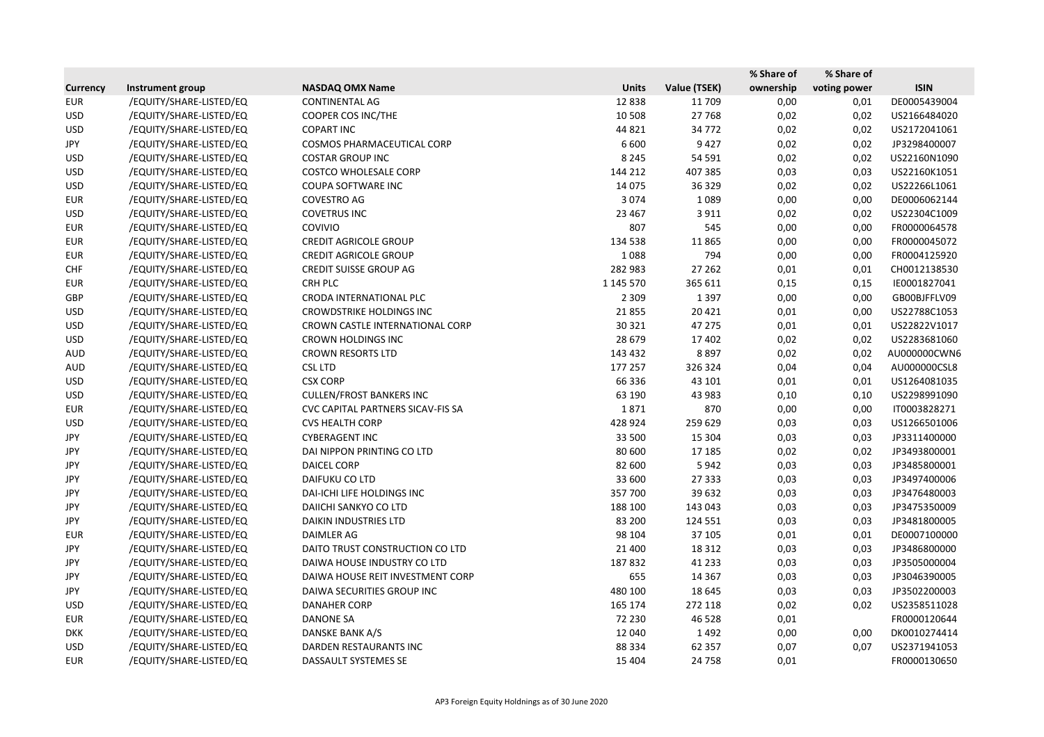| Currency | Instrument group | NASDAQ OMX Name | Units | Value (TSEK) | % Share of ownership | % Share of voting power | ISIN |
|---|---|---|---|---|---|---|---|
| EUR | /EQUITY/SHARE-LISTED/EQ | CONTINENTAL AG | 12 838 | 11 709 | 0,00 | 0,01 | DE0005439004 |
| USD | /EQUITY/SHARE-LISTED/EQ | COOPER COS INC/THE | 10 508 | 27 768 | 0,02 | 0,02 | US2166484020 |
| USD | /EQUITY/SHARE-LISTED/EQ | COPART INC | 44 821 | 34 772 | 0,02 | 0,02 | US2172041061 |
| JPY | /EQUITY/SHARE-LISTED/EQ | COSMOS PHARMACEUTICAL CORP | 6 600 | 9 427 | 0,02 | 0,02 | JP3298400007 |
| USD | /EQUITY/SHARE-LISTED/EQ | COSTAR GROUP INC | 8 245 | 54 591 | 0,02 | 0,02 | US22160N1090 |
| USD | /EQUITY/SHARE-LISTED/EQ | COSTCO WHOLESALE CORP | 144 212 | 407 385 | 0,03 | 0,03 | US22160K1051 |
| USD | /EQUITY/SHARE-LISTED/EQ | COUPA SOFTWARE INC | 14 075 | 36 329 | 0,02 | 0,02 | US22266L1061 |
| EUR | /EQUITY/SHARE-LISTED/EQ | COVESTRO AG | 3 074 | 1 089 | 0,00 | 0,00 | DE0006062144 |
| USD | /EQUITY/SHARE-LISTED/EQ | COVETRUS INC | 23 467 | 3 911 | 0,02 | 0,02 | US22304C1009 |
| EUR | /EQUITY/SHARE-LISTED/EQ | COVIVIO | 807 | 545 | 0,00 | 0,00 | FR0000064578 |
| EUR | /EQUITY/SHARE-LISTED/EQ | CREDIT AGRICOLE GROUP | 134 538 | 11 865 | 0,00 | 0,00 | FR0000045072 |
| EUR | /EQUITY/SHARE-LISTED/EQ | CREDIT AGRICOLE GROUP | 1 088 | 794 | 0,00 | 0,00 | FR0004125920 |
| CHF | /EQUITY/SHARE-LISTED/EQ | CREDIT SUISSE GROUP AG | 282 983 | 27 262 | 0,01 | 0,01 | CH0012138530 |
| EUR | /EQUITY/SHARE-LISTED/EQ | CRH PLC | 1 145 570 | 365 611 | 0,15 | 0,15 | IE0001827041 |
| GBP | /EQUITY/SHARE-LISTED/EQ | CRODA INTERNATIONAL PLC | 2 309 | 1 397 | 0,00 | 0,00 | GB00BJFFLV09 |
| USD | /EQUITY/SHARE-LISTED/EQ | CROWDSTRIKE HOLDINGS INC | 21 855 | 20 421 | 0,01 | 0,00 | US22788C1053 |
| USD | /EQUITY/SHARE-LISTED/EQ | CROWN CASTLE INTERNATIONAL CORP | 30 321 | 47 275 | 0,01 | 0,01 | US22822V1017 |
| USD | /EQUITY/SHARE-LISTED/EQ | CROWN HOLDINGS INC | 28 679 | 17 402 | 0,02 | 0,02 | US2283681060 |
| AUD | /EQUITY/SHARE-LISTED/EQ | CROWN RESORTS LTD | 143 432 | 8 897 | 0,02 | 0,02 | AU000000CWN6 |
| AUD | /EQUITY/SHARE-LISTED/EQ | CSL LTD | 177 257 | 326 324 | 0,04 | 0,04 | AU000000CSL8 |
| USD | /EQUITY/SHARE-LISTED/EQ | CSX CORP | 66 336 | 43 101 | 0,01 | 0,01 | US1264081035 |
| USD | /EQUITY/SHARE-LISTED/EQ | CULLEN/FROST BANKERS INC | 63 190 | 43 983 | 0,10 | 0,10 | US2298991090 |
| EUR | /EQUITY/SHARE-LISTED/EQ | CVC CAPITAL PARTNERS SICAV-FIS SA | 1 871 | 870 | 0,00 | 0,00 | IT0003828271 |
| USD | /EQUITY/SHARE-LISTED/EQ | CVS HEALTH CORP | 428 924 | 259 629 | 0,03 | 0,03 | US1266501006 |
| JPY | /EQUITY/SHARE-LISTED/EQ | CYBERAGENT INC | 33 500 | 15 304 | 0,03 | 0,03 | JP3311400000 |
| JPY | /EQUITY/SHARE-LISTED/EQ | DAI NIPPON PRINTING CO LTD | 80 600 | 17 185 | 0,02 | 0,02 | JP3493800001 |
| JPY | /EQUITY/SHARE-LISTED/EQ | DAICEL CORP | 82 600 | 5 942 | 0,03 | 0,03 | JP3485800001 |
| JPY | /EQUITY/SHARE-LISTED/EQ | DAIFUKU CO LTD | 33 600 | 27 333 | 0,03 | 0,03 | JP3497400006 |
| JPY | /EQUITY/SHARE-LISTED/EQ | DAI-ICHI LIFE HOLDINGS INC | 357 700 | 39 632 | 0,03 | 0,03 | JP3476480003 |
| JPY | /EQUITY/SHARE-LISTED/EQ | DAIICHI SANKYO CO LTD | 188 100 | 143 043 | 0,03 | 0,03 | JP3475350009 |
| JPY | /EQUITY/SHARE-LISTED/EQ | DAIKIN INDUSTRIES LTD | 83 200 | 124 551 | 0,03 | 0,03 | JP3481800005 |
| EUR | /EQUITY/SHARE-LISTED/EQ | DAIMLER AG | 98 104 | 37 105 | 0,01 | 0,01 | DE0007100000 |
| JPY | /EQUITY/SHARE-LISTED/EQ | DAITO TRUST CONSTRUCTION CO LTD | 21 400 | 18 312 | 0,03 | 0,03 | JP3486800000 |
| JPY | /EQUITY/SHARE-LISTED/EQ | DAIWA HOUSE INDUSTRY CO LTD | 187 832 | 41 233 | 0,03 | 0,03 | JP3505000004 |
| JPY | /EQUITY/SHARE-LISTED/EQ | DAIWA HOUSE REIT INVESTMENT CORP | 655 | 14 367 | 0,03 | 0,03 | JP3046390005 |
| JPY | /EQUITY/SHARE-LISTED/EQ | DAIWA SECURITIES GROUP INC | 480 100 | 18 645 | 0,03 | 0,03 | JP3502200003 |
| USD | /EQUITY/SHARE-LISTED/EQ | DANAHER CORP | 165 174 | 272 118 | 0,02 | 0,02 | US2358511028 |
| EUR | /EQUITY/SHARE-LISTED/EQ | DANONE SA | 72 230 | 46 528 | 0,01 | | FR0000120644 |
| DKK | /EQUITY/SHARE-LISTED/EQ | DANSKE BANK A/S | 12 040 | 1 492 | 0,00 | 0,00 | DK0010274414 |
| USD | /EQUITY/SHARE-LISTED/EQ | DARDEN RESTAURANTS INC | 88 334 | 62 357 | 0,07 | 0,07 | US2371941053 |
| EUR | /EQUITY/SHARE-LISTED/EQ | DASSAULT SYSTEMES SE | 15 404 | 24 758 | 0,01 | | FR0000130650 |

AP3 Foreign Equity Holdnings as of 30 June 2020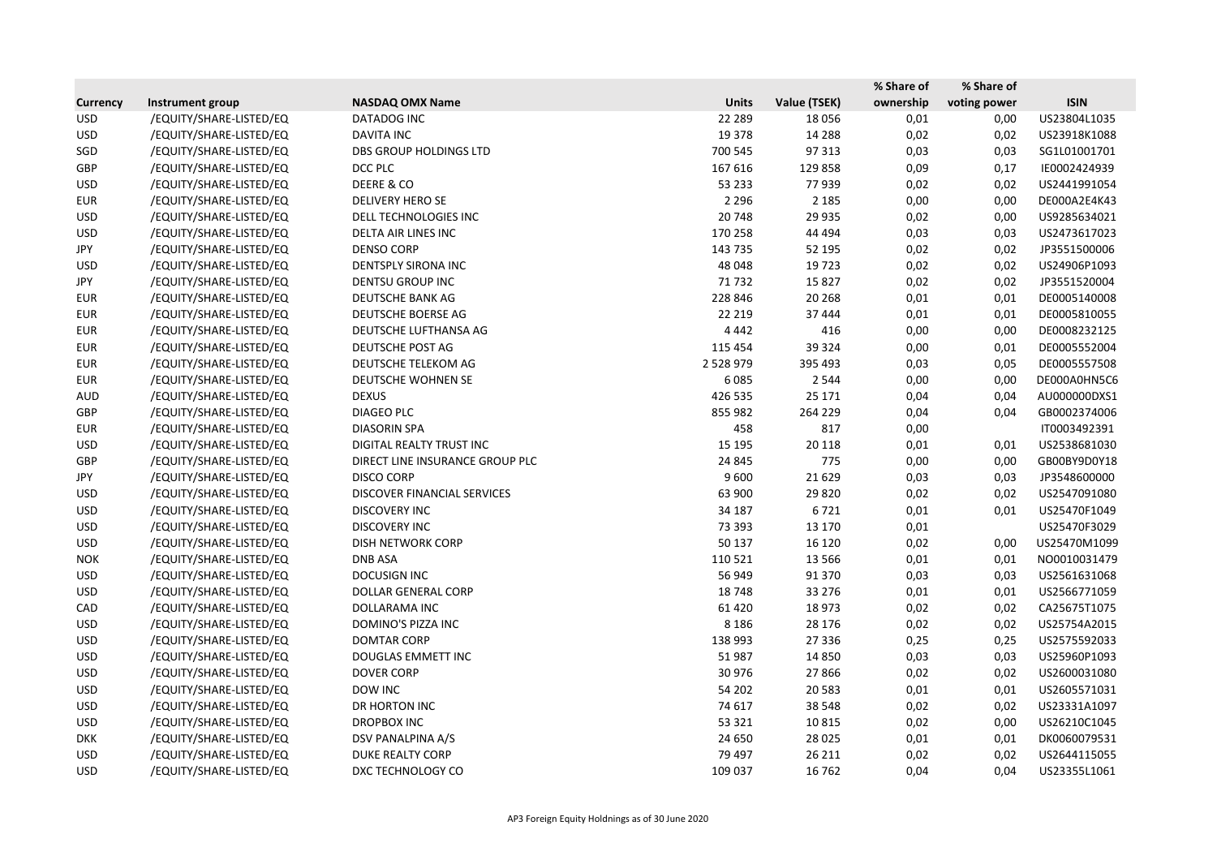| Currency | Instrument group | NASDAQ OMX Name | Units | Value (TSEK) | % Share of ownership | % Share of voting power | ISIN |
|---|---|---|---|---|---|---|---|
| USD | /EQUITY/SHARE-LISTED/EQ | DATADOG INC | 22 289 | 18 056 | 0,01 | 0,00 | US23804L1035 |
| USD | /EQUITY/SHARE-LISTED/EQ | DAVITA INC | 19 378 | 14 288 | 0,02 | 0,02 | US23918K1088 |
| SGD | /EQUITY/SHARE-LISTED/EQ | DBS GROUP HOLDINGS LTD | 700 545 | 97 313 | 0,03 | 0,03 | SG1L01001701 |
| GBP | /EQUITY/SHARE-LISTED/EQ | DCC PLC | 167 616 | 129 858 | 0,09 | 0,17 | IE0002424939 |
| USD | /EQUITY/SHARE-LISTED/EQ | DEERE & CO | 53 233 | 77 939 | 0,02 | 0,02 | US2441991054 |
| EUR | /EQUITY/SHARE-LISTED/EQ | DELIVERY HERO SE | 2 296 | 2 185 | 0,00 | 0,00 | DE000A2E4K43 |
| USD | /EQUITY/SHARE-LISTED/EQ | DELL TECHNOLOGIES INC | 20 748 | 29 935 | 0,02 | 0,00 | US9285634021 |
| USD | /EQUITY/SHARE-LISTED/EQ | DELTA AIR LINES INC | 170 258 | 44 494 | 0,03 | 0,03 | US2473617023 |
| JPY | /EQUITY/SHARE-LISTED/EQ | DENSO CORP | 143 735 | 52 195 | 0,02 | 0,02 | JP3551500006 |
| USD | /EQUITY/SHARE-LISTED/EQ | DENTSPLY SIRONA INC | 48 048 | 19 723 | 0,02 | 0,02 | US24906P1093 |
| JPY | /EQUITY/SHARE-LISTED/EQ | DENTSU GROUP INC | 71 732 | 15 827 | 0,02 | 0,02 | JP3551520004 |
| EUR | /EQUITY/SHARE-LISTED/EQ | DEUTSCHE BANK AG | 228 846 | 20 268 | 0,01 | 0,01 | DE0005140008 |
| EUR | /EQUITY/SHARE-LISTED/EQ | DEUTSCHE BOERSE AG | 22 219 | 37 444 | 0,01 | 0,01 | DE0005810055 |
| EUR | /EQUITY/SHARE-LISTED/EQ | DEUTSCHE LUFTHANSA AG | 4 442 | 416 | 0,00 | 0,00 | DE0008232125 |
| EUR | /EQUITY/SHARE-LISTED/EQ | DEUTSCHE POST AG | 115 454 | 39 324 | 0,00 | 0,01 | DE0005552004 |
| EUR | /EQUITY/SHARE-LISTED/EQ | DEUTSCHE TELEKOM AG | 2 528 979 | 395 493 | 0,03 | 0,05 | DE0005557508 |
| EUR | /EQUITY/SHARE-LISTED/EQ | DEUTSCHE WOHNEN SE | 6 085 | 2 544 | 0,00 | 0,00 | DE000A0HN5C6 |
| AUD | /EQUITY/SHARE-LISTED/EQ | DEXUS | 426 535 | 25 171 | 0,04 | 0,04 | AU000000DXS1 |
| GBP | /EQUITY/SHARE-LISTED/EQ | DIAGEO PLC | 855 982 | 264 229 | 0,04 | 0,04 | GB0002374006 |
| EUR | /EQUITY/SHARE-LISTED/EQ | DIASORIN SPA | 458 | 817 | 0,00 | | IT0003492391 |
| USD | /EQUITY/SHARE-LISTED/EQ | DIGITAL REALTY TRUST INC | 15 195 | 20 118 | 0,01 | 0,01 | US2538681030 |
| GBP | /EQUITY/SHARE-LISTED/EQ | DIRECT LINE INSURANCE GROUP PLC | 24 845 | 775 | 0,00 | 0,00 | GB00BY9D0Y18 |
| JPY | /EQUITY/SHARE-LISTED/EQ | DISCO CORP | 9 600 | 21 629 | 0,03 | 0,03 | JP3548600000 |
| USD | /EQUITY/SHARE-LISTED/EQ | DISCOVER FINANCIAL SERVICES | 63 900 | 29 820 | 0,02 | 0,02 | US2547091080 |
| USD | /EQUITY/SHARE-LISTED/EQ | DISCOVERY INC | 34 187 | 6 721 | 0,01 | 0,01 | US25470F1049 |
| USD | /EQUITY/SHARE-LISTED/EQ | DISCOVERY INC | 73 393 | 13 170 | 0,01 | | US25470F3029 |
| USD | /EQUITY/SHARE-LISTED/EQ | DISH NETWORK CORP | 50 137 | 16 120 | 0,02 | 0,00 | US25470M1099 |
| NOK | /EQUITY/SHARE-LISTED/EQ | DNB ASA | 110 521 | 13 566 | 0,01 | 0,01 | NO0010031479 |
| USD | /EQUITY/SHARE-LISTED/EQ | DOCUSIGN INC | 56 949 | 91 370 | 0,03 | 0,03 | US2561631068 |
| USD | /EQUITY/SHARE-LISTED/EQ | DOLLAR GENERAL CORP | 18 748 | 33 276 | 0,01 | 0,01 | US2566771059 |
| CAD | /EQUITY/SHARE-LISTED/EQ | DOLLARAMA INC | 61 420 | 18 973 | 0,02 | 0,02 | CA25675T1075 |
| USD | /EQUITY/SHARE-LISTED/EQ | DOMINO'S PIZZA INC | 8 186 | 28 176 | 0,02 | 0,02 | US25754A2015 |
| USD | /EQUITY/SHARE-LISTED/EQ | DOMTAR CORP | 138 993 | 27 336 | 0,25 | 0,25 | US2575592033 |
| USD | /EQUITY/SHARE-LISTED/EQ | DOUGLAS EMMETT INC | 51 987 | 14 850 | 0,03 | 0,03 | US25960P1093 |
| USD | /EQUITY/SHARE-LISTED/EQ | DOVER CORP | 30 976 | 27 866 | 0,02 | 0,02 | US2600031080 |
| USD | /EQUITY/SHARE-LISTED/EQ | DOW INC | 54 202 | 20 583 | 0,01 | 0,01 | US2605571031 |
| USD | /EQUITY/SHARE-LISTED/EQ | DR HORTON INC | 74 617 | 38 548 | 0,02 | 0,02 | US23331A1097 |
| USD | /EQUITY/SHARE-LISTED/EQ | DROPBOX INC | 53 321 | 10 815 | 0,02 | 0,00 | US26210C1045 |
| DKK | /EQUITY/SHARE-LISTED/EQ | DSV PANALPINA A/S | 24 650 | 28 025 | 0,01 | 0,01 | DK0060079531 |
| USD | /EQUITY/SHARE-LISTED/EQ | DUKE REALTY CORP | 79 497 | 26 211 | 0,02 | 0,02 | US2644115055 |
| USD | /EQUITY/SHARE-LISTED/EQ | DXC TECHNOLOGY CO | 109 037 | 16 762 | 0,04 | 0,04 | US23355L1061 |

AP3 Foreign Equity Holdnings as of 30 June 2020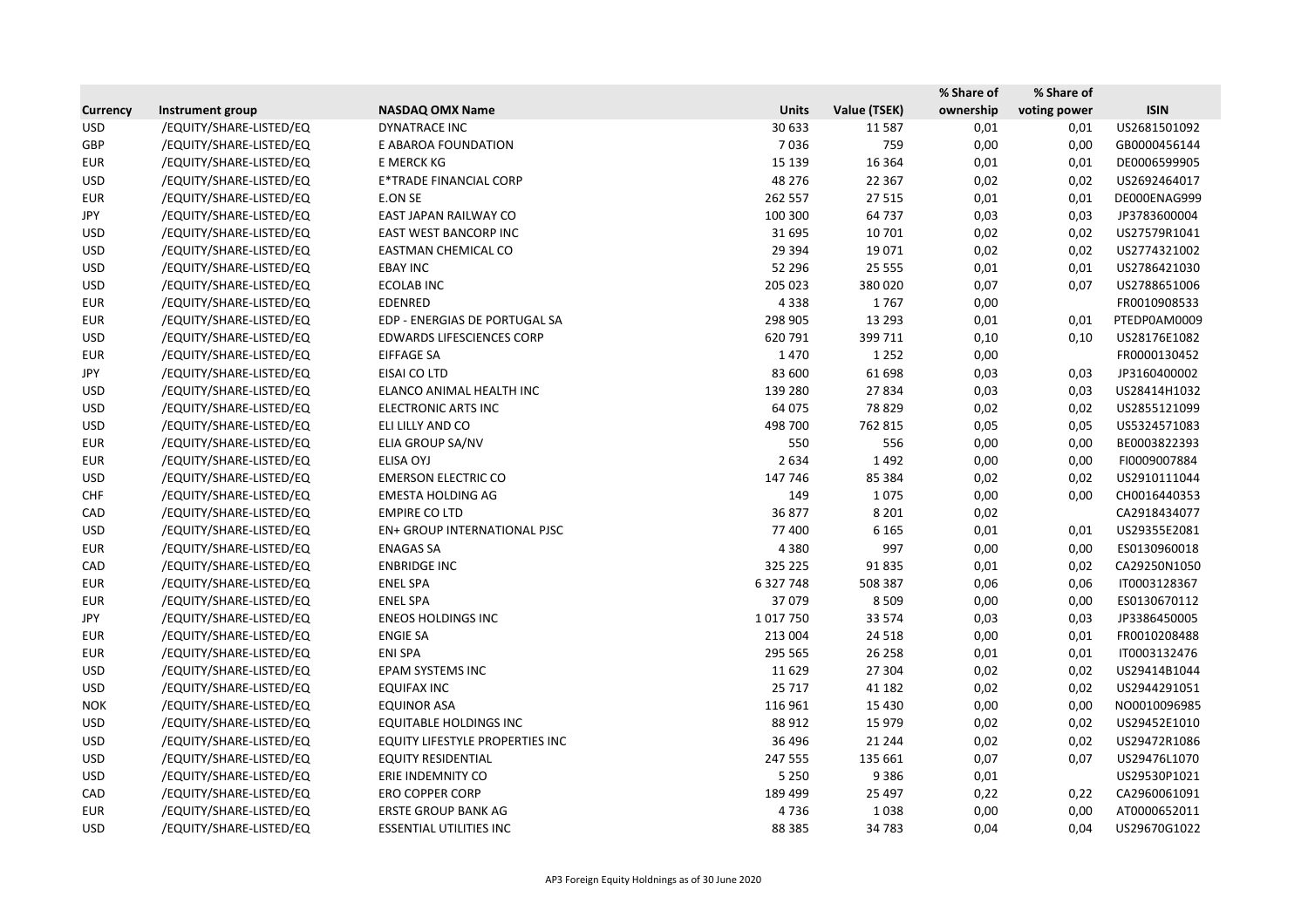| Currency | Instrument group | NASDAQ OMX Name | Units | Value (TSEK) | % Share of ownership | % Share of voting power | ISIN |
|---|---|---|---|---|---|---|---|
| USD | /EQUITY/SHARE-LISTED/EQ | DYNATRACE INC | 30 633 | 11 587 | 0,01 | 0,01 | US2681501092 |
| GBP | /EQUITY/SHARE-LISTED/EQ | E ABAROA FOUNDATION | 7 036 | 759 | 0,00 | 0,00 | GB0000456144 |
| EUR | /EQUITY/SHARE-LISTED/EQ | E MERCK KG | 15 139 | 16 364 | 0,01 | 0,01 | DE0006599905 |
| USD | /EQUITY/SHARE-LISTED/EQ | E*TRADE FINANCIAL CORP | 48 276 | 22 367 | 0,02 | 0,02 | US2692464017 |
| EUR | /EQUITY/SHARE-LISTED/EQ | E.ON SE | 262 557 | 27 515 | 0,01 | 0,01 | DE000ENAG999 |
| JPY | /EQUITY/SHARE-LISTED/EQ | EAST JAPAN RAILWAY CO | 100 300 | 64 737 | 0,03 | 0,03 | JP3783600004 |
| USD | /EQUITY/SHARE-LISTED/EQ | EAST WEST BANCORP INC | 31 695 | 10 701 | 0,02 | 0,02 | US27579R1041 |
| USD | /EQUITY/SHARE-LISTED/EQ | EASTMAN CHEMICAL CO | 29 394 | 19 071 | 0,02 | 0,02 | US2774321002 |
| USD | /EQUITY/SHARE-LISTED/EQ | EBAY INC | 52 296 | 25 555 | 0,01 | 0,01 | US2786421030 |
| USD | /EQUITY/SHARE-LISTED/EQ | ECOLAB INC | 205 023 | 380 020 | 0,07 | 0,07 | US2788651006 |
| EUR | /EQUITY/SHARE-LISTED/EQ | EDENRED | 4 338 | 1 767 | 0,00 | | FR0010908533 |
| EUR | /EQUITY/SHARE-LISTED/EQ | EDP - ENERGIAS DE PORTUGAL SA | 298 905 | 13 293 | 0,01 | 0,01 | PTEDP0AM0009 |
| USD | /EQUITY/SHARE-LISTED/EQ | EDWARDS LIFESCIENCES CORP | 620 791 | 399 711 | 0,10 | 0,10 | US28176E1082 |
| EUR | /EQUITY/SHARE-LISTED/EQ | EIFFAGE SA | 1 470 | 1 252 | 0,00 | | FR0000130452 |
| JPY | /EQUITY/SHARE-LISTED/EQ | EISAI CO LTD | 83 600 | 61 698 | 0,03 | 0,03 | JP3160400002 |
| USD | /EQUITY/SHARE-LISTED/EQ | ELANCO ANIMAL HEALTH INC | 139 280 | 27 834 | 0,03 | 0,03 | US28414H1032 |
| USD | /EQUITY/SHARE-LISTED/EQ | ELECTRONIC ARTS INC | 64 075 | 78 829 | 0,02 | 0,02 | US2855121099 |
| USD | /EQUITY/SHARE-LISTED/EQ | ELI LILLY AND CO | 498 700 | 762 815 | 0,05 | 0,05 | US5324571083 |
| EUR | /EQUITY/SHARE-LISTED/EQ | ELIA GROUP SA/NV | 550 | 556 | 0,00 | 0,00 | BE0003822393 |
| EUR | /EQUITY/SHARE-LISTED/EQ | ELISA OYJ | 2 634 | 1 492 | 0,00 | 0,00 | FI0009007884 |
| USD | /EQUITY/SHARE-LISTED/EQ | EMERSON ELECTRIC CO | 147 746 | 85 384 | 0,02 | 0,02 | US2910111044 |
| CHF | /EQUITY/SHARE-LISTED/EQ | EMESTA HOLDING AG | 149 | 1 075 | 0,00 | 0,00 | CH0016440353 |
| CAD | /EQUITY/SHARE-LISTED/EQ | EMPIRE CO LTD | 36 877 | 8 201 | 0,02 | | CA2918434077 |
| USD | /EQUITY/SHARE-LISTED/EQ | EN+ GROUP INTERNATIONAL PJSC | 77 400 | 6 165 | 0,01 | 0,01 | US29355E2081 |
| EUR | /EQUITY/SHARE-LISTED/EQ | ENAGAS SA | 4 380 | 997 | 0,00 | 0,00 | ES0130960018 |
| CAD | /EQUITY/SHARE-LISTED/EQ | ENBRIDGE INC | 325 225 | 91 835 | 0,01 | 0,02 | CA29250N1050 |
| EUR | /EQUITY/SHARE-LISTED/EQ | ENEL SPA | 6 327 748 | 508 387 | 0,06 | 0,06 | IT0003128367 |
| EUR | /EQUITY/SHARE-LISTED/EQ | ENEL SPA | 37 079 | 8 509 | 0,00 | 0,00 | ES0130670112 |
| JPY | /EQUITY/SHARE-LISTED/EQ | ENEOS HOLDINGS INC | 1 017 750 | 33 574 | 0,03 | 0,03 | JP3386450005 |
| EUR | /EQUITY/SHARE-LISTED/EQ | ENGIE SA | 213 004 | 24 518 | 0,00 | 0,01 | FR0010208488 |
| EUR | /EQUITY/SHARE-LISTED/EQ | ENI SPA | 295 565 | 26 258 | 0,01 | 0,01 | IT0003132476 |
| USD | /EQUITY/SHARE-LISTED/EQ | EPAM SYSTEMS INC | 11 629 | 27 304 | 0,02 | 0,02 | US29414B1044 |
| USD | /EQUITY/SHARE-LISTED/EQ | EQUIFAX INC | 25 717 | 41 182 | 0,02 | 0,02 | US2944291051 |
| NOK | /EQUITY/SHARE-LISTED/EQ | EQUINOR ASA | 116 961 | 15 430 | 0,00 | 0,00 | NO0010096985 |
| USD | /EQUITY/SHARE-LISTED/EQ | EQUITABLE HOLDINGS INC | 88 912 | 15 979 | 0,02 | 0,02 | US29452E1010 |
| USD | /EQUITY/SHARE-LISTED/EQ | EQUITY LIFESTYLE PROPERTIES INC | 36 496 | 21 244 | 0,02 | 0,02 | US29472R1086 |
| USD | /EQUITY/SHARE-LISTED/EQ | EQUITY RESIDENTIAL | 247 555 | 135 661 | 0,07 | 0,07 | US29476L1070 |
| USD | /EQUITY/SHARE-LISTED/EQ | ERIE INDEMNITY CO | 5 250 | 9 386 | 0,01 | | US29530P1021 |
| CAD | /EQUITY/SHARE-LISTED/EQ | ERO COPPER CORP | 189 499 | 25 497 | 0,22 | 0,22 | CA2960061091 |
| EUR | /EQUITY/SHARE-LISTED/EQ | ERSTE GROUP BANK AG | 4 736 | 1 038 | 0,00 | 0,00 | AT0000652011 |
| USD | /EQUITY/SHARE-LISTED/EQ | ESSENTIAL UTILITIES INC | 88 385 | 34 783 | 0,04 | 0,04 | US29670G1022 |

AP3 Foreign Equity Holdings as of 30 June 2020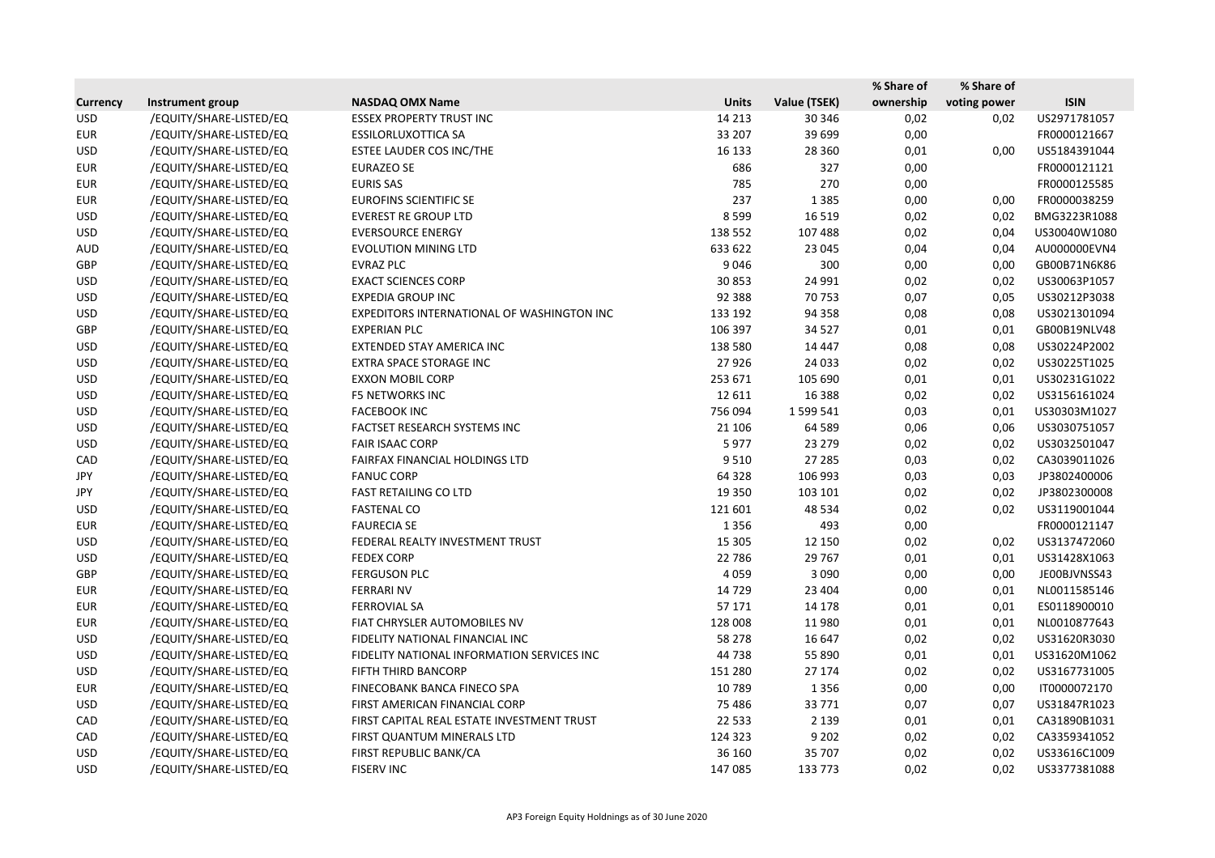| Currency | Instrument group | NASDAQ OMX Name | Units | Value (TSEK) | % Share of ownership | % Share of voting power | ISIN |
|---|---|---|---|---|---|---|---|
| USD | /EQUITY/SHARE-LISTED/EQ | ESSEX PROPERTY TRUST INC | 14 213 | 30 346 | 0,02 | 0,02 | US2971781057 |
| EUR | /EQUITY/SHARE-LISTED/EQ | ESSILORLUXOTTICA SA | 33 207 | 39 699 | 0,00 | | FR0000121667 |
| USD | /EQUITY/SHARE-LISTED/EQ | ESTEE LAUDER COS INC/THE | 16 133 | 28 360 | 0,01 | 0,00 | US5184391044 |
| EUR | /EQUITY/SHARE-LISTED/EQ | EURAZEO SE | 686 | 327 | 0,00 | | FR0000121121 |
| EUR | /EQUITY/SHARE-LISTED/EQ | EURIS SAS | 785 | 270 | 0,00 | | FR0000125585 |
| EUR | /EQUITY/SHARE-LISTED/EQ | EUROFINS SCIENTIFIC SE | 237 | 1 385 | 0,00 | 0,00 | FR0000038259 |
| USD | /EQUITY/SHARE-LISTED/EQ | EVEREST RE GROUP LTD | 8 599 | 16 519 | 0,02 | 0,02 | BMG3223R1088 |
| USD | /EQUITY/SHARE-LISTED/EQ | EVERSOURCE ENERGY | 138 552 | 107 488 | 0,02 | 0,04 | US30040W1080 |
| AUD | /EQUITY/SHARE-LISTED/EQ | EVOLUTION MINING LTD | 633 622 | 23 045 | 0,04 | 0,04 | AU000000EVN4 |
| GBP | /EQUITY/SHARE-LISTED/EQ | EVRAZ PLC | 9 046 | 300 | 0,00 | 0,00 | GB00B71N6K86 |
| USD | /EQUITY/SHARE-LISTED/EQ | EXACT SCIENCES CORP | 30 853 | 24 991 | 0,02 | 0,02 | US30063P1057 |
| USD | /EQUITY/SHARE-LISTED/EQ | EXPEDIA GROUP INC | 92 388 | 70 753 | 0,07 | 0,05 | US30212P3038 |
| USD | /EQUITY/SHARE-LISTED/EQ | EXPEDITORS INTERNATIONAL OF WASHINGTON INC | 133 192 | 94 358 | 0,08 | 0,08 | US3021301094 |
| GBP | /EQUITY/SHARE-LISTED/EQ | EXPERIAN PLC | 106 397 | 34 527 | 0,01 | 0,01 | GB00B19NLV48 |
| USD | /EQUITY/SHARE-LISTED/EQ | EXTENDED STAY AMERICA INC | 138 580 | 14 447 | 0,08 | 0,08 | US30224P2002 |
| USD | /EQUITY/SHARE-LISTED/EQ | EXTRA SPACE STORAGE INC | 27 926 | 24 033 | 0,02 | 0,02 | US30225T1025 |
| USD | /EQUITY/SHARE-LISTED/EQ | EXXON MOBIL CORP | 253 671 | 105 690 | 0,01 | 0,01 | US30231G1022 |
| USD | /EQUITY/SHARE-LISTED/EQ | F5 NETWORKS INC | 12 611 | 16 388 | 0,02 | 0,02 | US3156161024 |
| USD | /EQUITY/SHARE-LISTED/EQ | FACEBOOK INC | 756 094 | 1 599 541 | 0,03 | 0,01 | US30303M1027 |
| USD | /EQUITY/SHARE-LISTED/EQ | FACTSET RESEARCH SYSTEMS INC | 21 106 | 64 589 | 0,06 | 0,06 | US3030751057 |
| USD | /EQUITY/SHARE-LISTED/EQ | FAIR ISAAC CORP | 5 977 | 23 279 | 0,02 | 0,02 | US3032501047 |
| CAD | /EQUITY/SHARE-LISTED/EQ | FAIRFAX FINANCIAL HOLDINGS LTD | 9 510 | 27 285 | 0,03 | 0,02 | CA3039011026 |
| JPY | /EQUITY/SHARE-LISTED/EQ | FANUC CORP | 64 328 | 106 993 | 0,03 | 0,03 | JP3802400006 |
| JPY | /EQUITY/SHARE-LISTED/EQ | FAST RETAILING CO LTD | 19 350 | 103 101 | 0,02 | 0,02 | JP3802300008 |
| USD | /EQUITY/SHARE-LISTED/EQ | FASTENAL CO | 121 601 | 48 534 | 0,02 | 0,02 | US3119001044 |
| EUR | /EQUITY/SHARE-LISTED/EQ | FAURECIA SE | 1 356 | 493 | 0,00 | | FR0000121147 |
| USD | /EQUITY/SHARE-LISTED/EQ | FEDERAL REALTY INVESTMENT TRUST | 15 305 | 12 150 | 0,02 | 0,02 | US3137472060 |
| USD | /EQUITY/SHARE-LISTED/EQ | FEDEX CORP | 22 786 | 29 767 | 0,01 | 0,01 | US31428X1063 |
| GBP | /EQUITY/SHARE-LISTED/EQ | FERGUSON PLC | 4 059 | 3 090 | 0,00 | 0,00 | JE00BJVNSS43 |
| EUR | /EQUITY/SHARE-LISTED/EQ | FERRARI NV | 14 729 | 23 404 | 0,00 | 0,01 | NL0011585146 |
| EUR | /EQUITY/SHARE-LISTED/EQ | FERROVIAL SA | 57 171 | 14 178 | 0,01 | 0,01 | ES0118900010 |
| EUR | /EQUITY/SHARE-LISTED/EQ | FIAT CHRYSLER AUTOMOBILES NV | 128 008 | 11 980 | 0,01 | 0,01 | NL0010877643 |
| USD | /EQUITY/SHARE-LISTED/EQ | FIDELITY NATIONAL FINANCIAL INC | 58 278 | 16 647 | 0,02 | 0,02 | US31620R3030 |
| USD | /EQUITY/SHARE-LISTED/EQ | FIDELITY NATIONAL INFORMATION SERVICES INC | 44 738 | 55 890 | 0,01 | 0,01 | US31620M1062 |
| USD | /EQUITY/SHARE-LISTED/EQ | FIFTH THIRD BANCORP | 151 280 | 27 174 | 0,02 | 0,02 | US3167731005 |
| EUR | /EQUITY/SHARE-LISTED/EQ | FINECOBANK BANCA FINECO SPA | 10 789 | 1 356 | 0,00 | 0,00 | IT0000072170 |
| USD | /EQUITY/SHARE-LISTED/EQ | FIRST AMERICAN FINANCIAL CORP | 75 486 | 33 771 | 0,07 | 0,07 | US31847R1023 |
| CAD | /EQUITY/SHARE-LISTED/EQ | FIRST CAPITAL REAL ESTATE INVESTMENT TRUST | 22 533 | 2 139 | 0,01 | 0,01 | CA31890B1031 |
| CAD | /EQUITY/SHARE-LISTED/EQ | FIRST QUANTUM MINERALS LTD | 124 323 | 9 202 | 0,02 | 0,02 | CA3359341052 |
| USD | /EQUITY/SHARE-LISTED/EQ | FIRST REPUBLIC BANK/CA | 36 160 | 35 707 | 0,02 | 0,02 | US33616C1009 |
| USD | /EQUITY/SHARE-LISTED/EQ | FISERV INC | 147 085 | 133 773 | 0,02 | 0,02 | US3377381088 |

AP3 Foreign Equity Holdnings as of 30 June 2020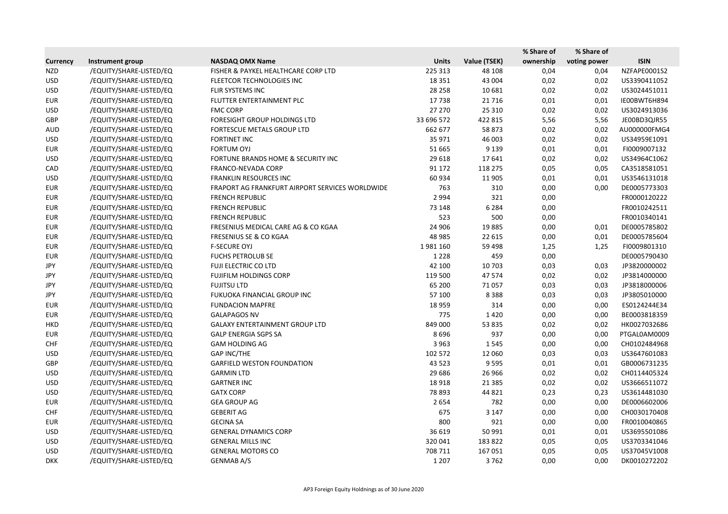| Currency | Instrument group | NASDAQ OMX Name | Units | Value (TSEK) | % Share of ownership | % Share of voting power | ISIN |
|---|---|---|---|---|---|---|---|
| NZD | /EQUITY/SHARE-LISTED/EQ | FISHER & PAYKEL HEALTHCARE CORP LTD | 225 313 | 48 108 | 0,04 | 0,04 | NZFAPE0001S2 |
| USD | /EQUITY/SHARE-LISTED/EQ | FLEETCOR TECHNOLOGIES INC | 18 351 | 43 004 | 0,02 | 0,02 | US3390411052 |
| USD | /EQUITY/SHARE-LISTED/EQ | FLIR SYSTEMS INC | 28 258 | 10 681 | 0,02 | 0,02 | US3024451011 |
| EUR | /EQUITY/SHARE-LISTED/EQ | FLUTTER ENTERTAINMENT PLC | 17 738 | 21 716 | 0,01 | 0,01 | IE00BWT6H894 |
| USD | /EQUITY/SHARE-LISTED/EQ | FMC CORP | 27 270 | 25 310 | 0,02 | 0,02 | US3024913036 |
| GBP | /EQUITY/SHARE-LISTED/EQ | FORESIGHT GROUP HOLDINGS LTD | 33 696 572 | 422 815 | 5,56 | 5,56 | JE00BD3QJR55 |
| AUD | /EQUITY/SHARE-LISTED/EQ | FORTESCUE METALS GROUP LTD | 662 677 | 58 873 | 0,02 | 0,02 | AU000000FMG4 |
| USD | /EQUITY/SHARE-LISTED/EQ | FORTINET INC | 35 971 | 46 003 | 0,02 | 0,02 | US34959E1091 |
| EUR | /EQUITY/SHARE-LISTED/EQ | FORTUM OYJ | 51 665 | 9 139 | 0,01 | 0,01 | FI0009007132 |
| USD | /EQUITY/SHARE-LISTED/EQ | FORTUNE BRANDS HOME & SECURITY INC | 29 618 | 17 641 | 0,02 | 0,02 | US34964C1062 |
| CAD | /EQUITY/SHARE-LISTED/EQ | FRANCO-NEVADA CORP | 91 172 | 118 275 | 0,05 | 0,05 | CA3518581051 |
| USD | /EQUITY/SHARE-LISTED/EQ | FRANKLIN RESOURCES INC | 60 934 | 11 905 | 0,01 | 0,01 | US3546131018 |
| EUR | /EQUITY/SHARE-LISTED/EQ | FRAPORT AG FRANKFURT AIRPORT SERVICES WORLDWIDE | 763 | 310 | 0,00 | 0,00 | DE0005773303 |
| EUR | /EQUITY/SHARE-LISTED/EQ | FRENCH REPUBLIC | 2 994 | 321 | 0,00 | | FR0000120222 |
| EUR | /EQUITY/SHARE-LISTED/EQ | FRENCH REPUBLIC | 73 148 | 6 284 | 0,00 | | FR0010242511 |
| EUR | /EQUITY/SHARE-LISTED/EQ | FRENCH REPUBLIC | 523 | 500 | 0,00 | | FR0010340141 |
| EUR | /EQUITY/SHARE-LISTED/EQ | FRESENIUS MEDICAL CARE AG & CO KGAA | 24 906 | 19 885 | 0,00 | 0,01 | DE0005785802 |
| EUR | /EQUITY/SHARE-LISTED/EQ | FRESENIUS SE & CO KGAA | 48 985 | 22 615 | 0,00 | 0,01 | DE0005785604 |
| EUR | /EQUITY/SHARE-LISTED/EQ | F-SECURE OYJ | 1 981 160 | 59 498 | 1,25 | 1,25 | FI0009801310 |
| EUR | /EQUITY/SHARE-LISTED/EQ | FUCHS PETROLUB SE | 1 228 | 459 | 0,00 | | DE0005790430 |
| JPY | /EQUITY/SHARE-LISTED/EQ | FUJI ELECTRIC CO LTD | 42 100 | 10 703 | 0,03 | 0,03 | JP3820000002 |
| JPY | /EQUITY/SHARE-LISTED/EQ | FUJIFILM HOLDINGS CORP | 119 500 | 47 574 | 0,02 | 0,02 | JP3814000000 |
| JPY | /EQUITY/SHARE-LISTED/EQ | FUJITSU LTD | 65 200 | 71 057 | 0,03 | 0,03 | JP3818000006 |
| JPY | /EQUITY/SHARE-LISTED/EQ | FUKUOKA FINANCIAL GROUP INC | 57 100 | 8 388 | 0,03 | 0,03 | JP3805010000 |
| EUR | /EQUITY/SHARE-LISTED/EQ | FUNDACION MAPFRE | 18 959 | 314 | 0,00 | 0,00 | ES0124244E34 |
| EUR | /EQUITY/SHARE-LISTED/EQ | GALAPAGOS NV | 775 | 1 420 | 0,00 | 0,00 | BE0003818359 |
| HKD | /EQUITY/SHARE-LISTED/EQ | GALAXY ENTERTAINMENT GROUP LTD | 849 000 | 53 835 | 0,02 | 0,02 | HK0027032686 |
| EUR | /EQUITY/SHARE-LISTED/EQ | GALP ENERGIA SGPS SA | 8 696 | 937 | 0,00 | 0,00 | PTGAL0AM0009 |
| CHF | /EQUITY/SHARE-LISTED/EQ | GAM HOLDING AG | 3 963 | 1 545 | 0,00 | 0,00 | CH0102484968 |
| USD | /EQUITY/SHARE-LISTED/EQ | GAP INC/THE | 102 572 | 12 060 | 0,03 | 0,03 | US3647601083 |
| GBP | /EQUITY/SHARE-LISTED/EQ | GARFIELD WESTON FOUNDATION | 43 523 | 9 595 | 0,01 | 0,01 | GB0006731235 |
| USD | /EQUITY/SHARE-LISTED/EQ | GARMIN LTD | 29 686 | 26 966 | 0,02 | 0,02 | CH0114405324 |
| USD | /EQUITY/SHARE-LISTED/EQ | GARTNER INC | 18 918 | 21 385 | 0,02 | 0,02 | US3666511072 |
| USD | /EQUITY/SHARE-LISTED/EQ | GATX CORP | 78 893 | 44 821 | 0,23 | 0,23 | US3614481030 |
| EUR | /EQUITY/SHARE-LISTED/EQ | GEA GROUP AG | 2 654 | 782 | 0,00 | 0,00 | DE0006602006 |
| CHF | /EQUITY/SHARE-LISTED/EQ | GEBERIT AG | 675 | 3 147 | 0,00 | 0,00 | CH0030170408 |
| EUR | /EQUITY/SHARE-LISTED/EQ | GECINA SA | 800 | 921 | 0,00 | 0,00 | FR0010040865 |
| USD | /EQUITY/SHARE-LISTED/EQ | GENERAL DYNAMICS CORP | 36 619 | 50 991 | 0,01 | 0,01 | US3695501086 |
| USD | /EQUITY/SHARE-LISTED/EQ | GENERAL MILLS INC | 320 041 | 183 822 | 0,05 | 0,05 | US3703341046 |
| USD | /EQUITY/SHARE-LISTED/EQ | GENERAL MOTORS CO | 708 711 | 167 051 | 0,05 | 0,05 | US37045V1008 |
| DKK | /EQUITY/SHARE-LISTED/EQ | GENMAB A/S | 1 207 | 3 762 | 0,00 | 0,00 | DK0010272202 |

AP3 Foreign Equity Holdnings as of 30 June 2020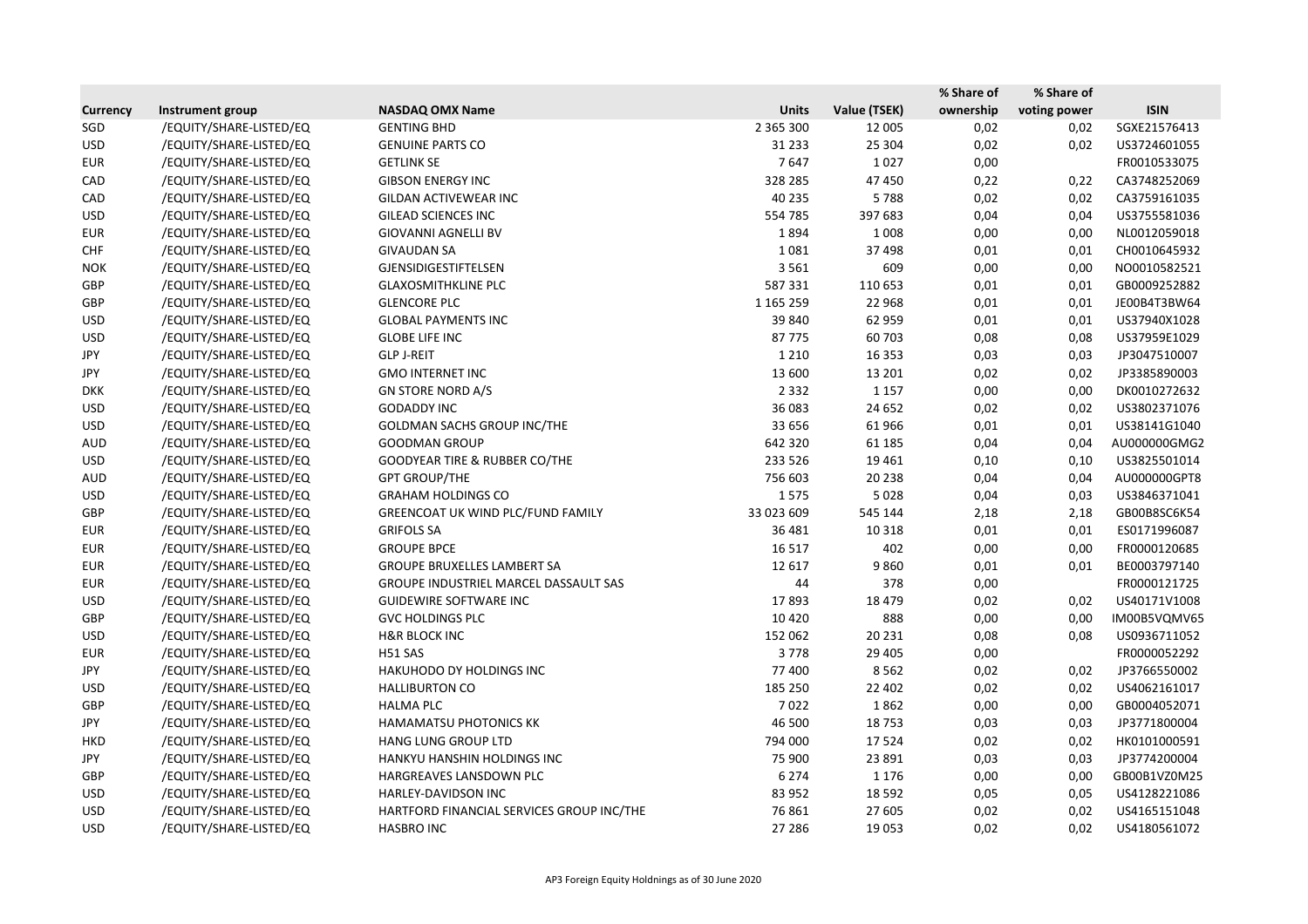| Currency | Instrument group | NASDAQ OMX Name | Units | Value (TSEK) | % Share of ownership | % Share of voting power | ISIN |
|---|---|---|---|---|---|---|---|
| SGD | /EQUITY/SHARE-LISTED/EQ | GENTING BHD | 2 365 300 | 12 005 | 0,02 | 0,02 | SGXE21576413 |
| USD | /EQUITY/SHARE-LISTED/EQ | GENUINE PARTS CO | 31 233 | 25 304 | 0,02 | 0,02 | US3724601055 |
| EUR | /EQUITY/SHARE-LISTED/EQ | GETLINK SE | 7 647 | 1 027 | 0,00 | | FR0010533075 |
| CAD | /EQUITY/SHARE-LISTED/EQ | GIBSON ENERGY INC | 328 285 | 47 450 | 0,22 | 0,22 | CA3748252069 |
| CAD | /EQUITY/SHARE-LISTED/EQ | GILDAN ACTIVEWEAR INC | 40 235 | 5 788 | 0,02 | 0,02 | CA3759161035 |
| USD | /EQUITY/SHARE-LISTED/EQ | GILEAD SCIENCES INC | 554 785 | 397 683 | 0,04 | 0,04 | US3755581036 |
| EUR | /EQUITY/SHARE-LISTED/EQ | GIOVANNI AGNELLI BV | 1 894 | 1 008 | 0,00 | 0,00 | NL0012059018 |
| CHF | /EQUITY/SHARE-LISTED/EQ | GIVAUDAN SA | 1 081 | 37 498 | 0,01 | 0,01 | CH0010645932 |
| NOK | /EQUITY/SHARE-LISTED/EQ | GJENSIDIGESTIFTELSEN | 3 561 | 609 | 0,00 | 0,00 | NO0010582521 |
| GBP | /EQUITY/SHARE-LISTED/EQ | GLAXOSMITHKLINE PLC | 587 331 | 110 653 | 0,01 | 0,01 | GB0009252882 |
| GBP | /EQUITY/SHARE-LISTED/EQ | GLENCORE PLC | 1 165 259 | 22 968 | 0,01 | 0,01 | JE00B4T3BW64 |
| USD | /EQUITY/SHARE-LISTED/EQ | GLOBAL PAYMENTS INC | 39 840 | 62 959 | 0,01 | 0,01 | US37940X1028 |
| USD | /EQUITY/SHARE-LISTED/EQ | GLOBE LIFE INC | 87 775 | 60 703 | 0,08 | 0,08 | US37959E1029 |
| JPY | /EQUITY/SHARE-LISTED/EQ | GLP J-REIT | 1 210 | 16 353 | 0,03 | 0,03 | JP3047510007 |
| JPY | /EQUITY/SHARE-LISTED/EQ | GMO INTERNET INC | 13 600 | 13 201 | 0,02 | 0,02 | JP3385890003 |
| DKK | /EQUITY/SHARE-LISTED/EQ | GN STORE NORD A/S | 2 332 | 1 157 | 0,00 | 0,00 | DK0010272632 |
| USD | /EQUITY/SHARE-LISTED/EQ | GODADDY INC | 36 083 | 24 652 | 0,02 | 0,02 | US3802371076 |
| USD | /EQUITY/SHARE-LISTED/EQ | GOLDMAN SACHS GROUP INC/THE | 33 656 | 61 966 | 0,01 | 0,01 | US38141G1040 |
| AUD | /EQUITY/SHARE-LISTED/EQ | GOODMAN GROUP | 642 320 | 61 185 | 0,04 | 0,04 | AU000000GMG2 |
| USD | /EQUITY/SHARE-LISTED/EQ | GOODYEAR TIRE & RUBBER CO/THE | 233 526 | 19 461 | 0,10 | 0,10 | US3825501014 |
| AUD | /EQUITY/SHARE-LISTED/EQ | GPT GROUP/THE | 756 603 | 20 238 | 0,04 | 0,04 | AU000000GPT8 |
| USD | /EQUITY/SHARE-LISTED/EQ | GRAHAM HOLDINGS CO | 1 575 | 5 028 | 0,04 | 0,03 | US3846371041 |
| GBP | /EQUITY/SHARE-LISTED/EQ | GREENCOAT UK WIND PLC/FUND FAMILY | 33 023 609 | 545 144 | 2,18 | 2,18 | GB00B8SC6K54 |
| EUR | /EQUITY/SHARE-LISTED/EQ | GRIFOLS SA | 36 481 | 10 318 | 0,01 | 0,01 | ES0171996087 |
| EUR | /EQUITY/SHARE-LISTED/EQ | GROUPE BPCE | 16 517 | 402 | 0,00 | 0,00 | FR0000120685 |
| EUR | /EQUITY/SHARE-LISTED/EQ | GROUPE BRUXELLES LAMBERT SA | 12 617 | 9 860 | 0,01 | 0,01 | BE0003797140 |
| EUR | /EQUITY/SHARE-LISTED/EQ | GROUPE INDUSTRIEL MARCEL DASSAULT SAS | 44 | 378 | 0,00 | | FR0000121725 |
| USD | /EQUITY/SHARE-LISTED/EQ | GUIDEWIRE SOFTWARE INC | 17 893 | 18 479 | 0,02 | 0,02 | US40171V1008 |
| GBP | /EQUITY/SHARE-LISTED/EQ | GVC HOLDINGS PLC | 10 420 | 888 | 0,00 | 0,00 | IM00B5VQMV65 |
| USD | /EQUITY/SHARE-LISTED/EQ | H&R BLOCK INC | 152 062 | 20 231 | 0,08 | 0,08 | US0936711052 |
| EUR | /EQUITY/SHARE-LISTED/EQ | H51 SAS | 3 778 | 29 405 | 0,00 | | FR0000052292 |
| JPY | /EQUITY/SHARE-LISTED/EQ | HAKUHODO DY HOLDINGS INC | 77 400 | 8 562 | 0,02 | 0,02 | JP3766550002 |
| USD | /EQUITY/SHARE-LISTED/EQ | HALLIBURTON CO | 185 250 | 22 402 | 0,02 | 0,02 | US4062161017 |
| GBP | /EQUITY/SHARE-LISTED/EQ | HALMA PLC | 7 022 | 1 862 | 0,00 | 0,00 | GB0004052071 |
| JPY | /EQUITY/SHARE-LISTED/EQ | HAMAMATSU PHOTONICS KK | 46 500 | 18 753 | 0,03 | 0,03 | JP3771800004 |
| HKD | /EQUITY/SHARE-LISTED/EQ | HANG LUNG GROUP LTD | 794 000 | 17 524 | 0,02 | 0,02 | HK0101000591 |
| JPY | /EQUITY/SHARE-LISTED/EQ | HANKYU HANSHIN HOLDINGS INC | 75 900 | 23 891 | 0,03 | 0,03 | JP3774200004 |
| GBP | /EQUITY/SHARE-LISTED/EQ | HARGREAVES LANSDOWN PLC | 6 274 | 1 176 | 0,00 | 0,00 | GB00B1VZ0M25 |
| USD | /EQUITY/SHARE-LISTED/EQ | HARLEY-DAVIDSON INC | 83 952 | 18 592 | 0,05 | 0,05 | US4128221086 |
| USD | /EQUITY/SHARE-LISTED/EQ | HARTFORD FINANCIAL SERVICES GROUP INC/THE | 76 861 | 27 605 | 0,02 | 0,02 | US4165151048 |
| USD | /EQUITY/SHARE-LISTED/EQ | HASBRO INC | 27 286 | 19 053 | 0,02 | 0,02 | US4180561072 |

AP3 Foreign Equity Holdnings as of 30 June 2020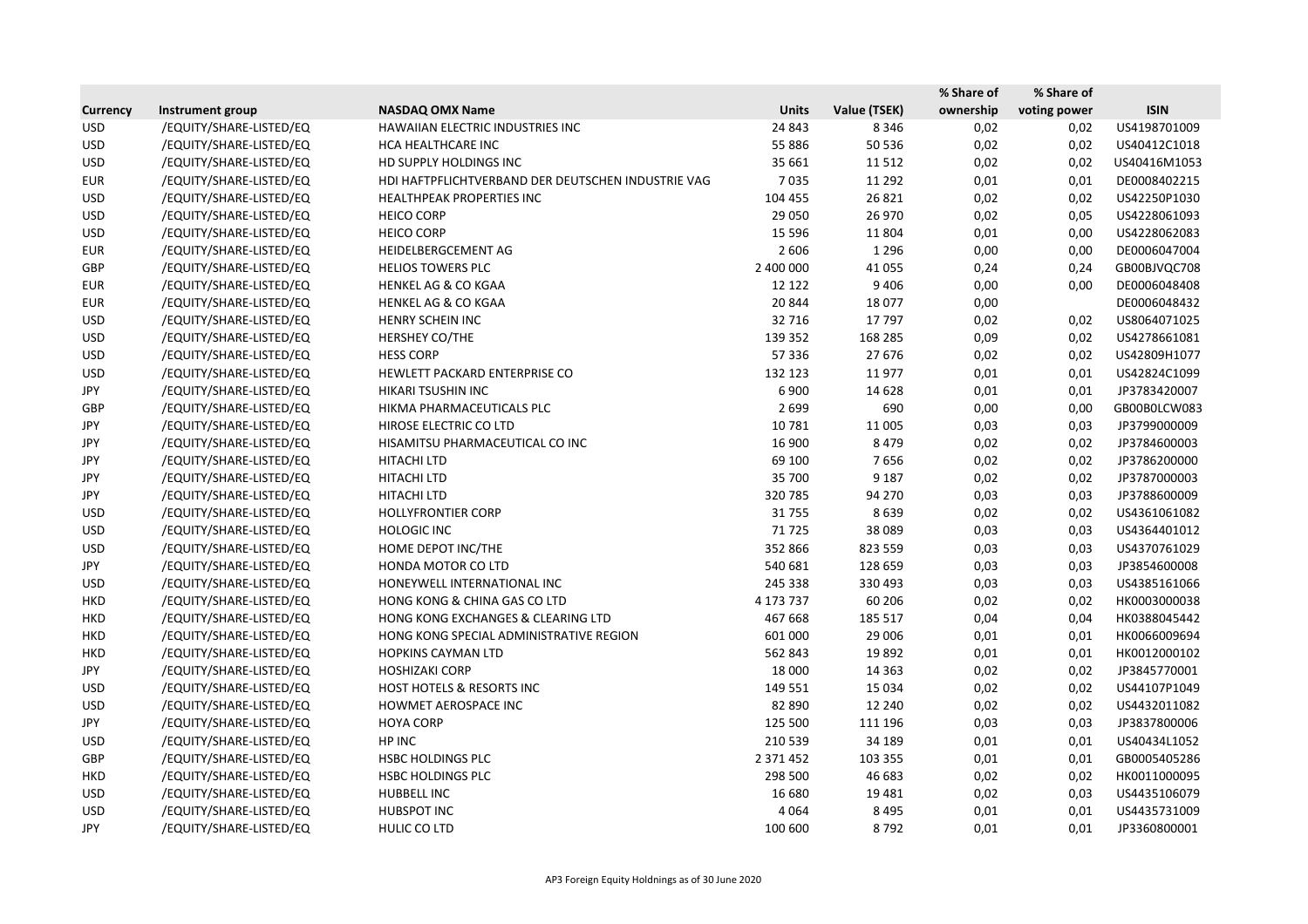| Currency | Instrument group | NASDAQ OMX Name | Units | Value (TSEK) | % Share of ownership | % Share of voting power | ISIN |
|---|---|---|---|---|---|---|---|
| USD | /EQUITY/SHARE-LISTED/EQ | HAWAIIAN ELECTRIC INDUSTRIES INC | 24 843 | 8 346 | 0,02 | 0,02 | US4198701009 |
| USD | /EQUITY/SHARE-LISTED/EQ | HCA HEALTHCARE INC | 55 886 | 50 536 | 0,02 | 0,02 | US40412C1018 |
| USD | /EQUITY/SHARE-LISTED/EQ | HD SUPPLY HOLDINGS INC | 35 661 | 11 512 | 0,02 | 0,02 | US40416M1053 |
| EUR | /EQUITY/SHARE-LISTED/EQ | HDI HAFTPFLICHTVERBAND DER DEUTSCHEN INDUSTRIE VAG | 7 035 | 11 292 | 0,01 | 0,01 | DE0008402215 |
| USD | /EQUITY/SHARE-LISTED/EQ | HEALTHPEAK PROPERTIES INC | 104 455 | 26 821 | 0,02 | 0,02 | US42250P1030 |
| USD | /EQUITY/SHARE-LISTED/EQ | HEICO CORP | 29 050 | 26 970 | 0,02 | 0,05 | US4228061093 |
| USD | /EQUITY/SHARE-LISTED/EQ | HEICO CORP | 15 596 | 11 804 | 0,01 | 0,00 | US4228062083 |
| EUR | /EQUITY/SHARE-LISTED/EQ | HEIDELBERGCEMENT AG | 2 606 | 1 296 | 0,00 | 0,00 | DE0006047004 |
| GBP | /EQUITY/SHARE-LISTED/EQ | HELIOS TOWERS PLC | 2 400 000 | 41 055 | 0,24 | 0,24 | GB00BJVQC708 |
| EUR | /EQUITY/SHARE-LISTED/EQ | HENKEL AG & CO KGAA | 12 122 | 9 406 | 0,00 | 0,00 | DE0006048408 |
| EUR | /EQUITY/SHARE-LISTED/EQ | HENKEL AG & CO KGAA | 20 844 | 18 077 | 0,00 | | DE0006048432 |
| USD | /EQUITY/SHARE-LISTED/EQ | HENRY SCHEIN INC | 32 716 | 17 797 | 0,02 | 0,02 | US8064071025 |
| USD | /EQUITY/SHARE-LISTED/EQ | HERSHEY CO/THE | 139 352 | 168 285 | 0,09 | 0,02 | US4278661081 |
| USD | /EQUITY/SHARE-LISTED/EQ | HESS CORP | 57 336 | 27 676 | 0,02 | 0,02 | US42809H1077 |
| USD | /EQUITY/SHARE-LISTED/EQ | HEWLETT PACKARD ENTERPRISE CO | 132 123 | 11 977 | 0,01 | 0,01 | US42824C1099 |
| JPY | /EQUITY/SHARE-LISTED/EQ | HIKARI TSUSHIN INC | 6 900 | 14 628 | 0,01 | 0,01 | JP3783420007 |
| GBP | /EQUITY/SHARE-LISTED/EQ | HIKMA PHARMACEUTICALS PLC | 2 699 | 690 | 0,00 | 0,00 | GB00B0LCW083 |
| JPY | /EQUITY/SHARE-LISTED/EQ | HIROSE ELECTRIC CO LTD | 10 781 | 11 005 | 0,03 | 0,03 | JP3799000009 |
| JPY | /EQUITY/SHARE-LISTED/EQ | HISAMITSU PHARMACEUTICAL CO INC | 16 900 | 8 479 | 0,02 | 0,02 | JP3784600003 |
| JPY | /EQUITY/SHARE-LISTED/EQ | HITACHI LTD | 69 100 | 7 656 | 0,02 | 0,02 | JP3786200000 |
| JPY | /EQUITY/SHARE-LISTED/EQ | HITACHI LTD | 35 700 | 9 187 | 0,02 | 0,02 | JP3787000003 |
| JPY | /EQUITY/SHARE-LISTED/EQ | HITACHI LTD | 320 785 | 94 270 | 0,03 | 0,03 | JP3788600009 |
| USD | /EQUITY/SHARE-LISTED/EQ | HOLLYFRONTIER CORP | 31 755 | 8 639 | 0,02 | 0,02 | US4361061082 |
| USD | /EQUITY/SHARE-LISTED/EQ | HOLOGIC INC | 71 725 | 38 089 | 0,03 | 0,03 | US4364401012 |
| USD | /EQUITY/SHARE-LISTED/EQ | HOME DEPOT INC/THE | 352 866 | 823 559 | 0,03 | 0,03 | US4370761029 |
| JPY | /EQUITY/SHARE-LISTED/EQ | HONDA MOTOR CO LTD | 540 681 | 128 659 | 0,03 | 0,03 | JP3854600008 |
| USD | /EQUITY/SHARE-LISTED/EQ | HONEYWELL INTERNATIONAL INC | 245 338 | 330 493 | 0,03 | 0,03 | US4385161066 |
| HKD | /EQUITY/SHARE-LISTED/EQ | HONG KONG & CHINA GAS CO LTD | 4 173 737 | 60 206 | 0,02 | 0,02 | HK0003000038 |
| HKD | /EQUITY/SHARE-LISTED/EQ | HONG KONG EXCHANGES & CLEARING LTD | 467 668 | 185 517 | 0,04 | 0,04 | HK0388045442 |
| HKD | /EQUITY/SHARE-LISTED/EQ | HONG KONG SPECIAL ADMINISTRATIVE REGION | 601 000 | 29 006 | 0,01 | 0,01 | HK0066009694 |
| HKD | /EQUITY/SHARE-LISTED/EQ | HOPKINS CAYMAN LTD | 562 843 | 19 892 | 0,01 | 0,01 | HK0012000102 |
| JPY | /EQUITY/SHARE-LISTED/EQ | HOSHIZAKI CORP | 18 000 | 14 363 | 0,02 | 0,02 | JP3845770001 |
| USD | /EQUITY/SHARE-LISTED/EQ | HOST HOTELS & RESORTS INC | 149 551 | 15 034 | 0,02 | 0,02 | US44107P1049 |
| USD | /EQUITY/SHARE-LISTED/EQ | HOWMET AEROSPACE INC | 82 890 | 12 240 | 0,02 | 0,02 | US4432011082 |
| JPY | /EQUITY/SHARE-LISTED/EQ | HOYA CORP | 125 500 | 111 196 | 0,03 | 0,03 | JP3837800006 |
| USD | /EQUITY/SHARE-LISTED/EQ | HP INC | 210 539 | 34 189 | 0,01 | 0,01 | US40434L1052 |
| GBP | /EQUITY/SHARE-LISTED/EQ | HSBC HOLDINGS PLC | 2 371 452 | 103 355 | 0,01 | 0,01 | GB0005405286 |
| HKD | /EQUITY/SHARE-LISTED/EQ | HSBC HOLDINGS PLC | 298 500 | 46 683 | 0,02 | 0,02 | HK0011000095 |
| USD | /EQUITY/SHARE-LISTED/EQ | HUBBELL INC | 16 680 | 19 481 | 0,02 | 0,03 | US4435106079 |
| USD | /EQUITY/SHARE-LISTED/EQ | HUBSPOT INC | 4 064 | 8 495 | 0,01 | 0,01 | US4435731009 |
| JPY | /EQUITY/SHARE-LISTED/EQ | HULIC CO LTD | 100 600 | 8 792 | 0,01 | 0,01 | JP3360800001 |

AP3 Foreign Equity Holdnings as of 30 June 2020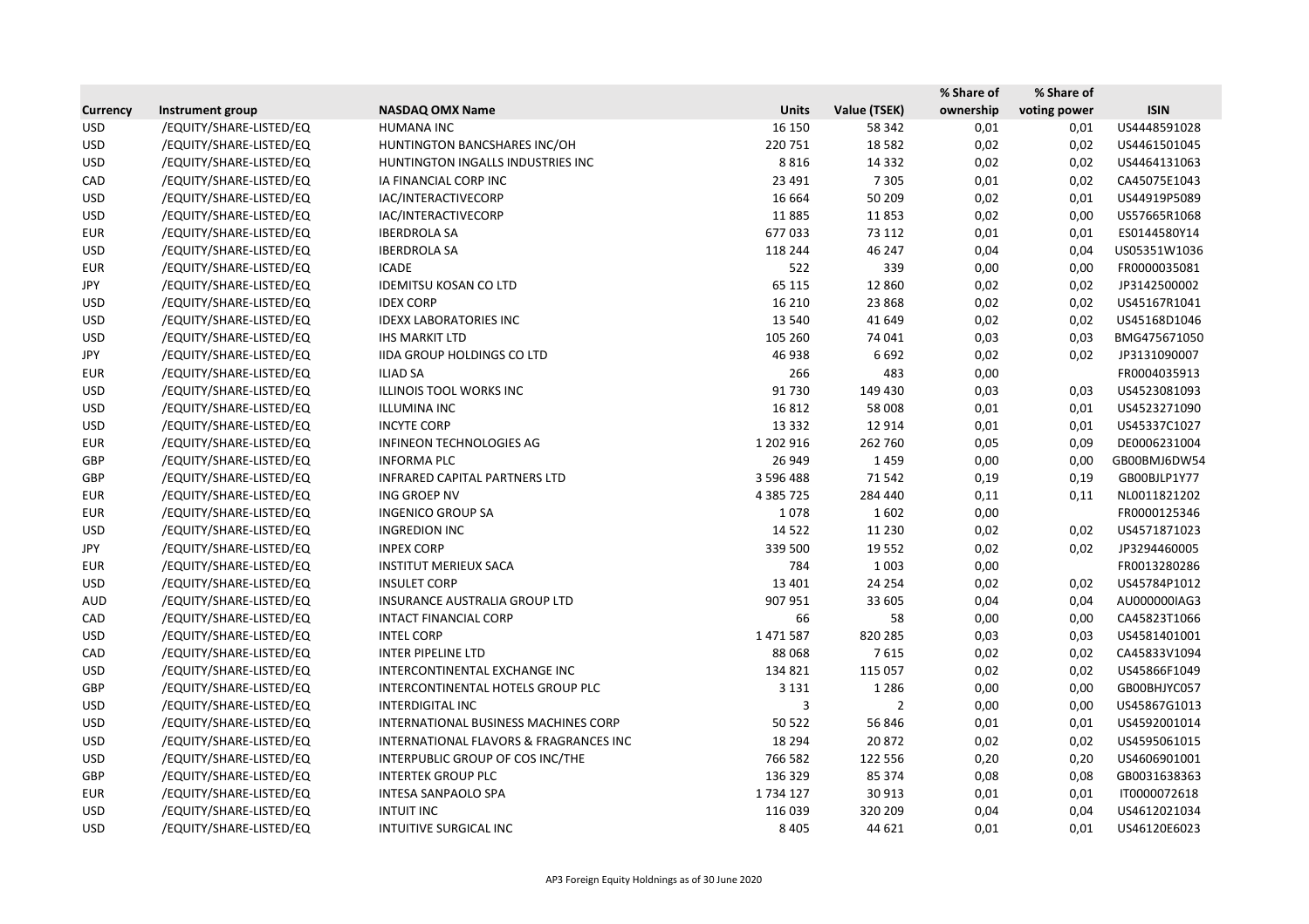| Currency | Instrument group | NASDAQ OMX Name | Units | Value (TSEK) | % Share of ownership | % Share of voting power | ISIN |
|---|---|---|---|---|---|---|---|
| USD | /EQUITY/SHARE-LISTED/EQ | HUMANA INC | 16 150 | 58 342 | 0,01 | 0,01 | US4448591028 |
| USD | /EQUITY/SHARE-LISTED/EQ | HUNTINGTON BANCSHARES INC/OH | 220 751 | 18 582 | 0,02 | 0,02 | US4461501045 |
| USD | /EQUITY/SHARE-LISTED/EQ | HUNTINGTON INGALLS INDUSTRIES INC | 8 816 | 14 332 | 0,02 | 0,02 | US4464131063 |
| CAD | /EQUITY/SHARE-LISTED/EQ | IA FINANCIAL CORP INC | 23 491 | 7 305 | 0,01 | 0,02 | CA45075E1043 |
| USD | /EQUITY/SHARE-LISTED/EQ | IAC/INTERACTIVECORP | 16 664 | 50 209 | 0,02 | 0,01 | US44919P5089 |
| USD | /EQUITY/SHARE-LISTED/EQ | IAC/INTERACTIVECORP | 11 885 | 11 853 | 0,02 | 0,00 | US57665R1068 |
| EUR | /EQUITY/SHARE-LISTED/EQ | IBERDROLA SA | 677 033 | 73 112 | 0,01 | 0,01 | ES0144580Y14 |
| USD | /EQUITY/SHARE-LISTED/EQ | IBERDROLA SA | 118 244 | 46 247 | 0,04 | 0,04 | US05351W1036 |
| EUR | /EQUITY/SHARE-LISTED/EQ | ICADE | 522 | 339 | 0,00 | 0,00 | FR0000035081 |
| JPY | /EQUITY/SHARE-LISTED/EQ | IDEMITSU KOSAN CO LTD | 65 115 | 12 860 | 0,02 | 0,02 | JP3142500002 |
| USD | /EQUITY/SHARE-LISTED/EQ | IDEX CORP | 16 210 | 23 868 | 0,02 | 0,02 | US45167R1041 |
| USD | /EQUITY/SHARE-LISTED/EQ | IDEXX LABORATORIES INC | 13 540 | 41 649 | 0,02 | 0,02 | US45168D1046 |
| USD | /EQUITY/SHARE-LISTED/EQ | IHS MARKIT LTD | 105 260 | 74 041 | 0,03 | 0,03 | BMG475671050 |
| JPY | /EQUITY/SHARE-LISTED/EQ | IIDA GROUP HOLDINGS CO LTD | 46 938 | 6 692 | 0,02 | 0,02 | JP3131090007 |
| EUR | /EQUITY/SHARE-LISTED/EQ | ILIAD SA | 266 | 483 | 0,00 | | FR0004035913 |
| USD | /EQUITY/SHARE-LISTED/EQ | ILLINOIS TOOL WORKS INC | 91 730 | 149 430 | 0,03 | 0,03 | US4523081093 |
| USD | /EQUITY/SHARE-LISTED/EQ | ILLUMINA INC | 16 812 | 58 008 | 0,01 | 0,01 | US4523271090 |
| USD | /EQUITY/SHARE-LISTED/EQ | INCYTE CORP | 13 332 | 12 914 | 0,01 | 0,01 | US45337C1027 |
| EUR | /EQUITY/SHARE-LISTED/EQ | INFINEON TECHNOLOGIES AG | 1 202 916 | 262 760 | 0,05 | 0,09 | DE0006231004 |
| GBP | /EQUITY/SHARE-LISTED/EQ | INFORMA PLC | 26 949 | 1 459 | 0,00 | 0,00 | GB00BMJ6DW54 |
| GBP | /EQUITY/SHARE-LISTED/EQ | INFRARED CAPITAL PARTNERS LTD | 3 596 488 | 71 542 | 0,19 | 0,19 | GB00BJLP1Y77 |
| EUR | /EQUITY/SHARE-LISTED/EQ | ING GROEP NV | 4 385 725 | 284 440 | 0,11 | 0,11 | NL0011821202 |
| EUR | /EQUITY/SHARE-LISTED/EQ | INGENICO GROUP SA | 1 078 | 1 602 | 0,00 | | FR0000125346 |
| USD | /EQUITY/SHARE-LISTED/EQ | INGREDION INC | 14 522 | 11 230 | 0,02 | 0,02 | US4571871023 |
| JPY | /EQUITY/SHARE-LISTED/EQ | INPEX CORP | 339 500 | 19 552 | 0,02 | 0,02 | JP3294460005 |
| EUR | /EQUITY/SHARE-LISTED/EQ | INSTITUT MERIEUX SACA | 784 | 1 003 | 0,00 | | FR0013280286 |
| USD | /EQUITY/SHARE-LISTED/EQ | INSULET CORP | 13 401 | 24 254 | 0,02 | 0,02 | US45784P1012 |
| AUD | /EQUITY/SHARE-LISTED/EQ | INSURANCE AUSTRALIA GROUP LTD | 907 951 | 33 605 | 0,04 | 0,04 | AU000000IAG3 |
| CAD | /EQUITY/SHARE-LISTED/EQ | INTACT FINANCIAL CORP | 66 | 58 | 0,00 | 0,00 | CA45823T1066 |
| USD | /EQUITY/SHARE-LISTED/EQ | INTEL CORP | 1 471 587 | 820 285 | 0,03 | 0,03 | US4581401001 |
| CAD | /EQUITY/SHARE-LISTED/EQ | INTER PIPELINE LTD | 88 068 | 7 615 | 0,02 | 0,02 | CA45833V1094 |
| USD | /EQUITY/SHARE-LISTED/EQ | INTERCONTINENTAL EXCHANGE INC | 134 821 | 115 057 | 0,02 | 0,02 | US45866F1049 |
| GBP | /EQUITY/SHARE-LISTED/EQ | INTERCONTINENTAL HOTELS GROUP PLC | 3 131 | 1 286 | 0,00 | 0,00 | GB00BHJYC057 |
| USD | /EQUITY/SHARE-LISTED/EQ | INTERDIGITAL INC | 3 | 2 | 0,00 | 0,00 | US45867G1013 |
| USD | /EQUITY/SHARE-LISTED/EQ | INTERNATIONAL BUSINESS MACHINES CORP | 50 522 | 56 846 | 0,01 | 0,01 | US4592001014 |
| USD | /EQUITY/SHARE-LISTED/EQ | INTERNATIONAL FLAVORS & FRAGRANCES INC | 18 294 | 20 872 | 0,02 | 0,02 | US4595061015 |
| USD | /EQUITY/SHARE-LISTED/EQ | INTERPUBLIC GROUP OF COS INC/THE | 766 582 | 122 556 | 0,20 | 0,20 | US4606901001 |
| GBP | /EQUITY/SHARE-LISTED/EQ | INTERTEK GROUP PLC | 136 329 | 85 374 | 0,08 | 0,08 | GB0031638363 |
| EUR | /EQUITY/SHARE-LISTED/EQ | INTESA SANPAOLO SPA | 1 734 127 | 30 913 | 0,01 | 0,01 | IT0000072618 |
| USD | /EQUITY/SHARE-LISTED/EQ | INTUIT INC | 116 039 | 320 209 | 0,04 | 0,04 | US4612021034 |
| USD | /EQUITY/SHARE-LISTED/EQ | INTUITIVE SURGICAL INC | 8 405 | 44 621 | 0,01 | 0,01 | US46120E6023 |

AP3 Foreign Equity Holdnings as of 30 June 2020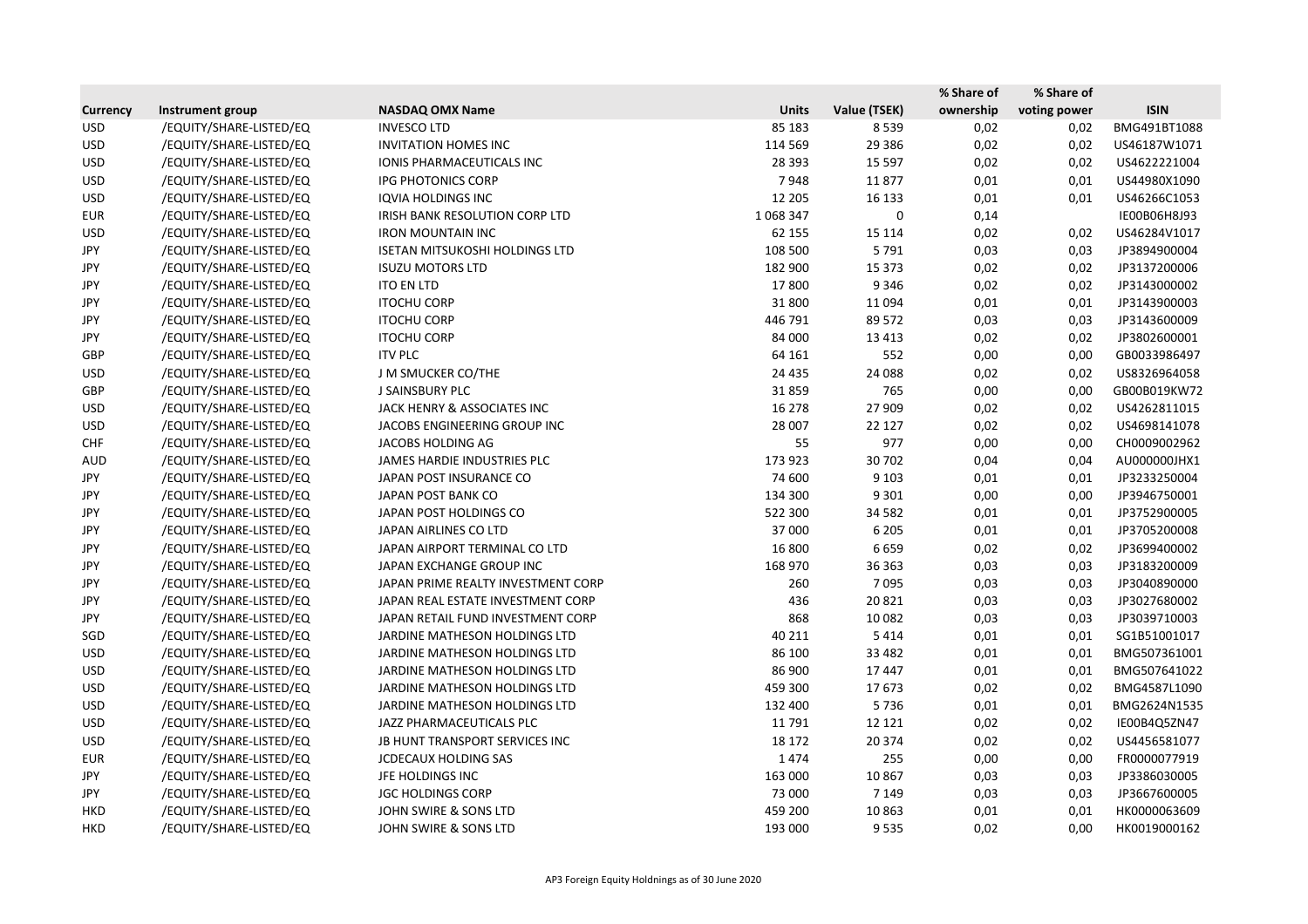| Currency | Instrument group | NASDAQ OMX Name | Units | Value (TSEK) | % Share of ownership | % Share of voting power | ISIN |
|---|---|---|---|---|---|---|---|
| USD | /EQUITY/SHARE-LISTED/EQ | INVESCO LTD | 85 183 | 8 539 | 0,02 | 0,02 | BMG491BT1088 |
| USD | /EQUITY/SHARE-LISTED/EQ | INVITATION HOMES INC | 114 569 | 29 386 | 0,02 | 0,02 | US46187W1071 |
| USD | /EQUITY/SHARE-LISTED/EQ | IONIS PHARMACEUTICALS INC | 28 393 | 15 597 | 0,02 | 0,02 | US4622221004 |
| USD | /EQUITY/SHARE-LISTED/EQ | IPG PHOTONICS CORP | 7 948 | 11 877 | 0,01 | 0,01 | US44980X1090 |
| USD | /EQUITY/SHARE-LISTED/EQ | IQVIA HOLDINGS INC | 12 205 | 16 133 | 0,01 | 0,01 | US46266C1053 |
| EUR | /EQUITY/SHARE-LISTED/EQ | IRISH BANK RESOLUTION CORP LTD | 1 068 347 | 0 | 0,14 | | IE00B06H8J93 |
| USD | /EQUITY/SHARE-LISTED/EQ | IRON MOUNTAIN INC | 62 155 | 15 114 | 0,02 | 0,02 | US46284V1017 |
| JPY | /EQUITY/SHARE-LISTED/EQ | ISETAN MITSUKOSHI HOLDINGS LTD | 108 500 | 5 791 | 0,03 | 0,03 | JP3894900004 |
| JPY | /EQUITY/SHARE-LISTED/EQ | ISUZU MOTORS LTD | 182 900 | 15 373 | 0,02 | 0,02 | JP3137200006 |
| JPY | /EQUITY/SHARE-LISTED/EQ | ITO EN LTD | 17 800 | 9 346 | 0,02 | 0,02 | JP3143000002 |
| JPY | /EQUITY/SHARE-LISTED/EQ | ITOCHU CORP | 31 800 | 11 094 | 0,01 | 0,01 | JP3143900003 |
| JPY | /EQUITY/SHARE-LISTED/EQ | ITOCHU CORP | 446 791 | 89 572 | 0,03 | 0,03 | JP3143600009 |
| JPY | /EQUITY/SHARE-LISTED/EQ | ITOCHU CORP | 84 000 | 13 413 | 0,02 | 0,02 | JP3802600001 |
| GBP | /EQUITY/SHARE-LISTED/EQ | ITV PLC | 64 161 | 552 | 0,00 | 0,00 | GB0033986497 |
| USD | /EQUITY/SHARE-LISTED/EQ | J M SMUCKER CO/THE | 24 435 | 24 088 | 0,02 | 0,02 | US8326964058 |
| GBP | /EQUITY/SHARE-LISTED/EQ | J SAINSBURY PLC | 31 859 | 765 | 0,00 | 0,00 | GB00B019KW72 |
| USD | /EQUITY/SHARE-LISTED/EQ | JACK HENRY & ASSOCIATES INC | 16 278 | 27 909 | 0,02 | 0,02 | US4262811015 |
| USD | /EQUITY/SHARE-LISTED/EQ | JACOBS ENGINEERING GROUP INC | 28 007 | 22 127 | 0,02 | 0,02 | US4698141078 |
| CHF | /EQUITY/SHARE-LISTED/EQ | JACOBS HOLDING AG | 55 | 977 | 0,00 | 0,00 | CH0009002962 |
| AUD | /EQUITY/SHARE-LISTED/EQ | JAMES HARDIE INDUSTRIES PLC | 173 923 | 30 702 | 0,04 | 0,04 | AU000000JHX1 |
| JPY | /EQUITY/SHARE-LISTED/EQ | JAPAN POST INSURANCE CO | 74 600 | 9 103 | 0,01 | 0,01 | JP3233250004 |
| JPY | /EQUITY/SHARE-LISTED/EQ | JAPAN POST BANK CO | 134 300 | 9 301 | 0,00 | 0,00 | JP3946750001 |
| JPY | /EQUITY/SHARE-LISTED/EQ | JAPAN POST HOLDINGS CO | 522 300 | 34 582 | 0,01 | 0,01 | JP3752900005 |
| JPY | /EQUITY/SHARE-LISTED/EQ | JAPAN AIRLINES CO LTD | 37 000 | 6 205 | 0,01 | 0,01 | JP3705200008 |
| JPY | /EQUITY/SHARE-LISTED/EQ | JAPAN AIRPORT TERMINAL CO LTD | 16 800 | 6 659 | 0,02 | 0,02 | JP3699400002 |
| JPY | /EQUITY/SHARE-LISTED/EQ | JAPAN EXCHANGE GROUP INC | 168 970 | 36 363 | 0,03 | 0,03 | JP3183200009 |
| JPY | /EQUITY/SHARE-LISTED/EQ | JAPAN PRIME REALTY INVESTMENT CORP | 260 | 7 095 | 0,03 | 0,03 | JP3040890000 |
| JPY | /EQUITY/SHARE-LISTED/EQ | JAPAN REAL ESTATE INVESTMENT CORP | 436 | 20 821 | 0,03 | 0,03 | JP3027680002 |
| JPY | /EQUITY/SHARE-LISTED/EQ | JAPAN RETAIL FUND INVESTMENT CORP | 868 | 10 082 | 0,03 | 0,03 | JP3039710003 |
| SGD | /EQUITY/SHARE-LISTED/EQ | JARDINE MATHESON HOLDINGS LTD | 40 211 | 5 414 | 0,01 | 0,01 | SG1B51001017 |
| USD | /EQUITY/SHARE-LISTED/EQ | JARDINE MATHESON HOLDINGS LTD | 86 100 | 33 482 | 0,01 | 0,01 | BMG507361001 |
| USD | /EQUITY/SHARE-LISTED/EQ | JARDINE MATHESON HOLDINGS LTD | 86 900 | 17 447 | 0,01 | 0,01 | BMG507641022 |
| USD | /EQUITY/SHARE-LISTED/EQ | JARDINE MATHESON HOLDINGS LTD | 459 300 | 17 673 | 0,02 | 0,02 | BMG4587L1090 |
| USD | /EQUITY/SHARE-LISTED/EQ | JARDINE MATHESON HOLDINGS LTD | 132 400 | 5 736 | 0,01 | 0,01 | BMG2624N1535 |
| USD | /EQUITY/SHARE-LISTED/EQ | JAZZ PHARMACEUTICALS PLC | 11 791 | 12 121 | 0,02 | 0,02 | IE00B4Q5ZN47 |
| USD | /EQUITY/SHARE-LISTED/EQ | JB HUNT TRANSPORT SERVICES INC | 18 172 | 20 374 | 0,02 | 0,02 | US4456581077 |
| EUR | /EQUITY/SHARE-LISTED/EQ | JCDECAUX HOLDING SAS | 1 474 | 255 | 0,00 | 0,00 | FR0000077919 |
| JPY | /EQUITY/SHARE-LISTED/EQ | JFE HOLDINGS INC | 163 000 | 10 867 | 0,03 | 0,03 | JP3386030005 |
| JPY | /EQUITY/SHARE-LISTED/EQ | JGC HOLDINGS CORP | 73 000 | 7 149 | 0,03 | 0,03 | JP3667600005 |
| HKD | /EQUITY/SHARE-LISTED/EQ | JOHN SWIRE & SONS LTD | 459 200 | 10 863 | 0,01 | 0,01 | HK0000063609 |
| HKD | /EQUITY/SHARE-LISTED/EQ | JOHN SWIRE & SONS LTD | 193 000 | 9 535 | 0,02 | 0,00 | HK0019000162 |

AP3 Foreign Equity Holdnings as of 30 June 2020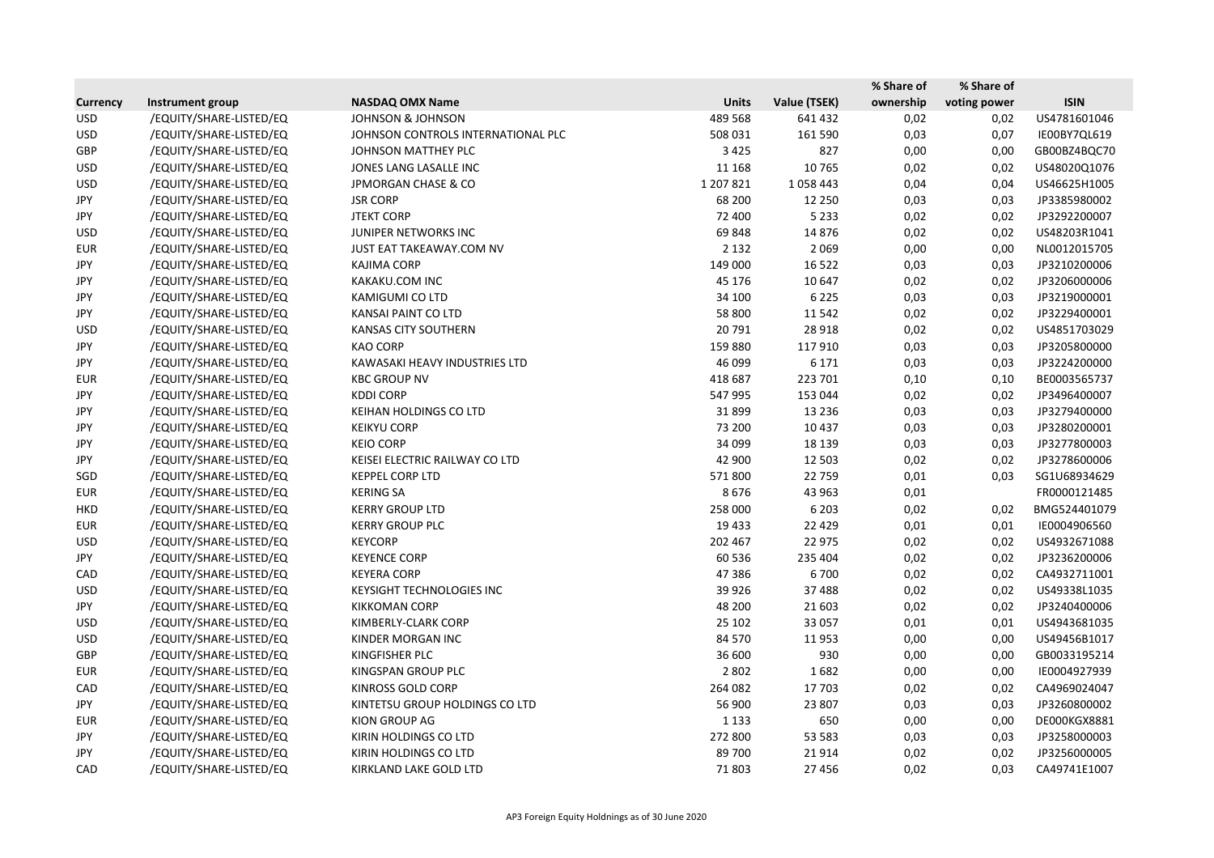| Currency | Instrument group | NASDAQ OMX Name | Units | Value (TSEK) | % Share of ownership | % Share of voting power | ISIN |
|---|---|---|---|---|---|---|---|
| USD | /EQUITY/SHARE-LISTED/EQ | JOHNSON & JOHNSON | 489 568 | 641 432 | 0,02 | 0,02 | US4781601046 |
| USD | /EQUITY/SHARE-LISTED/EQ | JOHNSON CONTROLS INTERNATIONAL PLC | 508 031 | 161 590 | 0,03 | 0,07 | IE00BY7QL619 |
| GBP | /EQUITY/SHARE-LISTED/EQ | JOHNSON MATTHEY PLC | 3 425 | 827 | 0,00 | 0,00 | GB00BZ4BQC70 |
| USD | /EQUITY/SHARE-LISTED/EQ | JONES LANG LASALLE INC | 11 168 | 10 765 | 0,02 | 0,02 | US48020Q1076 |
| USD | /EQUITY/SHARE-LISTED/EQ | JPMORGAN CHASE & CO | 1 207 821 | 1 058 443 | 0,04 | 0,04 | US46625H1005 |
| JPY | /EQUITY/SHARE-LISTED/EQ | JSR CORP | 68 200 | 12 250 | 0,03 | 0,03 | JP3385980002 |
| JPY | /EQUITY/SHARE-LISTED/EQ | JTEKT CORP | 72 400 | 5 233 | 0,02 | 0,02 | JP3292200007 |
| USD | /EQUITY/SHARE-LISTED/EQ | JUNIPER NETWORKS INC | 69 848 | 14 876 | 0,02 | 0,02 | US48203R1041 |
| EUR | /EQUITY/SHARE-LISTED/EQ | JUST EAT TAKEAWAY.COM NV | 2 132 | 2 069 | 0,00 | 0,00 | NL0012015705 |
| JPY | /EQUITY/SHARE-LISTED/EQ | KAJIMA CORP | 149 000 | 16 522 | 0,03 | 0,03 | JP3210200006 |
| JPY | /EQUITY/SHARE-LISTED/EQ | KAKAKU.COM INC | 45 176 | 10 647 | 0,02 | 0,02 | JP3206000006 |
| JPY | /EQUITY/SHARE-LISTED/EQ | KAMIGUMI CO LTD | 34 100 | 6 225 | 0,03 | 0,03 | JP3219000001 |
| JPY | /EQUITY/SHARE-LISTED/EQ | KANSAI PAINT CO LTD | 58 800 | 11 542 | 0,02 | 0,02 | JP3229400001 |
| USD | /EQUITY/SHARE-LISTED/EQ | KANSAS CITY SOUTHERN | 20 791 | 28 918 | 0,02 | 0,02 | US4851703029 |
| JPY | /EQUITY/SHARE-LISTED/EQ | KAO CORP | 159 880 | 117 910 | 0,03 | 0,03 | JP3205800000 |
| JPY | /EQUITY/SHARE-LISTED/EQ | KAWASAKI HEAVY INDUSTRIES LTD | 46 099 | 6 171 | 0,03 | 0,03 | JP3224200000 |
| EUR | /EQUITY/SHARE-LISTED/EQ | KBC GROUP NV | 418 687 | 223 701 | 0,10 | 0,10 | BE0003565737 |
| JPY | /EQUITY/SHARE-LISTED/EQ | KDDI CORP | 547 995 | 153 044 | 0,02 | 0,02 | JP3496400007 |
| JPY | /EQUITY/SHARE-LISTED/EQ | KEIHAN HOLDINGS CO LTD | 31 899 | 13 236 | 0,03 | 0,03 | JP3279400000 |
| JPY | /EQUITY/SHARE-LISTED/EQ | KEIKYU CORP | 73 200 | 10 437 | 0,03 | 0,03 | JP3280200001 |
| JPY | /EQUITY/SHARE-LISTED/EQ | KEIO CORP | 34 099 | 18 139 | 0,03 | 0,03 | JP3277800003 |
| JPY | /EQUITY/SHARE-LISTED/EQ | KEISEI ELECTRIC RAILWAY CO LTD | 42 900 | 12 503 | 0,02 | 0,02 | JP3278600006 |
| SGD | /EQUITY/SHARE-LISTED/EQ | KEPPEL CORP LTD | 571 800 | 22 759 | 0,01 | 0,03 | SG1U68934629 |
| EUR | /EQUITY/SHARE-LISTED/EQ | KERING SA | 8 676 | 43 963 | 0,01 | | FR0000121485 |
| HKD | /EQUITY/SHARE-LISTED/EQ | KERRY GROUP LTD | 258 000 | 6 203 | 0,02 | 0,02 | BMG524401079 |
| EUR | /EQUITY/SHARE-LISTED/EQ | KERRY GROUP PLC | 19 433 | 22 429 | 0,01 | 0,01 | IE0004906560 |
| USD | /EQUITY/SHARE-LISTED/EQ | KEYCORP | 202 467 | 22 975 | 0,02 | 0,02 | US4932671088 |
| JPY | /EQUITY/SHARE-LISTED/EQ | KEYENCE CORP | 60 536 | 235 404 | 0,02 | 0,02 | JP3236200006 |
| CAD | /EQUITY/SHARE-LISTED/EQ | KEYERA CORP | 47 386 | 6 700 | 0,02 | 0,02 | CA4932711001 |
| USD | /EQUITY/SHARE-LISTED/EQ | KEYSIGHT TECHNOLOGIES INC | 39 926 | 37 488 | 0,02 | 0,02 | US49338L1035 |
| JPY | /EQUITY/SHARE-LISTED/EQ | KIKKOMAN CORP | 48 200 | 21 603 | 0,02 | 0,02 | JP3240400006 |
| USD | /EQUITY/SHARE-LISTED/EQ | KIMBERLY-CLARK CORP | 25 102 | 33 057 | 0,01 | 0,01 | US4943681035 |
| USD | /EQUITY/SHARE-LISTED/EQ | KINDER MORGAN INC | 84 570 | 11 953 | 0,00 | 0,00 | US49456B1017 |
| GBP | /EQUITY/SHARE-LISTED/EQ | KINGFISHER PLC | 36 600 | 930 | 0,00 | 0,00 | GB0033195214 |
| EUR | /EQUITY/SHARE-LISTED/EQ | KINGSPAN GROUP PLC | 2 802 | 1 682 | 0,00 | 0,00 | IE0004927939 |
| CAD | /EQUITY/SHARE-LISTED/EQ | KINROSS GOLD CORP | 264 082 | 17 703 | 0,02 | 0,02 | CA4969024047 |
| JPY | /EQUITY/SHARE-LISTED/EQ | KINTETSU GROUP HOLDINGS CO LTD | 56 900 | 23 807 | 0,03 | 0,03 | JP3260800002 |
| EUR | /EQUITY/SHARE-LISTED/EQ | KION GROUP AG | 1 133 | 650 | 0,00 | 0,00 | DE000KGX8881 |
| JPY | /EQUITY/SHARE-LISTED/EQ | KIRIN HOLDINGS CO LTD | 272 800 | 53 583 | 0,03 | 0,03 | JP3258000003 |
| JPY | /EQUITY/SHARE-LISTED/EQ | KIRIN HOLDINGS CO LTD | 89 700 | 21 914 | 0,02 | 0,02 | JP3256000005 |
| CAD | /EQUITY/SHARE-LISTED/EQ | KIRKLAND LAKE GOLD LTD | 71 803 | 27 456 | 0,02 | 0,03 | CA49741E1007 |

AP3 Foreign Equity Holdnings as of 30 June 2020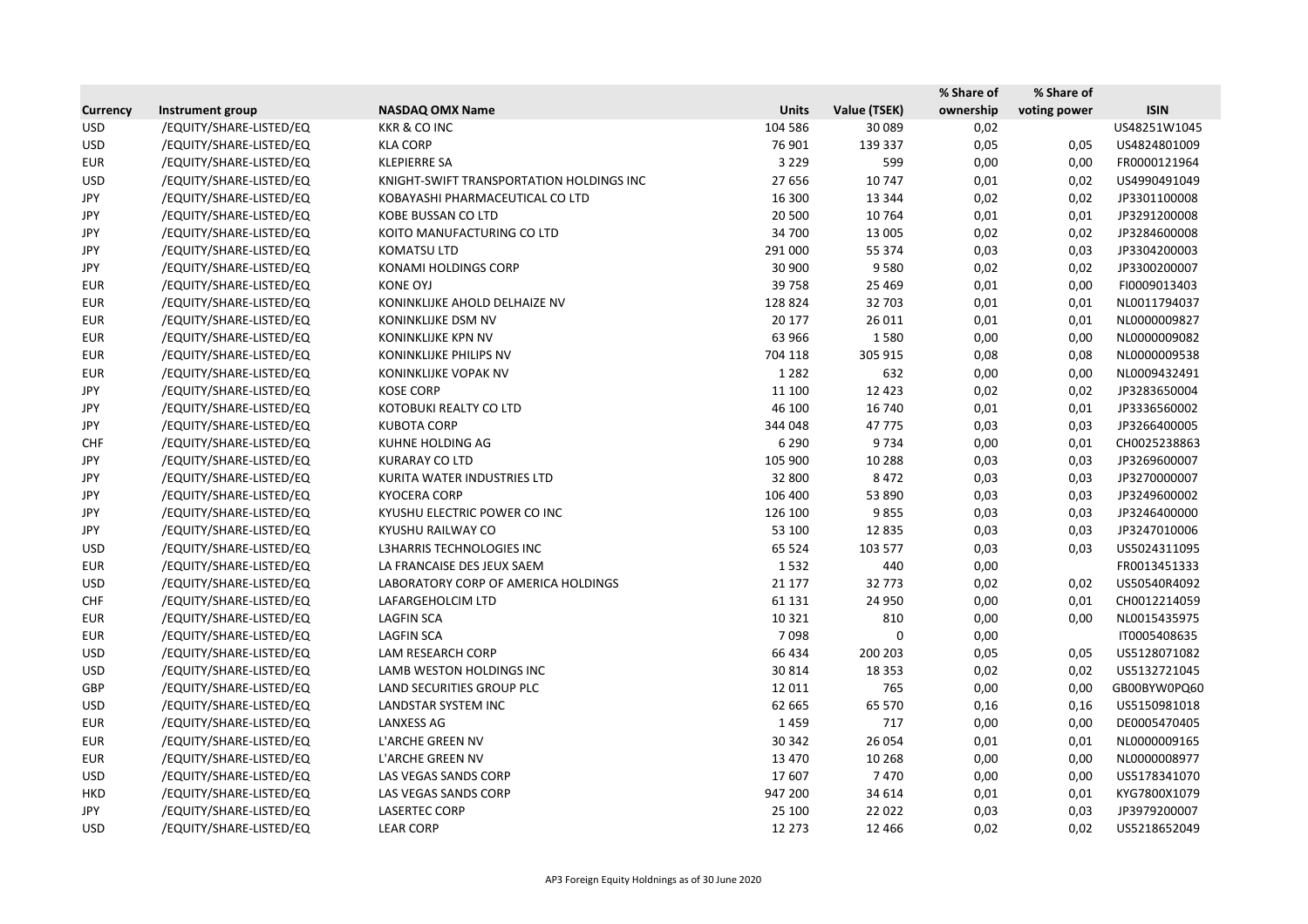| Currency | Instrument group | NASDAQ OMX Name | Units | Value (TSEK) | % Share of ownership | % Share of voting power | ISIN |
|---|---|---|---|---|---|---|---|
| USD | /EQUITY/SHARE-LISTED/EQ | KKR & CO INC | 104 586 | 30 089 | 0,02 | | US48251W1045 |
| USD | /EQUITY/SHARE-LISTED/EQ | KLA CORP | 76 901 | 139 337 | 0,05 | 0,05 | US4824801009 |
| EUR | /EQUITY/SHARE-LISTED/EQ | KLEPIERRE SA | 3 229 | 599 | 0,00 | 0,00 | FR0000121964 |
| USD | /EQUITY/SHARE-LISTED/EQ | KNIGHT-SWIFT TRANSPORTATION HOLDINGS INC | 27 656 | 10 747 | 0,01 | 0,02 | US4990491049 |
| JPY | /EQUITY/SHARE-LISTED/EQ | KOBAYASHI PHARMACEUTICAL CO LTD | 16 300 | 13 344 | 0,02 | 0,02 | JP3301100008 |
| JPY | /EQUITY/SHARE-LISTED/EQ | KOBE BUSSAN CO LTD | 20 500 | 10 764 | 0,01 | 0,01 | JP3291200008 |
| JPY | /EQUITY/SHARE-LISTED/EQ | KOITO MANUFACTURING CO LTD | 34 700 | 13 005 | 0,02 | 0,02 | JP3284600008 |
| JPY | /EQUITY/SHARE-LISTED/EQ | KOMATSU LTD | 291 000 | 55 374 | 0,03 | 0,03 | JP3304200003 |
| JPY | /EQUITY/SHARE-LISTED/EQ | KONAMI HOLDINGS CORP | 30 900 | 9 580 | 0,02 | 0,02 | JP3300200007 |
| EUR | /EQUITY/SHARE-LISTED/EQ | KONE OYJ | 39 758 | 25 469 | 0,01 | 0,00 | FI0009013403 |
| EUR | /EQUITY/SHARE-LISTED/EQ | KONINKLIJKE AHOLD DELHAIZE NV | 128 824 | 32 703 | 0,01 | 0,01 | NL0011794037 |
| EUR | /EQUITY/SHARE-LISTED/EQ | KONINKLIJKE DSM NV | 20 177 | 26 011 | 0,01 | 0,01 | NL0000009827 |
| EUR | /EQUITY/SHARE-LISTED/EQ | KONINKLIJKE KPN NV | 63 966 | 1 580 | 0,00 | 0,00 | NL0000009082 |
| EUR | /EQUITY/SHARE-LISTED/EQ | KONINKLIJKE PHILIPS NV | 704 118 | 305 915 | 0,08 | 0,08 | NL0000009538 |
| EUR | /EQUITY/SHARE-LISTED/EQ | KONINKLIJKE VOPAK NV | 1 282 | 632 | 0,00 | 0,00 | NL0009432491 |
| JPY | /EQUITY/SHARE-LISTED/EQ | KOSE CORP | 11 100 | 12 423 | 0,02 | 0,02 | JP3283650004 |
| JPY | /EQUITY/SHARE-LISTED/EQ | KOTOBUKI REALTY CO LTD | 46 100 | 16 740 | 0,01 | 0,01 | JP3336560002 |
| JPY | /EQUITY/SHARE-LISTED/EQ | KUBOTA CORP | 344 048 | 47 775 | 0,03 | 0,03 | JP3266400005 |
| CHF | /EQUITY/SHARE-LISTED/EQ | KUHNE HOLDING AG | 6 290 | 9 734 | 0,00 | 0,01 | CH0025238863 |
| JPY | /EQUITY/SHARE-LISTED/EQ | KURARAY CO LTD | 105 900 | 10 288 | 0,03 | 0,03 | JP3269600007 |
| JPY | /EQUITY/SHARE-LISTED/EQ | KURITA WATER INDUSTRIES LTD | 32 800 | 8 472 | 0,03 | 0,03 | JP3270000007 |
| JPY | /EQUITY/SHARE-LISTED/EQ | KYOCERA CORP | 106 400 | 53 890 | 0,03 | 0,03 | JP3249600002 |
| JPY | /EQUITY/SHARE-LISTED/EQ | KYUSHU ELECTRIC POWER CO INC | 126 100 | 9 855 | 0,03 | 0,03 | JP3246400000 |
| JPY | /EQUITY/SHARE-LISTED/EQ | KYUSHU RAILWAY CO | 53 100 | 12 835 | 0,03 | 0,03 | JP3247010006 |
| USD | /EQUITY/SHARE-LISTED/EQ | L3HARRIS TECHNOLOGIES INC | 65 524 | 103 577 | 0,03 | 0,03 | US5024311095 |
| EUR | /EQUITY/SHARE-LISTED/EQ | LA FRANCAISE DES JEUX SAEM | 1 532 | 440 | 0,00 | | FR0013451333 |
| USD | /EQUITY/SHARE-LISTED/EQ | LABORATORY CORP OF AMERICA HOLDINGS | 21 177 | 32 773 | 0,02 | 0,02 | US50540R4092 |
| CHF | /EQUITY/SHARE-LISTED/EQ | LAFARGEHOLCIM LTD | 61 131 | 24 950 | 0,00 | 0,01 | CH0012214059 |
| EUR | /EQUITY/SHARE-LISTED/EQ | LAGFIN SCA | 10 321 | 810 | 0,00 | 0,00 | NL0015435975 |
| EUR | /EQUITY/SHARE-LISTED/EQ | LAGFIN SCA | 7 098 | 0 | 0,00 | | IT0005408635 |
| USD | /EQUITY/SHARE-LISTED/EQ | LAM RESEARCH CORP | 66 434 | 200 203 | 0,05 | 0,05 | US5128071082 |
| USD | /EQUITY/SHARE-LISTED/EQ | LAMB WESTON HOLDINGS INC | 30 814 | 18 353 | 0,02 | 0,02 | US5132721045 |
| GBP | /EQUITY/SHARE-LISTED/EQ | LAND SECURITIES GROUP PLC | 12 011 | 765 | 0,00 | 0,00 | GB00BYW0PQ60 |
| USD | /EQUITY/SHARE-LISTED/EQ | LANDSTAR SYSTEM INC | 62 665 | 65 570 | 0,16 | 0,16 | US5150981018 |
| EUR | /EQUITY/SHARE-LISTED/EQ | LANXESS AG | 1 459 | 717 | 0,00 | 0,00 | DE0005470405 |
| EUR | /EQUITY/SHARE-LISTED/EQ | L'ARCHE GREEN NV | 30 342 | 26 054 | 0,01 | 0,01 | NL0000009165 |
| EUR | /EQUITY/SHARE-LISTED/EQ | L'ARCHE GREEN NV | 13 470 | 10 268 | 0,00 | 0,00 | NL0000008977 |
| USD | /EQUITY/SHARE-LISTED/EQ | LAS VEGAS SANDS CORP | 17 607 | 7 470 | 0,00 | 0,00 | US5178341070 |
| HKD | /EQUITY/SHARE-LISTED/EQ | LAS VEGAS SANDS CORP | 947 200 | 34 614 | 0,01 | 0,01 | KYG7800X1079 |
| JPY | /EQUITY/SHARE-LISTED/EQ | LASERTEC CORP | 25 100 | 22 022 | 0,03 | 0,03 | JP3979200007 |
| USD | /EQUITY/SHARE-LISTED/EQ | LEAR CORP | 12 273 | 12 466 | 0,02 | 0,02 | US5218652049 |

AP3 Foreign Equity Holdnings as of 30 June 2020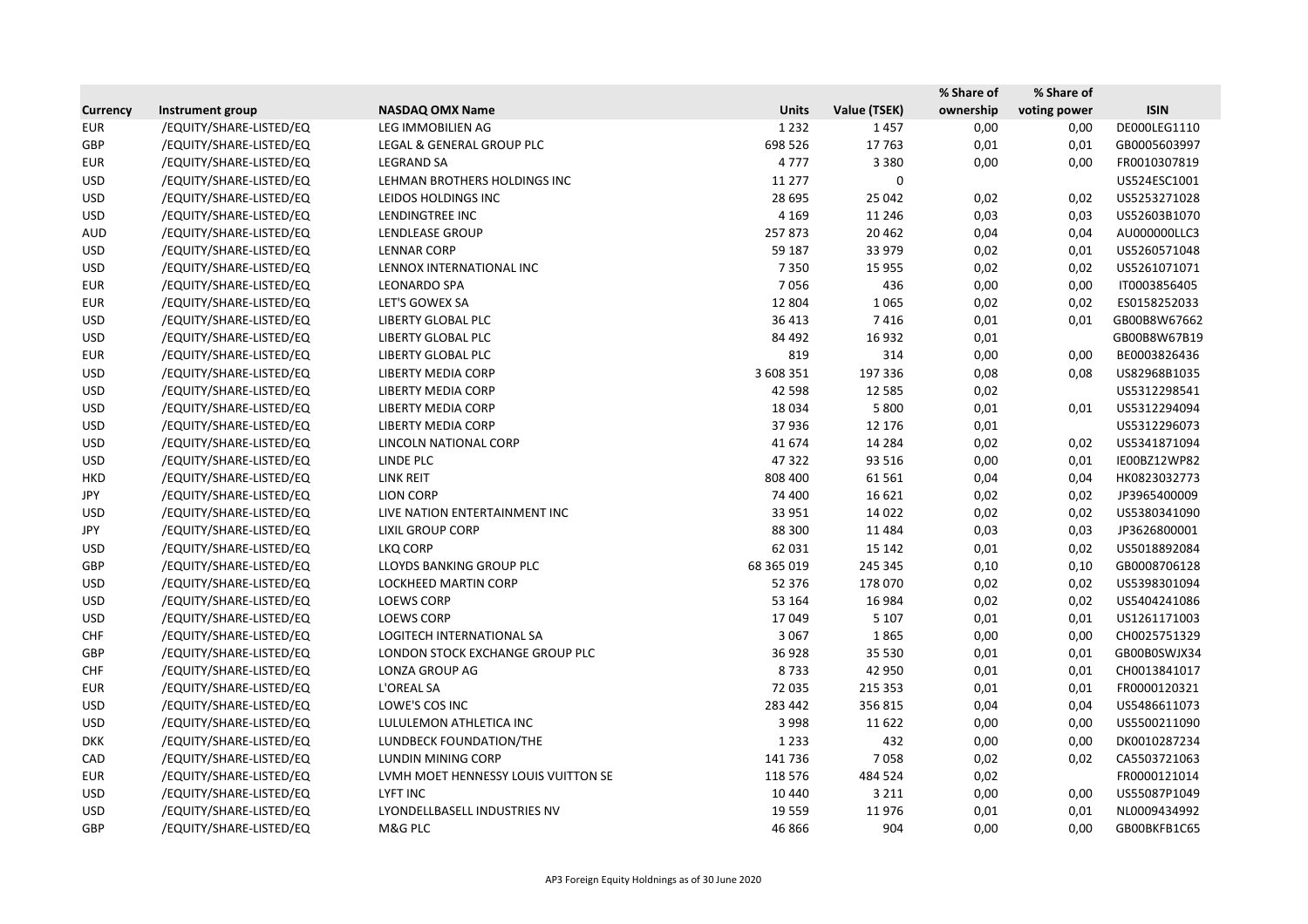| Currency | Instrument group | NASDAQ OMX Name | Units | Value (TSEK) | % Share of ownership | % Share of voting power | ISIN |
|---|---|---|---|---|---|---|---|
| EUR | /EQUITY/SHARE-LISTED/EQ | LEG IMMOBILIEN AG | 1 232 | 1 457 | 0,00 | 0,00 | DE000LEG1110 |
| GBP | /EQUITY/SHARE-LISTED/EQ | LEGAL & GENERAL GROUP PLC | 698 526 | 17 763 | 0,01 | 0,01 | GB0005603997 |
| EUR | /EQUITY/SHARE-LISTED/EQ | LEGRAND SA | 4 777 | 3 380 | 0,00 | 0,00 | FR0010307819 |
| USD | /EQUITY/SHARE-LISTED/EQ | LEHMAN BROTHERS HOLDINGS INC | 11 277 | 0 | | | US524ESC1001 |
| USD | /EQUITY/SHARE-LISTED/EQ | LEIDOS HOLDINGS INC | 28 695 | 25 042 | 0,02 | 0,02 | US5253271028 |
| USD | /EQUITY/SHARE-LISTED/EQ | LENDINGTREE INC | 4 169 | 11 246 | 0,03 | 0,03 | US52603B1070 |
| AUD | /EQUITY/SHARE-LISTED/EQ | LENDLEASE GROUP | 257 873 | 20 462 | 0,04 | 0,04 | AU000000LLC3 |
| USD | /EQUITY/SHARE-LISTED/EQ | LENNAR CORP | 59 187 | 33 979 | 0,02 | 0,01 | US5260571048 |
| USD | /EQUITY/SHARE-LISTED/EQ | LENNOX INTERNATIONAL INC | 7 350 | 15 955 | 0,02 | 0,02 | US5261071071 |
| EUR | /EQUITY/SHARE-LISTED/EQ | LEONARDO SPA | 7 056 | 436 | 0,00 | 0,00 | IT0003856405 |
| EUR | /EQUITY/SHARE-LISTED/EQ | LET'S GOWEX SA | 12 804 | 1 065 | 0,02 | 0,02 | ES0158252033 |
| USD | /EQUITY/SHARE-LISTED/EQ | LIBERTY GLOBAL PLC | 36 413 | 7 416 | 0,01 | 0,01 | GB00B8W67662 |
| USD | /EQUITY/SHARE-LISTED/EQ | LIBERTY GLOBAL PLC | 84 492 | 16 932 | 0,01 | | GB00B8W67B19 |
| EUR | /EQUITY/SHARE-LISTED/EQ | LIBERTY GLOBAL PLC | 819 | 314 | 0,00 | 0,00 | BE0003826436 |
| USD | /EQUITY/SHARE-LISTED/EQ | LIBERTY MEDIA CORP | 3 608 351 | 197 336 | 0,08 | 0,08 | US82968B1035 |
| USD | /EQUITY/SHARE-LISTED/EQ | LIBERTY MEDIA CORP | 42 598 | 12 585 | 0,02 | | US5312298541 |
| USD | /EQUITY/SHARE-LISTED/EQ | LIBERTY MEDIA CORP | 18 034 | 5 800 | 0,01 | 0,01 | US5312294094 |
| USD | /EQUITY/SHARE-LISTED/EQ | LIBERTY MEDIA CORP | 37 936 | 12 176 | 0,01 | | US5312296073 |
| USD | /EQUITY/SHARE-LISTED/EQ | LINCOLN NATIONAL CORP | 41 674 | 14 284 | 0,02 | 0,02 | US5341871094 |
| USD | /EQUITY/SHARE-LISTED/EQ | LINDE PLC | 47 322 | 93 516 | 0,00 | 0,01 | IE00BZ12WP82 |
| HKD | /EQUITY/SHARE-LISTED/EQ | LINK REIT | 808 400 | 61 561 | 0,04 | 0,04 | HK0823032773 |
| JPY | /EQUITY/SHARE-LISTED/EQ | LION CORP | 74 400 | 16 621 | 0,02 | 0,02 | JP3965400009 |
| USD | /EQUITY/SHARE-LISTED/EQ | LIVE NATION ENTERTAINMENT INC | 33 951 | 14 022 | 0,02 | 0,02 | US5380341090 |
| JPY | /EQUITY/SHARE-LISTED/EQ | LIXIL GROUP CORP | 88 300 | 11 484 | 0,03 | 0,03 | JP3626800001 |
| USD | /EQUITY/SHARE-LISTED/EQ | LKQ CORP | 62 031 | 15 142 | 0,01 | 0,02 | US5018892084 |
| GBP | /EQUITY/SHARE-LISTED/EQ | LLOYDS BANKING GROUP PLC | 68 365 019 | 245 345 | 0,10 | 0,10 | GB0008706128 |
| USD | /EQUITY/SHARE-LISTED/EQ | LOCKHEED MARTIN CORP | 52 376 | 178 070 | 0,02 | 0,02 | US5398301094 |
| USD | /EQUITY/SHARE-LISTED/EQ | LOEWS CORP | 53 164 | 16 984 | 0,02 | 0,02 | US5404241086 |
| USD | /EQUITY/SHARE-LISTED/EQ | LOEWS CORP | 17 049 | 5 107 | 0,01 | 0,01 | US1261171003 |
| CHF | /EQUITY/SHARE-LISTED/EQ | LOGITECH INTERNATIONAL SA | 3 067 | 1 865 | 0,00 | 0,00 | CH0025751329 |
| GBP | /EQUITY/SHARE-LISTED/EQ | LONDON STOCK EXCHANGE GROUP PLC | 36 928 | 35 530 | 0,01 | 0,01 | GB00B0SWJX34 |
| CHF | /EQUITY/SHARE-LISTED/EQ | LONZA GROUP AG | 8 733 | 42 950 | 0,01 | 0,01 | CH0013841017 |
| EUR | /EQUITY/SHARE-LISTED/EQ | L'OREAL SA | 72 035 | 215 353 | 0,01 | 0,01 | FR0000120321 |
| USD | /EQUITY/SHARE-LISTED/EQ | LOWE'S COS INC | 283 442 | 356 815 | 0,04 | 0,04 | US5486611073 |
| USD | /EQUITY/SHARE-LISTED/EQ | LULULEMON ATHLETICA INC | 3 998 | 11 622 | 0,00 | 0,00 | US5500211090 |
| DKK | /EQUITY/SHARE-LISTED/EQ | LUNDBECK FOUNDATION/THE | 1 233 | 432 | 0,00 | 0,00 | DK0010287234 |
| CAD | /EQUITY/SHARE-LISTED/EQ | LUNDIN MINING CORP | 141 736 | 7 058 | 0,02 | 0,02 | CA5503721063 |
| EUR | /EQUITY/SHARE-LISTED/EQ | LVMH MOET HENNESSY LOUIS VUITTON SE | 118 576 | 484 524 | 0,02 | | FR0000121014 |
| USD | /EQUITY/SHARE-LISTED/EQ | LYFT INC | 10 440 | 3 211 | 0,00 | 0,00 | US55087P1049 |
| USD | /EQUITY/SHARE-LISTED/EQ | LYONDELLBASELL INDUSTRIES NV | 19 559 | 11 976 | 0,01 | 0,01 | NL0009434992 |
| GBP | /EQUITY/SHARE-LISTED/EQ | M&G PLC | 46 866 | 904 | 0,00 | 0,00 | GB00BKFB1C65 |

AP3 Foreign Equity Holdnings as of 30 June 2020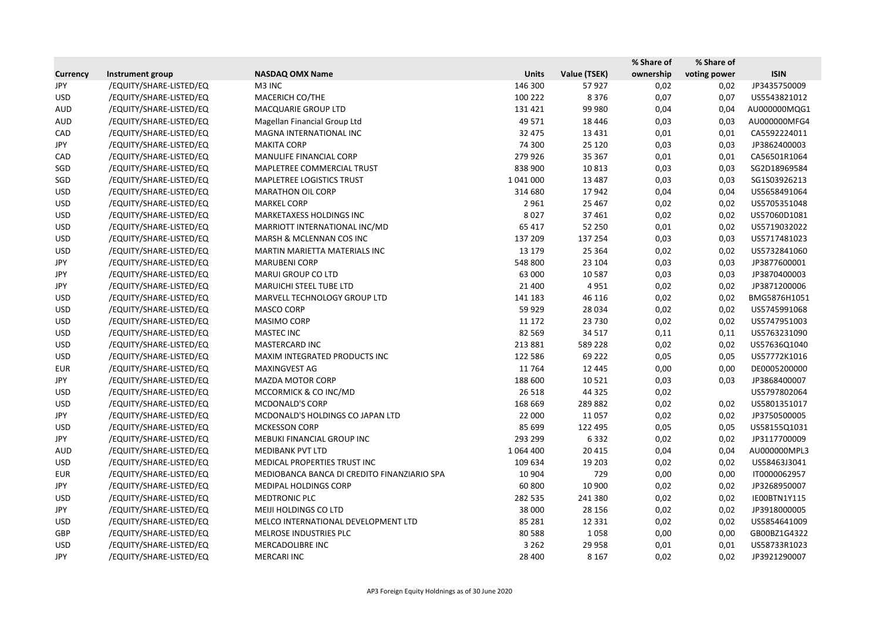| Currency | Instrument group | NASDAQ OMX Name | Units | Value (TSEK) | % Share of ownership | % Share of voting power | ISIN |
|---|---|---|---|---|---|---|---|
| JPY | /EQUITY/SHARE-LISTED/EQ | M3 INC | 146 300 | 57 927 | 0,02 | 0,02 | JP3435750009 |
| USD | /EQUITY/SHARE-LISTED/EQ | MACERICH CO/THE | 100 222 | 8 376 | 0,07 | 0,07 | US5543821012 |
| AUD | /EQUITY/SHARE-LISTED/EQ | MACQUARIE GROUP LTD | 131 421 | 99 980 | 0,04 | 0,04 | AU000000MQG1 |
| AUD | /EQUITY/SHARE-LISTED/EQ | Magellan Financial Group Ltd | 49 571 | 18 446 | 0,03 | 0,03 | AU000000MFG4 |
| CAD | /EQUITY/SHARE-LISTED/EQ | MAGNA INTERNATIONAL INC | 32 475 | 13 431 | 0,01 | 0,01 | CA5592224011 |
| JPY | /EQUITY/SHARE-LISTED/EQ | MAKITA CORP | 74 300 | 25 120 | 0,03 | 0,03 | JP3862400003 |
| CAD | /EQUITY/SHARE-LISTED/EQ | MANULIFE FINANCIAL CORP | 279 926 | 35 367 | 0,01 | 0,01 | CA56501R1064 |
| SGD | /EQUITY/SHARE-LISTED/EQ | MAPLETREE COMMERCIAL TRUST | 838 900 | 10 813 | 0,03 | 0,03 | SG2D18969584 |
| SGD | /EQUITY/SHARE-LISTED/EQ | MAPLETREE LOGISTICS TRUST | 1 041 000 | 13 487 | 0,03 | 0,03 | SG1S03926213 |
| USD | /EQUITY/SHARE-LISTED/EQ | MARATHON OIL CORP | 314 680 | 17 942 | 0,04 | 0,04 | US5658491064 |
| USD | /EQUITY/SHARE-LISTED/EQ | MARKEL CORP | 2 961 | 25 467 | 0,02 | 0,02 | US5705351048 |
| USD | /EQUITY/SHARE-LISTED/EQ | MARKETAXESS HOLDINGS INC | 8 027 | 37 461 | 0,02 | 0,02 | US57060D1081 |
| USD | /EQUITY/SHARE-LISTED/EQ | MARRIOTT INTERNATIONAL INC/MD | 65 417 | 52 250 | 0,01 | 0,02 | US5719032022 |
| USD | /EQUITY/SHARE-LISTED/EQ | MARSH & MCLENNAN COS INC | 137 209 | 137 254 | 0,03 | 0,03 | US5717481023 |
| USD | /EQUITY/SHARE-LISTED/EQ | MARTIN MARIETTA MATERIALS INC | 13 179 | 25 364 | 0,02 | 0,02 | US5732841060 |
| JPY | /EQUITY/SHARE-LISTED/EQ | MARUBENI CORP | 548 800 | 23 104 | 0,03 | 0,03 | JP3877600001 |
| JPY | /EQUITY/SHARE-LISTED/EQ | MARUI GROUP CO LTD | 63 000 | 10 587 | 0,03 | 0,03 | JP3870400003 |
| JPY | /EQUITY/SHARE-LISTED/EQ | MARUICHI STEEL TUBE LTD | 21 400 | 4 951 | 0,02 | 0,02 | JP3871200006 |
| USD | /EQUITY/SHARE-LISTED/EQ | MARVELL TECHNOLOGY GROUP LTD | 141 183 | 46 116 | 0,02 | 0,02 | BMG5876H1051 |
| USD | /EQUITY/SHARE-LISTED/EQ | MASCO CORP | 59 929 | 28 034 | 0,02 | 0,02 | US5745991068 |
| USD | /EQUITY/SHARE-LISTED/EQ | MASIMO CORP | 11 172 | 23 730 | 0,02 | 0,02 | US5747951003 |
| USD | /EQUITY/SHARE-LISTED/EQ | MASTEC INC | 82 569 | 34 517 | 0,11 | 0,11 | US5763231090 |
| USD | /EQUITY/SHARE-LISTED/EQ | MASTERCARD INC | 213 881 | 589 228 | 0,02 | 0,02 | US57636Q1040 |
| USD | /EQUITY/SHARE-LISTED/EQ | MAXIM INTEGRATED PRODUCTS INC | 122 586 | 69 222 | 0,05 | 0,05 | US57772K1016 |
| EUR | /EQUITY/SHARE-LISTED/EQ | MAXINGVEST AG | 11 764 | 12 445 | 0,00 | 0,00 | DE0005200000 |
| JPY | /EQUITY/SHARE-LISTED/EQ | MAZDA MOTOR CORP | 188 600 | 10 521 | 0,03 | 0,03 | JP3868400007 |
| USD | /EQUITY/SHARE-LISTED/EQ | MCCORMICK & CO INC/MD | 26 518 | 44 325 | 0,02 | | US5797802064 |
| USD | /EQUITY/SHARE-LISTED/EQ | MCDONALD'S CORP | 168 669 | 289 882 | 0,02 | 0,02 | US5801351017 |
| JPY | /EQUITY/SHARE-LISTED/EQ | MCDONALD'S HOLDINGS CO JAPAN LTD | 22 000 | 11 057 | 0,02 | 0,02 | JP3750500005 |
| USD | /EQUITY/SHARE-LISTED/EQ | MCKESSON CORP | 85 699 | 122 495 | 0,05 | 0,05 | US58155Q1031 |
| JPY | /EQUITY/SHARE-LISTED/EQ | MEBUKI FINANCIAL GROUP INC | 293 299 | 6 332 | 0,02 | 0,02 | JP3117700009 |
| AUD | /EQUITY/SHARE-LISTED/EQ | MEDIBANK PVT LTD | 1 064 400 | 20 415 | 0,04 | 0,04 | AU000000MPL3 |
| USD | /EQUITY/SHARE-LISTED/EQ | MEDICAL PROPERTIES TRUST INC | 109 634 | 19 203 | 0,02 | 0,02 | US58463J3041 |
| EUR | /EQUITY/SHARE-LISTED/EQ | MEDIOBANCA BANCA DI CREDITO FINANZIARIO SPA | 10 904 | 729 | 0,00 | 0,00 | IT0000062957 |
| JPY | /EQUITY/SHARE-LISTED/EQ | MEDIPAL HOLDINGS CORP | 60 800 | 10 900 | 0,02 | 0,02 | JP3268950007 |
| USD | /EQUITY/SHARE-LISTED/EQ | MEDTRONIC PLC | 282 535 | 241 380 | 0,02 | 0,02 | IE00BTN1Y115 |
| JPY | /EQUITY/SHARE-LISTED/EQ | MEIJI HOLDINGS CO LTD | 38 000 | 28 156 | 0,02 | 0,02 | JP3918000005 |
| USD | /EQUITY/SHARE-LISTED/EQ | MELCO INTERNATIONAL DEVELOPMENT LTD | 85 281 | 12 331 | 0,02 | 0,02 | US5854641009 |
| GBP | /EQUITY/SHARE-LISTED/EQ | MELROSE INDUSTRIES PLC | 80 588 | 1 058 | 0,00 | 0,00 | GB00BZ1G4322 |
| USD | /EQUITY/SHARE-LISTED/EQ | MERCADOLIBRE INC | 3 262 | 29 958 | 0,01 | 0,01 | US58733R1023 |
| JPY | /EQUITY/SHARE-LISTED/EQ | MERCARI INC | 28 400 | 8 167 | 0,02 | 0,02 | JP3921290007 |

AP3 Foreign Equity Holdnings as of 30 June 2020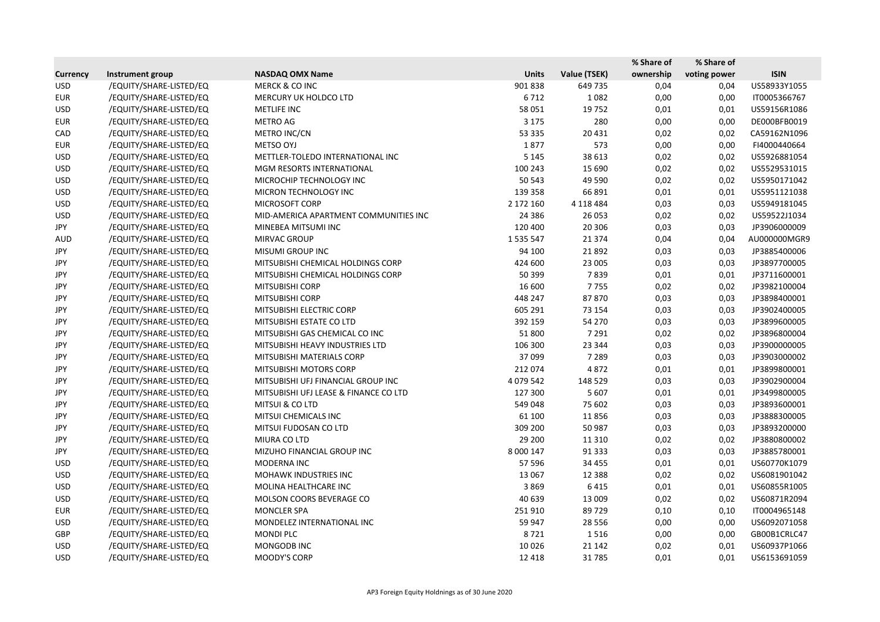| Currency | Instrument group | NASDAQ OMX Name | Units | Value (TSEK) | % Share of ownership | % Share of voting power | ISIN |
|---|---|---|---|---|---|---|---|
| USD | /EQUITY/SHARE-LISTED/EQ | MERCK & CO INC | 901 838 | 649 735 | 0,04 | 0,04 | US58933Y1055 |
| EUR | /EQUITY/SHARE-LISTED/EQ | MERCURY UK HOLDCO LTD | 6 712 | 1 082 | 0,00 | 0,00 | IT0005366767 |
| USD | /EQUITY/SHARE-LISTED/EQ | METLIFE INC | 58 051 | 19 752 | 0,01 | 0,01 | US59156R1086 |
| EUR | /EQUITY/SHARE-LISTED/EQ | METRO AG | 3 175 | 280 | 0,00 | 0,00 | DE000BFB0019 |
| CAD | /EQUITY/SHARE-LISTED/EQ | METRO INC/CN | 53 335 | 20 431 | 0,02 | 0,02 | CA59162N1096 |
| EUR | /EQUITY/SHARE-LISTED/EQ | METSO OYJ | 1 877 | 573 | 0,00 | 0,00 | FI4000440664 |
| USD | /EQUITY/SHARE-LISTED/EQ | METTLER-TOLEDO INTERNATIONAL INC | 5 145 | 38 613 | 0,02 | 0,02 | US5926881054 |
| USD | /EQUITY/SHARE-LISTED/EQ | MGM RESORTS INTERNATIONAL | 100 243 | 15 690 | 0,02 | 0,02 | US5529531015 |
| USD | /EQUITY/SHARE-LISTED/EQ | MICROCHIP TECHNOLOGY INC | 50 543 | 49 590 | 0,02 | 0,02 | US5950171042 |
| USD | /EQUITY/SHARE-LISTED/EQ | MICRON TECHNOLOGY INC | 139 358 | 66 891 | 0,01 | 0,01 | US5951121038 |
| USD | /EQUITY/SHARE-LISTED/EQ | MICROSOFT CORP | 2 172 160 | 4 118 484 | 0,03 | 0,03 | US5949181045 |
| USD | /EQUITY/SHARE-LISTED/EQ | MID-AMERICA APARTMENT COMMUNITIES INC | 24 386 | 26 053 | 0,02 | 0,02 | US59522J1034 |
| JPY | /EQUITY/SHARE-LISTED/EQ | MINEBEA MITSUMI INC | 120 400 | 20 306 | 0,03 | 0,03 | JP3906000009 |
| AUD | /EQUITY/SHARE-LISTED/EQ | MIRVAC GROUP | 1 535 547 | 21 374 | 0,04 | 0,04 | AU000000MGR9 |
| JPY | /EQUITY/SHARE-LISTED/EQ | MISUMI GROUP INC | 94 100 | 21 892 | 0,03 | 0,03 | JP3885400006 |
| JPY | /EQUITY/SHARE-LISTED/EQ | MITSUBISHI CHEMICAL HOLDINGS CORP | 424 600 | 23 005 | 0,03 | 0,03 | JP3897700005 |
| JPY | /EQUITY/SHARE-LISTED/EQ | MITSUBISHI CHEMICAL HOLDINGS CORP | 50 399 | 7 839 | 0,01 | 0,01 | JP3711600001 |
| JPY | /EQUITY/SHARE-LISTED/EQ | MITSUBISHI CORP | 16 600 | 7 755 | 0,02 | 0,02 | JP3982100004 |
| JPY | /EQUITY/SHARE-LISTED/EQ | MITSUBISHI CORP | 448 247 | 87 870 | 0,03 | 0,03 | JP3898400001 |
| JPY | /EQUITY/SHARE-LISTED/EQ | MITSUBISHI ELECTRIC CORP | 605 291 | 73 154 | 0,03 | 0,03 | JP3902400005 |
| JPY | /EQUITY/SHARE-LISTED/EQ | MITSUBISHI ESTATE CO LTD | 392 159 | 54 270 | 0,03 | 0,03 | JP3899600005 |
| JPY | /EQUITY/SHARE-LISTED/EQ | MITSUBISHI GAS CHEMICAL CO INC | 51 800 | 7 291 | 0,02 | 0,02 | JP3896800004 |
| JPY | /EQUITY/SHARE-LISTED/EQ | MITSUBISHI HEAVY INDUSTRIES LTD | 106 300 | 23 344 | 0,03 | 0,03 | JP3900000005 |
| JPY | /EQUITY/SHARE-LISTED/EQ | MITSUBISHI MATERIALS CORP | 37 099 | 7 289 | 0,03 | 0,03 | JP3903000002 |
| JPY | /EQUITY/SHARE-LISTED/EQ | MITSUBISHI MOTORS CORP | 212 074 | 4 872 | 0,01 | 0,01 | JP3899800001 |
| JPY | /EQUITY/SHARE-LISTED/EQ | MITSUBISHI UFJ FINANCIAL GROUP INC | 4 079 542 | 148 529 | 0,03 | 0,03 | JP3902900004 |
| JPY | /EQUITY/SHARE-LISTED/EQ | MITSUBISHI UFJ LEASE & FINANCE CO LTD | 127 300 | 5 607 | 0,01 | 0,01 | JP3499800005 |
| JPY | /EQUITY/SHARE-LISTED/EQ | MITSUI & CO LTD | 549 048 | 75 602 | 0,03 | 0,03 | JP3893600001 |
| JPY | /EQUITY/SHARE-LISTED/EQ | MITSUI CHEMICALS INC | 61 100 | 11 856 | 0,03 | 0,03 | JP3888300005 |
| JPY | /EQUITY/SHARE-LISTED/EQ | MITSUI FUDOSAN CO LTD | 309 200 | 50 987 | 0,03 | 0,03 | JP3893200000 |
| JPY | /EQUITY/SHARE-LISTED/EQ | MIURA CO LTD | 29 200 | 11 310 | 0,02 | 0,02 | JP3880800002 |
| JPY | /EQUITY/SHARE-LISTED/EQ | MIZUHO FINANCIAL GROUP INC | 8 000 147 | 91 333 | 0,03 | 0,03 | JP3885780001 |
| USD | /EQUITY/SHARE-LISTED/EQ | MODERNA INC | 57 596 | 34 455 | 0,01 | 0,01 | US60770K1079 |
| USD | /EQUITY/SHARE-LISTED/EQ | MOHAWK INDUSTRIES INC | 13 067 | 12 388 | 0,02 | 0,02 | US6081901042 |
| USD | /EQUITY/SHARE-LISTED/EQ | MOLINA HEALTHCARE INC | 3 869 | 6 415 | 0,01 | 0,01 | US60855R1005 |
| USD | /EQUITY/SHARE-LISTED/EQ | MOLSON COORS BEVERAGE CO | 40 639 | 13 009 | 0,02 | 0,02 | US60871R2094 |
| EUR | /EQUITY/SHARE-LISTED/EQ | MONCLER SPA | 251 910 | 89 729 | 0,10 | 0,10 | IT0004965148 |
| USD | /EQUITY/SHARE-LISTED/EQ | MONDELEZ INTERNATIONAL INC | 59 947 | 28 556 | 0,00 | 0,00 | US6092071058 |
| GBP | /EQUITY/SHARE-LISTED/EQ | MONDI PLC | 8 721 | 1 516 | 0,00 | 0,00 | GB00B1CRLC47 |
| USD | /EQUITY/SHARE-LISTED/EQ | MONGODB INC | 10 026 | 21 142 | 0,02 | 0,01 | US60937P1066 |
| USD | /EQUITY/SHARE-LISTED/EQ | MOODY'S CORP | 12 418 | 31 785 | 0,01 | 0,01 | US6153691059 |

AP3 Foreign Equity Holdnings as of 30 June 2020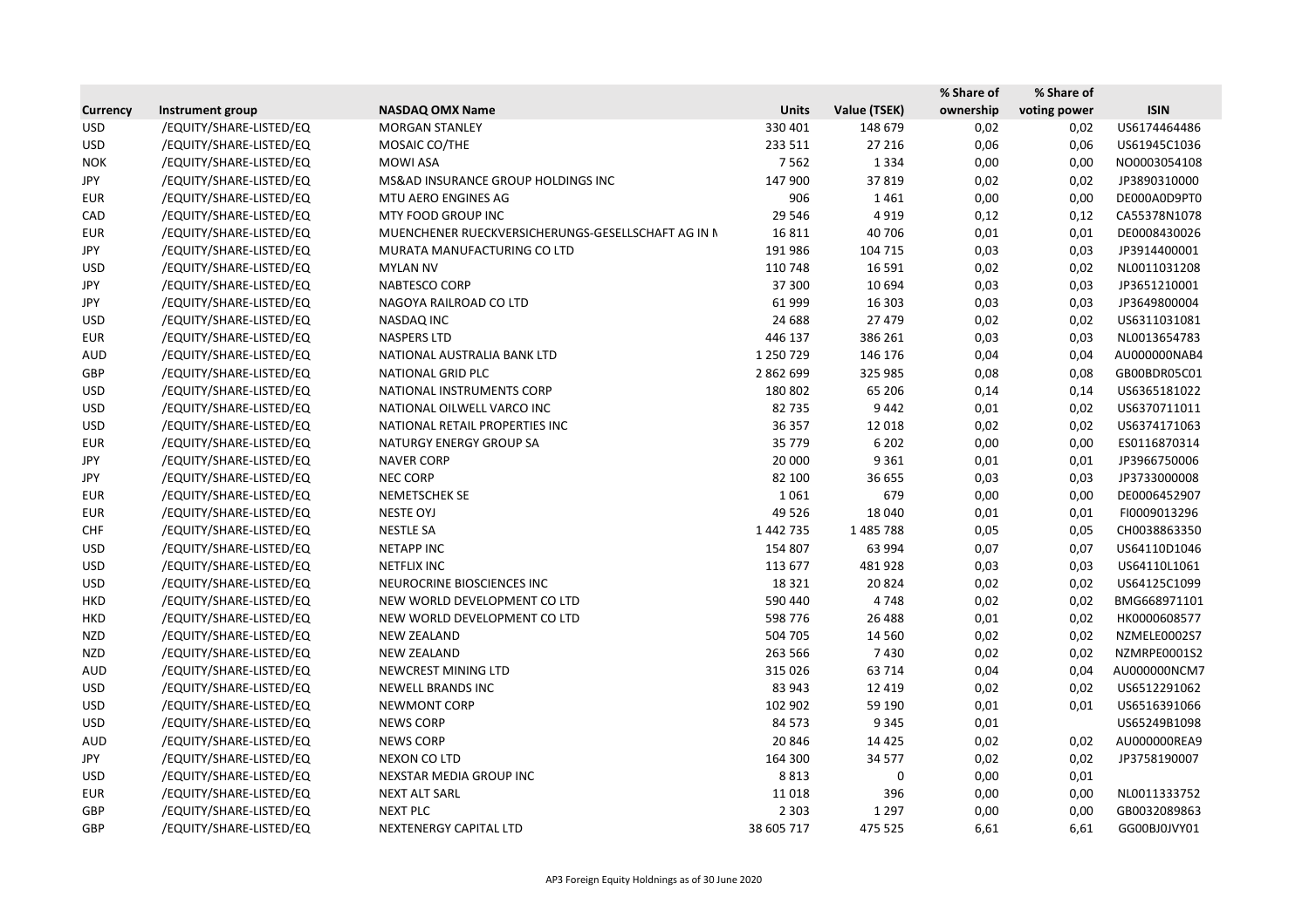| Currency | Instrument group | NASDAQ OMX Name | Units | Value (TSEK) | % Share of ownership | % Share of voting power | ISIN |
|---|---|---|---|---|---|---|---|
| USD | /EQUITY/SHARE-LISTED/EQ | MORGAN STANLEY | 330 401 | 148 679 | 0,02 | 0,02 | US6174464486 |
| USD | /EQUITY/SHARE-LISTED/EQ | MOSAIC CO/THE | 233 511 | 27 216 | 0,06 | 0,06 | US61945C1036 |
| NOK | /EQUITY/SHARE-LISTED/EQ | MOWI ASA | 7 562 | 1 334 | 0,00 | 0,00 | NO0003054108 |
| JPY | /EQUITY/SHARE-LISTED/EQ | MS&AD INSURANCE GROUP HOLDINGS INC | 147 900 | 37 819 | 0,02 | 0,02 | JP3890310000 |
| EUR | /EQUITY/SHARE-LISTED/EQ | MTU AERO ENGINES AG | 906 | 1 461 | 0,00 | 0,00 | DE000A0D9PT0 |
| CAD | /EQUITY/SHARE-LISTED/EQ | MTY FOOD GROUP INC | 29 546 | 4 919 | 0,12 | 0,12 | CA55378N1078 |
| EUR | /EQUITY/SHARE-LISTED/EQ | MUENCHENER RUECKVERSICHERUNGS-GESELLSCHAFT AG IN M | 16 811 | 40 706 | 0,01 | 0,01 | DE0008430026 |
| JPY | /EQUITY/SHARE-LISTED/EQ | MURATA MANUFACTURING CO LTD | 191 986 | 104 715 | 0,03 | 0,03 | JP3914400001 |
| USD | /EQUITY/SHARE-LISTED/EQ | MYLAN NV | 110 748 | 16 591 | 0,02 | 0,02 | NL0011031208 |
| JPY | /EQUITY/SHARE-LISTED/EQ | NABTESCO CORP | 37 300 | 10 694 | 0,03 | 0,03 | JP3651210001 |
| JPY | /EQUITY/SHARE-LISTED/EQ | NAGOYA RAILROAD CO LTD | 61 999 | 16 303 | 0,03 | 0,03 | JP3649800004 |
| USD | /EQUITY/SHARE-LISTED/EQ | NASDAQ INC | 24 688 | 27 479 | 0,02 | 0,02 | US6311031081 |
| EUR | /EQUITY/SHARE-LISTED/EQ | NASPERS LTD | 446 137 | 386 261 | 0,03 | 0,03 | NL0013654783 |
| AUD | /EQUITY/SHARE-LISTED/EQ | NATIONAL AUSTRALIA BANK LTD | 1 250 729 | 146 176 | 0,04 | 0,04 | AU000000NAB4 |
| GBP | /EQUITY/SHARE-LISTED/EQ | NATIONAL GRID PLC | 2 862 699 | 325 985 | 0,08 | 0,08 | GB00BDR05C01 |
| USD | /EQUITY/SHARE-LISTED/EQ | NATIONAL INSTRUMENTS CORP | 180 802 | 65 206 | 0,14 | 0,14 | US6365181022 |
| USD | /EQUITY/SHARE-LISTED/EQ | NATIONAL OILWELL VARCO INC | 82 735 | 9 442 | 0,01 | 0,02 | US6370711011 |
| USD | /EQUITY/SHARE-LISTED/EQ | NATIONAL RETAIL PROPERTIES INC | 36 357 | 12 018 | 0,02 | 0,02 | US6374171063 |
| EUR | /EQUITY/SHARE-LISTED/EQ | NATURGY ENERGY GROUP SA | 35 779 | 6 202 | 0,00 | 0,00 | ES0116870314 |
| JPY | /EQUITY/SHARE-LISTED/EQ | NAVER CORP | 20 000 | 9 361 | 0,01 | 0,01 | JP3966750006 |
| JPY | /EQUITY/SHARE-LISTED/EQ | NEC CORP | 82 100 | 36 655 | 0,03 | 0,03 | JP3733000008 |
| EUR | /EQUITY/SHARE-LISTED/EQ | NEMETSCHEK SE | 1 061 | 679 | 0,00 | 0,00 | DE0006452907 |
| EUR | /EQUITY/SHARE-LISTED/EQ | NESTE OYJ | 49 526 | 18 040 | 0,01 | 0,01 | FI0009013296 |
| CHF | /EQUITY/SHARE-LISTED/EQ | NESTLE SA | 1 442 735 | 1 485 788 | 0,05 | 0,05 | CH0038863350 |
| USD | /EQUITY/SHARE-LISTED/EQ | NETAPP INC | 154 807 | 63 994 | 0,07 | 0,07 | US64110D1046 |
| USD | /EQUITY/SHARE-LISTED/EQ | NETFLIX INC | 113 677 | 481 928 | 0,03 | 0,03 | US64110L1061 |
| USD | /EQUITY/SHARE-LISTED/EQ | NEUROCRINE BIOSCIENCES INC | 18 321 | 20 824 | 0,02 | 0,02 | US64125C1099 |
| HKD | /EQUITY/SHARE-LISTED/EQ | NEW WORLD DEVELOPMENT CO LTD | 590 440 | 4 748 | 0,02 | 0,02 | BMG668971101 |
| HKD | /EQUITY/SHARE-LISTED/EQ | NEW WORLD DEVELOPMENT CO LTD | 598 776 | 26 488 | 0,01 | 0,02 | HK0000608577 |
| NZD | /EQUITY/SHARE-LISTED/EQ | NEW ZEALAND | 504 705 | 14 560 | 0,02 | 0,02 | NZMELE0002S7 |
| NZD | /EQUITY/SHARE-LISTED/EQ | NEW ZEALAND | 263 566 | 7 430 | 0,02 | 0,02 | NZMRPE0001S2 |
| AUD | /EQUITY/SHARE-LISTED/EQ | NEWCREST MINING LTD | 315 026 | 63 714 | 0,04 | 0,04 | AU000000NCM7 |
| USD | /EQUITY/SHARE-LISTED/EQ | NEWELL BRANDS INC | 83 943 | 12 419 | 0,02 | 0,02 | US6512291062 |
| USD | /EQUITY/SHARE-LISTED/EQ | NEWMONT CORP | 102 902 | 59 190 | 0,01 | 0,01 | US6516391066 |
| USD | /EQUITY/SHARE-LISTED/EQ | NEWS CORP | 84 573 | 9 345 | 0,01 | | US65249B1098 |
| AUD | /EQUITY/SHARE-LISTED/EQ | NEWS CORP | 20 846 | 14 425 | 0,02 | 0,02 | AU000000REA9 |
| JPY | /EQUITY/SHARE-LISTED/EQ | NEXON CO LTD | 164 300 | 34 577 | 0,02 | 0,02 | JP3758190007 |
| USD | /EQUITY/SHARE-LISTED/EQ | NEXSTAR MEDIA GROUP INC | 8 813 | 0 | 0,00 | 0,01 | |
| EUR | /EQUITY/SHARE-LISTED/EQ | NEXT ALT SARL | 11 018 | 396 | 0,00 | 0,00 | NL0011333752 |
| GBP | /EQUITY/SHARE-LISTED/EQ | NEXT PLC | 2 303 | 1 297 | 0,00 | 0,00 | GB0032089863 |
| GBP | /EQUITY/SHARE-LISTED/EQ | NEXTENERGY CAPITAL LTD | 38 605 717 | 475 525 | 6,61 | 6,61 | GG00BJ0JVY01 |

AP3 Foreign Equity Holdnings as of 30 June 2020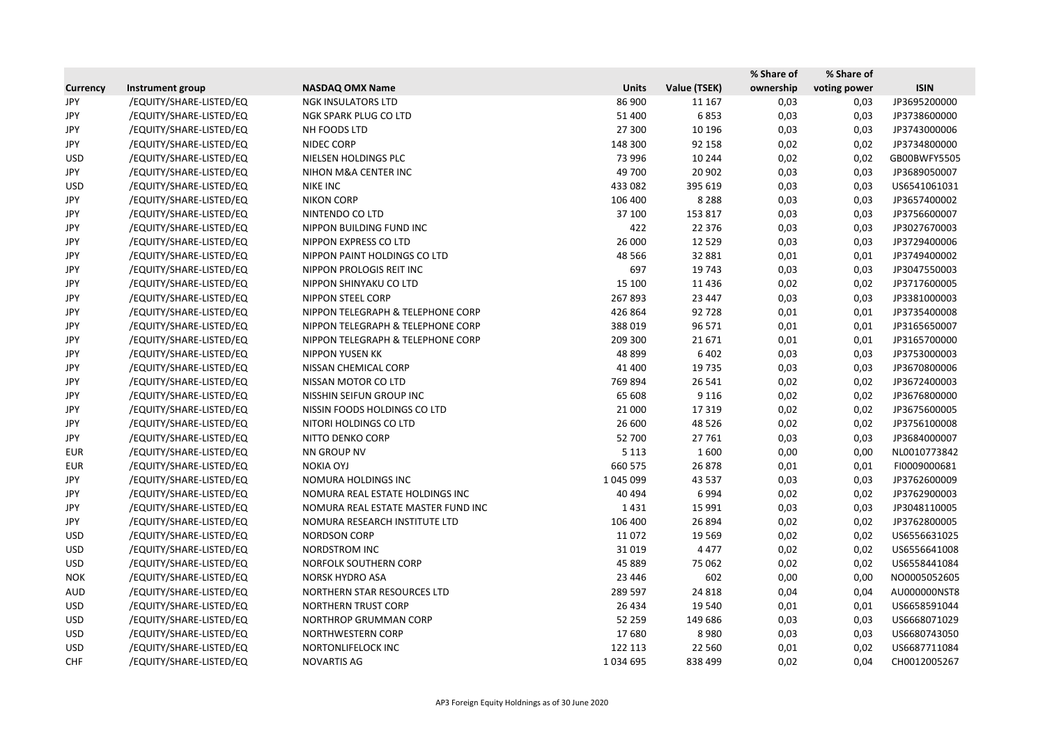| Currency | Instrument group | NASDAQ OMX Name | Units | Value (TSEK) | % Share of ownership | % Share of voting power | ISIN |
|---|---|---|---|---|---|---|---|
| JPY | /EQUITY/SHARE-LISTED/EQ | NGK INSULATORS LTD | 86 900 | 11 167 | 0,03 | 0,03 | JP3695200000 |
| JPY | /EQUITY/SHARE-LISTED/EQ | NGK SPARK PLUG CO LTD | 51 400 | 6 853 | 0,03 | 0,03 | JP3738600000 |
| JPY | /EQUITY/SHARE-LISTED/EQ | NH FOODS LTD | 27 300 | 10 196 | 0,03 | 0,03 | JP3743000006 |
| JPY | /EQUITY/SHARE-LISTED/EQ | NIDEC CORP | 148 300 | 92 158 | 0,02 | 0,02 | JP3734800000 |
| USD | /EQUITY/SHARE-LISTED/EQ | NIELSEN HOLDINGS PLC | 73 996 | 10 244 | 0,02 | 0,02 | GB00BWFY5505 |
| JPY | /EQUITY/SHARE-LISTED/EQ | NIHON M&A CENTER INC | 49 700 | 20 902 | 0,03 | 0,03 | JP3689050007 |
| USD | /EQUITY/SHARE-LISTED/EQ | NIKE INC | 433 082 | 395 619 | 0,03 | 0,03 | US6541061031 |
| JPY | /EQUITY/SHARE-LISTED/EQ | NIKON CORP | 106 400 | 8 288 | 0,03 | 0,03 | JP3657400002 |
| JPY | /EQUITY/SHARE-LISTED/EQ | NINTENDO CO LTD | 37 100 | 153 817 | 0,03 | 0,03 | JP3756600007 |
| JPY | /EQUITY/SHARE-LISTED/EQ | NIPPON BUILDING FUND INC | 422 | 22 376 | 0,03 | 0,03 | JP3027670003 |
| JPY | /EQUITY/SHARE-LISTED/EQ | NIPPON EXPRESS CO LTD | 26 000 | 12 529 | 0,03 | 0,03 | JP3729400006 |
| JPY | /EQUITY/SHARE-LISTED/EQ | NIPPON PAINT HOLDINGS CO LTD | 48 566 | 32 881 | 0,01 | 0,01 | JP3749400002 |
| JPY | /EQUITY/SHARE-LISTED/EQ | NIPPON PROLOGIS REIT INC | 697 | 19 743 | 0,03 | 0,03 | JP3047550003 |
| JPY | /EQUITY/SHARE-LISTED/EQ | NIPPON SHINYAKU CO LTD | 15 100 | 11 436 | 0,02 | 0,02 | JP3717600005 |
| JPY | /EQUITY/SHARE-LISTED/EQ | NIPPON STEEL CORP | 267 893 | 23 447 | 0,03 | 0,03 | JP3381000003 |
| JPY | /EQUITY/SHARE-LISTED/EQ | NIPPON TELEGRAPH & TELEPHONE CORP | 426 864 | 92 728 | 0,01 | 0,01 | JP3735400008 |
| JPY | /EQUITY/SHARE-LISTED/EQ | NIPPON TELEGRAPH & TELEPHONE CORP | 388 019 | 96 571 | 0,01 | 0,01 | JP3165650007 |
| JPY | /EQUITY/SHARE-LISTED/EQ | NIPPON TELEGRAPH & TELEPHONE CORP | 209 300 | 21 671 | 0,01 | 0,01 | JP3165700000 |
| JPY | /EQUITY/SHARE-LISTED/EQ | NIPPON YUSEN KK | 48 899 | 6 402 | 0,03 | 0,03 | JP3753000003 |
| JPY | /EQUITY/SHARE-LISTED/EQ | NISSAN CHEMICAL CORP | 41 400 | 19 735 | 0,03 | 0,03 | JP3670800006 |
| JPY | /EQUITY/SHARE-LISTED/EQ | NISSAN MOTOR CO LTD | 769 894 | 26 541 | 0,02 | 0,02 | JP3672400003 |
| JPY | /EQUITY/SHARE-LISTED/EQ | NISSHIN SEIFUN GROUP INC | 65 608 | 9 116 | 0,02 | 0,02 | JP3676800000 |
| JPY | /EQUITY/SHARE-LISTED/EQ | NISSIN FOODS HOLDINGS CO LTD | 21 000 | 17 319 | 0,02 | 0,02 | JP3675600005 |
| JPY | /EQUITY/SHARE-LISTED/EQ | NITORI HOLDINGS CO LTD | 26 600 | 48 526 | 0,02 | 0,02 | JP3756100008 |
| JPY | /EQUITY/SHARE-LISTED/EQ | NITTO DENKO CORP | 52 700 | 27 761 | 0,03 | 0,03 | JP3684000007 |
| EUR | /EQUITY/SHARE-LISTED/EQ | NN GROUP NV | 5 113 | 1 600 | 0,00 | 0,00 | NL0010773842 |
| EUR | /EQUITY/SHARE-LISTED/EQ | NOKIA OYJ | 660 575 | 26 878 | 0,01 | 0,01 | FI0009000681 |
| JPY | /EQUITY/SHARE-LISTED/EQ | NOMURA HOLDINGS INC | 1 045 099 | 43 537 | 0,03 | 0,03 | JP3762600009 |
| JPY | /EQUITY/SHARE-LISTED/EQ | NOMURA REAL ESTATE HOLDINGS INC | 40 494 | 6 994 | 0,02 | 0,02 | JP3762900003 |
| JPY | /EQUITY/SHARE-LISTED/EQ | NOMURA REAL ESTATE MASTER FUND INC | 1 431 | 15 991 | 0,03 | 0,03 | JP3048110005 |
| JPY | /EQUITY/SHARE-LISTED/EQ | NOMURA RESEARCH INSTITUTE LTD | 106 400 | 26 894 | 0,02 | 0,02 | JP3762800005 |
| USD | /EQUITY/SHARE-LISTED/EQ | NORDSON CORP | 11 072 | 19 569 | 0,02 | 0,02 | US6556631025 |
| USD | /EQUITY/SHARE-LISTED/EQ | NORDSTROM INC | 31 019 | 4 477 | 0,02 | 0,02 | US6556641008 |
| USD | /EQUITY/SHARE-LISTED/EQ | NORFOLK SOUTHERN CORP | 45 889 | 75 062 | 0,02 | 0,02 | US6558441084 |
| NOK | /EQUITY/SHARE-LISTED/EQ | NORSK HYDRO ASA | 23 446 | 602 | 0,00 | 0,00 | NO0005052605 |
| AUD | /EQUITY/SHARE-LISTED/EQ | NORTHERN STAR RESOURCES LTD | 289 597 | 24 818 | 0,04 | 0,04 | AU000000NST8 |
| USD | /EQUITY/SHARE-LISTED/EQ | NORTHERN TRUST CORP | 26 434 | 19 540 | 0,01 | 0,01 | US6658591044 |
| USD | /EQUITY/SHARE-LISTED/EQ | NORTHROP GRUMMAN CORP | 52 259 | 149 686 | 0,03 | 0,03 | US6668071029 |
| USD | /EQUITY/SHARE-LISTED/EQ | NORTHWESTERN CORP | 17 680 | 8 980 | 0,03 | 0,03 | US6680743050 |
| USD | /EQUITY/SHARE-LISTED/EQ | NORTONLIFELOCK INC | 122 113 | 22 560 | 0,01 | 0,02 | US6687711084 |
| CHF | /EQUITY/SHARE-LISTED/EQ | NOVARTIS AG | 1 034 695 | 838 499 | 0,02 | 0,04 | CH0012005267 |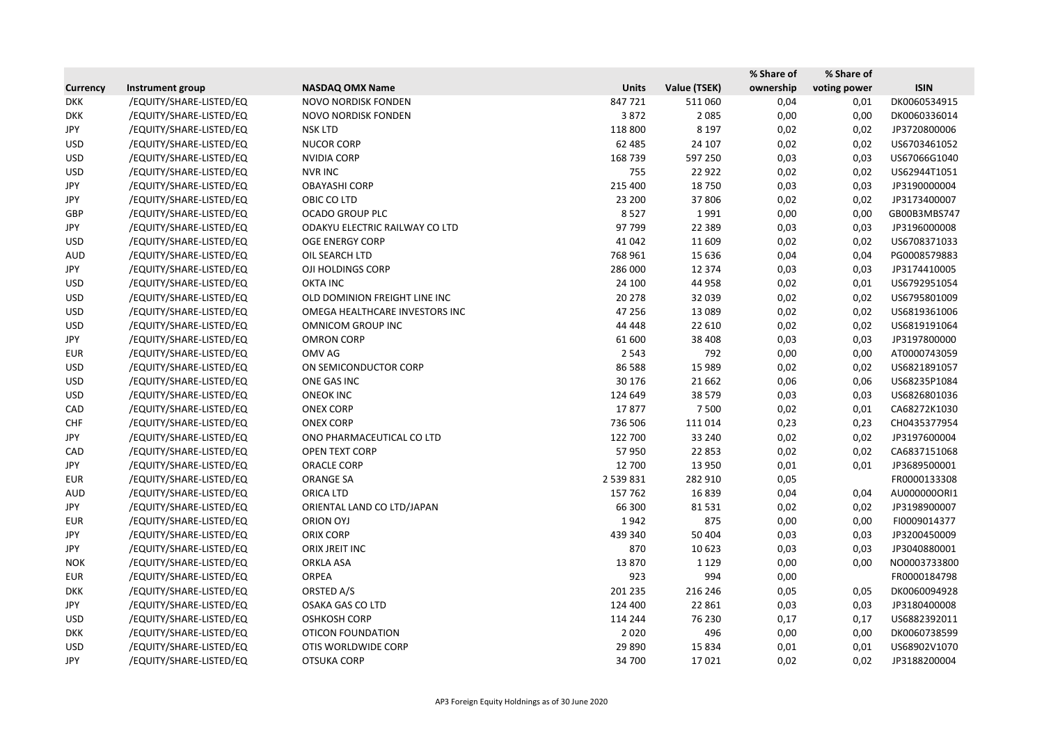| Currency | Instrument group | NASDAQ OMX Name | Units | Value (TSEK) | % Share of ownership | % Share of voting power | ISIN |
|---|---|---|---|---|---|---|---|
| DKK | /EQUITY/SHARE-LISTED/EQ | NOVO NORDISK FONDEN | 847 721 | 511 060 | 0,04 | 0,01 | DK0060534915 |
| DKK | /EQUITY/SHARE-LISTED/EQ | NOVO NORDISK FONDEN | 3 872 | 2 085 | 0,00 | 0,00 | DK0060336014 |
| JPY | /EQUITY/SHARE-LISTED/EQ | NSK LTD | 118 800 | 8 197 | 0,02 | 0,02 | JP3720800006 |
| USD | /EQUITY/SHARE-LISTED/EQ | NUCOR CORP | 62 485 | 24 107 | 0,02 | 0,02 | US6703461052 |
| USD | /EQUITY/SHARE-LISTED/EQ | NVIDIA CORP | 168 739 | 597 250 | 0,03 | 0,03 | US67066G1040 |
| USD | /EQUITY/SHARE-LISTED/EQ | NVR INC | 755 | 22 922 | 0,02 | 0,02 | US62944T1051 |
| JPY | /EQUITY/SHARE-LISTED/EQ | OBAYASHI CORP | 215 400 | 18 750 | 0,03 | 0,03 | JP3190000004 |
| JPY | /EQUITY/SHARE-LISTED/EQ | OBIC CO LTD | 23 200 | 37 806 | 0,02 | 0,02 | JP3173400007 |
| GBP | /EQUITY/SHARE-LISTED/EQ | OCADO GROUP PLC | 8 527 | 1 991 | 0,00 | 0,00 | GB00B3MBS747 |
| JPY | /EQUITY/SHARE-LISTED/EQ | ODAKYU ELECTRIC RAILWAY CO LTD | 97 799 | 22 389 | 0,03 | 0,03 | JP3196000008 |
| USD | /EQUITY/SHARE-LISTED/EQ | OGE ENERGY CORP | 41 042 | 11 609 | 0,02 | 0,02 | US6708371033 |
| AUD | /EQUITY/SHARE-LISTED/EQ | OIL SEARCH LTD | 768 961 | 15 636 | 0,04 | 0,04 | PG0008579883 |
| JPY | /EQUITY/SHARE-LISTED/EQ | OJI HOLDINGS CORP | 286 000 | 12 374 | 0,03 | 0,03 | JP3174410005 |
| USD | /EQUITY/SHARE-LISTED/EQ | OKTA INC | 24 100 | 44 958 | 0,02 | 0,01 | US6792951054 |
| USD | /EQUITY/SHARE-LISTED/EQ | OLD DOMINION FREIGHT LINE INC | 20 278 | 32 039 | 0,02 | 0,02 | US6795801009 |
| USD | /EQUITY/SHARE-LISTED/EQ | OMEGA HEALTHCARE INVESTORS INC | 47 256 | 13 089 | 0,02 | 0,02 | US6819361006 |
| USD | /EQUITY/SHARE-LISTED/EQ | OMNICOM GROUP INC | 44 448 | 22 610 | 0,02 | 0,02 | US6819191064 |
| JPY | /EQUITY/SHARE-LISTED/EQ | OMRON CORP | 61 600 | 38 408 | 0,03 | 0,03 | JP3197800000 |
| EUR | /EQUITY/SHARE-LISTED/EQ | OMV AG | 2 543 | 792 | 0,00 | 0,00 | AT0000743059 |
| USD | /EQUITY/SHARE-LISTED/EQ | ON SEMICONDUCTOR CORP | 86 588 | 15 989 | 0,02 | 0,02 | US6821891057 |
| USD | /EQUITY/SHARE-LISTED/EQ | ONE GAS INC | 30 176 | 21 662 | 0,06 | 0,06 | US68235P1084 |
| USD | /EQUITY/SHARE-LISTED/EQ | ONEOK INC | 124 649 | 38 579 | 0,03 | 0,03 | US6826801036 |
| CAD | /EQUITY/SHARE-LISTED/EQ | ONEX CORP | 17 877 | 7 500 | 0,02 | 0,01 | CA68272K1030 |
| CHF | /EQUITY/SHARE-LISTED/EQ | ONEX CORP | 736 506 | 111 014 | 0,23 | 0,23 | CH0435377954 |
| JPY | /EQUITY/SHARE-LISTED/EQ | ONO PHARMACEUTICAL CO LTD | 122 700 | 33 240 | 0,02 | 0,02 | JP3197600004 |
| CAD | /EQUITY/SHARE-LISTED/EQ | OPEN TEXT CORP | 57 950 | 22 853 | 0,02 | 0,02 | CA6837151068 |
| JPY | /EQUITY/SHARE-LISTED/EQ | ORACLE CORP | 12 700 | 13 950 | 0,01 | 0,01 | JP3689500001 |
| EUR | /EQUITY/SHARE-LISTED/EQ | ORANGE SA | 2 539 831 | 282 910 | 0,05 | | FR0000133308 |
| AUD | /EQUITY/SHARE-LISTED/EQ | ORICA LTD | 157 762 | 16 839 | 0,04 | 0,04 | AU000000ORI1 |
| JPY | /EQUITY/SHARE-LISTED/EQ | ORIENTAL LAND CO LTD/JAPAN | 66 300 | 81 531 | 0,02 | 0,02 | JP3198900007 |
| EUR | /EQUITY/SHARE-LISTED/EQ | ORION OYJ | 1 942 | 875 | 0,00 | 0,00 | FI0009014377 |
| JPY | /EQUITY/SHARE-LISTED/EQ | ORIX CORP | 439 340 | 50 404 | 0,03 | 0,03 | JP3200450009 |
| JPY | /EQUITY/SHARE-LISTED/EQ | ORIX JREIT INC | 870 | 10 623 | 0,03 | 0,03 | JP3040880001 |
| NOK | /EQUITY/SHARE-LISTED/EQ | ORKLA ASA | 13 870 | 1 129 | 0,00 | 0,00 | NO0003733800 |
| EUR | /EQUITY/SHARE-LISTED/EQ | ORPEA | 923 | 994 | 0,00 | | FR0000184798 |
| DKK | /EQUITY/SHARE-LISTED/EQ | ORSTED A/S | 201 235 | 216 246 | 0,05 | 0,05 | DK0060094928 |
| JPY | /EQUITY/SHARE-LISTED/EQ | OSAKA GAS CO LTD | 124 400 | 22 861 | 0,03 | 0,03 | JP3180400008 |
| USD | /EQUITY/SHARE-LISTED/EQ | OSHKOSH CORP | 114 244 | 76 230 | 0,17 | 0,17 | US6882392011 |
| DKK | /EQUITY/SHARE-LISTED/EQ | OTICON FOUNDATION | 2 020 | 496 | 0,00 | 0,00 | DK0060738599 |
| USD | /EQUITY/SHARE-LISTED/EQ | OTIS WORLDWIDE CORP | 29 890 | 15 834 | 0,01 | 0,01 | US68902V1070 |
| JPY | /EQUITY/SHARE-LISTED/EQ | OTSUKA CORP | 34 700 | 17 021 | 0,02 | 0,02 | JP3188200004 |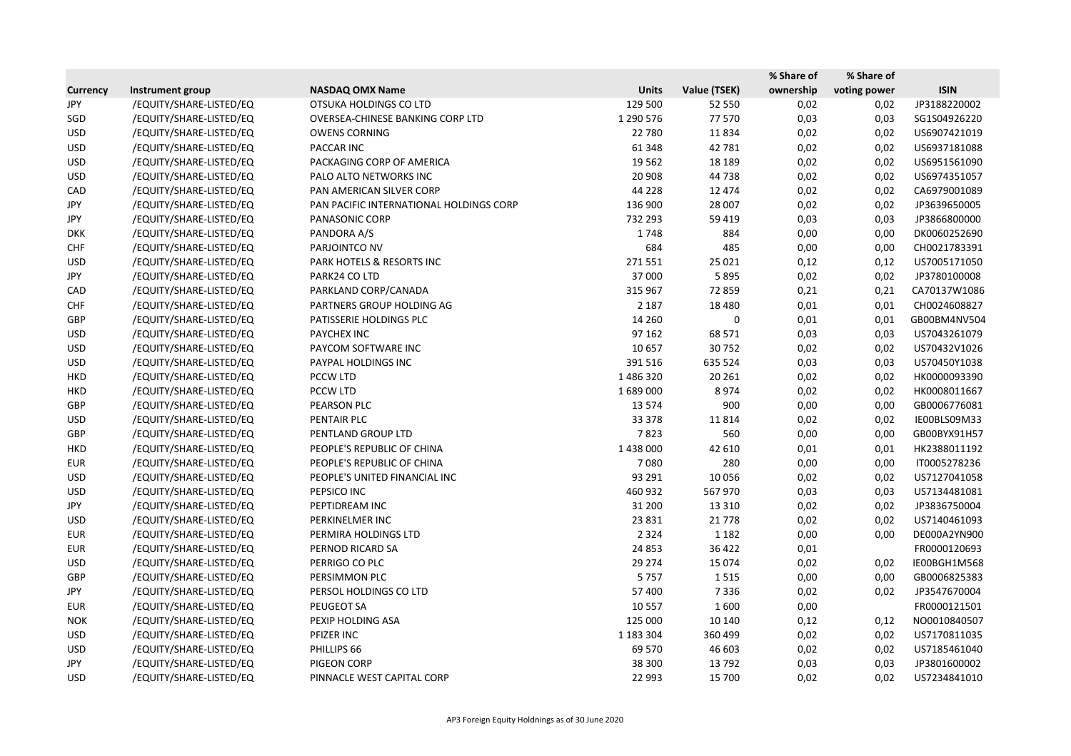| Currency | Instrument group | NASDAQ OMX Name | Units | Value (TSEK) | % Share of ownership | % Share of voting power | ISIN |
|---|---|---|---|---|---|---|---|
| JPY | /EQUITY/SHARE-LISTED/EQ | OTSUKA HOLDINGS CO LTD | 129 500 | 52 550 | 0,02 | 0,02 | JP3188220002 |
| SGD | /EQUITY/SHARE-LISTED/EQ | OVERSEA-CHINESE BANKING CORP LTD | 1 290 576 | 77 570 | 0,03 | 0,03 | SG1S04926220 |
| USD | /EQUITY/SHARE-LISTED/EQ | OWENS CORNING | 22 780 | 11 834 | 0,02 | 0,02 | US6907421019 |
| USD | /EQUITY/SHARE-LISTED/EQ | PACCAR INC | 61 348 | 42 781 | 0,02 | 0,02 | US6937181088 |
| USD | /EQUITY/SHARE-LISTED/EQ | PACKAGING CORP OF AMERICA | 19 562 | 18 189 | 0,02 | 0,02 | US6951561090 |
| USD | /EQUITY/SHARE-LISTED/EQ | PALO ALTO NETWORKS INC | 20 908 | 44 738 | 0,02 | 0,02 | US6974351057 |
| CAD | /EQUITY/SHARE-LISTED/EQ | PAN AMERICAN SILVER CORP | 44 228 | 12 474 | 0,02 | 0,02 | CA6979001089 |
| JPY | /EQUITY/SHARE-LISTED/EQ | PAN PACIFIC INTERNATIONAL HOLDINGS CORP | 136 900 | 28 007 | 0,02 | 0,02 | JP3639650005 |
| JPY | /EQUITY/SHARE-LISTED/EQ | PANASONIC CORP | 732 293 | 59 419 | 0,03 | 0,03 | JP3866800000 |
| DKK | /EQUITY/SHARE-LISTED/EQ | PANDORA A/S | 1 748 | 884 | 0,00 | 0,00 | DK0060252690 |
| CHF | /EQUITY/SHARE-LISTED/EQ | PARJOINTCO NV | 684 | 485 | 0,00 | 0,00 | CH0021783391 |
| USD | /EQUITY/SHARE-LISTED/EQ | PARK HOTELS & RESORTS INC | 271 551 | 25 021 | 0,12 | 0,12 | US7005171050 |
| JPY | /EQUITY/SHARE-LISTED/EQ | PARK24 CO LTD | 37 000 | 5 895 | 0,02 | 0,02 | JP3780100008 |
| CAD | /EQUITY/SHARE-LISTED/EQ | PARKLAND CORP/CANADA | 315 967 | 72 859 | 0,21 | 0,21 | CA70137W1086 |
| CHF | /EQUITY/SHARE-LISTED/EQ | PARTNERS GROUP HOLDING AG | 2 187 | 18 480 | 0,01 | 0,01 | CH0024608827 |
| GBP | /EQUITY/SHARE-LISTED/EQ | PATISSERIE HOLDINGS PLC | 14 260 | 0 | 0,01 | 0,01 | GB00BM4NV504 |
| USD | /EQUITY/SHARE-LISTED/EQ | PAYCHEX INC | 97 162 | 68 571 | 0,03 | 0,03 | US7043261079 |
| USD | /EQUITY/SHARE-LISTED/EQ | PAYCOM SOFTWARE INC | 10 657 | 30 752 | 0,02 | 0,02 | US70432V1026 |
| USD | /EQUITY/SHARE-LISTED/EQ | PAYPAL HOLDINGS INC | 391 516 | 635 524 | 0,03 | 0,03 | US70450Y1038 |
| HKD | /EQUITY/SHARE-LISTED/EQ | PCCW LTD | 1 486 320 | 20 261 | 0,02 | 0,02 | HK0000093390 |
| HKD | /EQUITY/SHARE-LISTED/EQ | PCCW LTD | 1 689 000 | 8 974 | 0,02 | 0,02 | HK0008011667 |
| GBP | /EQUITY/SHARE-LISTED/EQ | PEARSON PLC | 13 574 | 900 | 0,00 | 0,00 | GB0006776081 |
| USD | /EQUITY/SHARE-LISTED/EQ | PENTAIR PLC | 33 378 | 11 814 | 0,02 | 0,02 | IE00BLS09M33 |
| GBP | /EQUITY/SHARE-LISTED/EQ | PENTLAND GROUP LTD | 7 823 | 560 | 0,00 | 0,00 | GB00BYX91H57 |
| HKD | /EQUITY/SHARE-LISTED/EQ | PEOPLE'S REPUBLIC OF CHINA | 1 438 000 | 42 610 | 0,01 | 0,01 | HK2388011192 |
| EUR | /EQUITY/SHARE-LISTED/EQ | PEOPLE'S REPUBLIC OF CHINA | 7 080 | 280 | 0,00 | 0,00 | IT0005278236 |
| USD | /EQUITY/SHARE-LISTED/EQ | PEOPLE'S UNITED FINANCIAL INC | 93 291 | 10 056 | 0,02 | 0,02 | US7127041058 |
| USD | /EQUITY/SHARE-LISTED/EQ | PEPSICO INC | 460 932 | 567 970 | 0,03 | 0,03 | US7134481081 |
| JPY | /EQUITY/SHARE-LISTED/EQ | PEPTIDREAM INC | 31 200 | 13 310 | 0,02 | 0,02 | JP3836750004 |
| USD | /EQUITY/SHARE-LISTED/EQ | PERKINELMER INC | 23 831 | 21 778 | 0,02 | 0,02 | US7140461093 |
| EUR | /EQUITY/SHARE-LISTED/EQ | PERMIRA HOLDINGS LTD | 2 324 | 1 182 | 0,00 | 0,00 | DE000A2YN900 |
| EUR | /EQUITY/SHARE-LISTED/EQ | PERNOD RICARD SA | 24 853 | 36 422 | 0,01 | | FR0000120693 |
| USD | /EQUITY/SHARE-LISTED/EQ | PERRIGO CO PLC | 29 274 | 15 074 | 0,02 | 0,02 | IE00BGH1M568 |
| GBP | /EQUITY/SHARE-LISTED/EQ | PERSIMMON PLC | 5 757 | 1 515 | 0,00 | 0,00 | GB0006825383 |
| JPY | /EQUITY/SHARE-LISTED/EQ | PERSOL HOLDINGS CO LTD | 57 400 | 7 336 | 0,02 | 0,02 | JP3547670004 |
| EUR | /EQUITY/SHARE-LISTED/EQ | PEUGEOT SA | 10 557 | 1 600 | 0,00 | | FR0000121501 |
| NOK | /EQUITY/SHARE-LISTED/EQ | PEXIP HOLDING ASA | 125 000 | 10 140 | 0,12 | 0,12 | NO0010840507 |
| USD | /EQUITY/SHARE-LISTED/EQ | PFIZER INC | 1 183 304 | 360 499 | 0,02 | 0,02 | US7170811035 |
| USD | /EQUITY/SHARE-LISTED/EQ | PHILLIPS 66 | 69 570 | 46 603 | 0,02 | 0,02 | US7185461040 |
| JPY | /EQUITY/SHARE-LISTED/EQ | PIGEON CORP | 38 300 | 13 792 | 0,03 | 0,03 | JP3801600002 |
| USD | /EQUITY/SHARE-LISTED/EQ | PINNACLE WEST CAPITAL CORP | 22 993 | 15 700 | 0,02 | 0,02 | US7234841010 |

AP3 Foreign Equity Holdnings as of 30 June 2020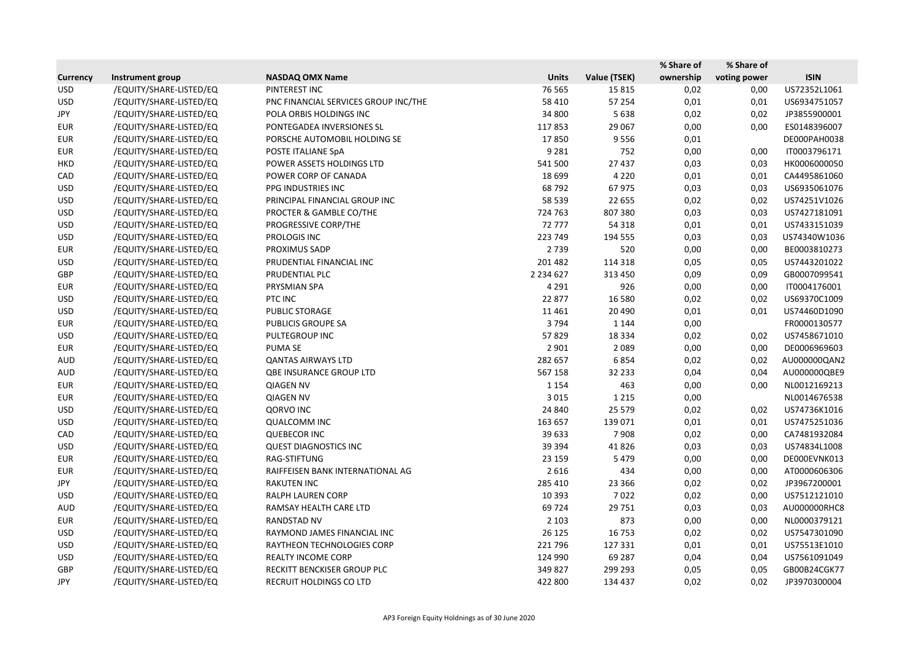| Currency | Instrument group | NASDAQ OMX Name | Units | Value (TSEK) | % Share of ownership | % Share of voting power | ISIN |
|---|---|---|---|---|---|---|---|
| USD | /EQUITY/SHARE-LISTED/EQ | PINTEREST INC | 76 565 | 15 815 | 0,02 | 0,00 | US72352L1061 |
| USD | /EQUITY/SHARE-LISTED/EQ | PNC FINANCIAL SERVICES GROUP INC/THE | 58 410 | 57 254 | 0,01 | 0,01 | US6934751057 |
| JPY | /EQUITY/SHARE-LISTED/EQ | POLA ORBIS HOLDINGS INC | 34 800 | 5 638 | 0,02 | 0,02 | JP3855900001 |
| EUR | /EQUITY/SHARE-LISTED/EQ | PONTEGADEA INVERSIONES SL | 117 853 | 29 067 | 0,00 | 0,00 | ES0148396007 |
| EUR | /EQUITY/SHARE-LISTED/EQ | PORSCHE AUTOMOBIL HOLDING SE | 17 850 | 9 556 | 0,01 | | DE000PAH0038 |
| EUR | /EQUITY/SHARE-LISTED/EQ | POSTE ITALIANE SpA | 9 281 | 752 | 0,00 | 0,00 | IT0003796171 |
| HKD | /EQUITY/SHARE-LISTED/EQ | POWER ASSETS HOLDINGS LTD | 541 500 | 27 437 | 0,03 | 0,03 | HK0006000050 |
| CAD | /EQUITY/SHARE-LISTED/EQ | POWER CORP OF CANADA | 18 699 | 4 220 | 0,01 | 0,01 | CA4495861060 |
| USD | /EQUITY/SHARE-LISTED/EQ | PPG INDUSTRIES INC | 68 792 | 67 975 | 0,03 | 0,03 | US6935061076 |
| USD | /EQUITY/SHARE-LISTED/EQ | PRINCIPAL FINANCIAL GROUP INC | 58 539 | 22 655 | 0,02 | 0,02 | US74251V1026 |
| USD | /EQUITY/SHARE-LISTED/EQ | PROCTER & GAMBLE CO/THE | 724 763 | 807 380 | 0,03 | 0,03 | US7427181091 |
| USD | /EQUITY/SHARE-LISTED/EQ | PROGRESSIVE CORP/THE | 72 777 | 54 318 | 0,01 | 0,01 | US7433151039 |
| USD | /EQUITY/SHARE-LISTED/EQ | PROLOGIS INC | 223 749 | 194 555 | 0,03 | 0,03 | US74340W1036 |
| EUR | /EQUITY/SHARE-LISTED/EQ | PROXIMUS SADP | 2 739 | 520 | 0,00 | 0,00 | BE0003810273 |
| USD | /EQUITY/SHARE-LISTED/EQ | PRUDENTIAL FINANCIAL INC | 201 482 | 114 318 | 0,05 | 0,05 | US7443201022 |
| GBP | /EQUITY/SHARE-LISTED/EQ | PRUDENTIAL PLC | 2 234 627 | 313 450 | 0,09 | 0,09 | GB0007099541 |
| EUR | /EQUITY/SHARE-LISTED/EQ | PRYSMIAN SPA | 4 291 | 926 | 0,00 | 0,00 | IT0004176001 |
| USD | /EQUITY/SHARE-LISTED/EQ | PTC INC | 22 877 | 16 580 | 0,02 | 0,02 | US69370C1009 |
| USD | /EQUITY/SHARE-LISTED/EQ | PUBLIC STORAGE | 11 461 | 20 490 | 0,01 | 0,01 | US74460D1090 |
| EUR | /EQUITY/SHARE-LISTED/EQ | PUBLICIS GROUPE SA | 3 794 | 1 144 | 0,00 | | FR0000130577 |
| USD | /EQUITY/SHARE-LISTED/EQ | PULTEGROUP INC | 57 829 | 18 334 | 0,02 | 0,02 | US7458671010 |
| EUR | /EQUITY/SHARE-LISTED/EQ | PUMA SE | 2 901 | 2 089 | 0,00 | 0,00 | DE0006969603 |
| AUD | /EQUITY/SHARE-LISTED/EQ | QANTAS AIRWAYS LTD | 282 657 | 6 854 | 0,02 | 0,02 | AU000000QAN2 |
| AUD | /EQUITY/SHARE-LISTED/EQ | QBE INSURANCE GROUP LTD | 567 158 | 32 233 | 0,04 | 0,04 | AU000000QBE9 |
| EUR | /EQUITY/SHARE-LISTED/EQ | QIAGEN NV | 1 154 | 463 | 0,00 | 0,00 | NL0012169213 |
| EUR | /EQUITY/SHARE-LISTED/EQ | QIAGEN NV | 3 015 | 1 215 | 0,00 | | NL0014676538 |
| USD | /EQUITY/SHARE-LISTED/EQ | QORVO INC | 24 840 | 25 579 | 0,02 | 0,02 | US74736K1016 |
| USD | /EQUITY/SHARE-LISTED/EQ | QUALCOMM INC | 163 657 | 139 071 | 0,01 | 0,01 | US7475251036 |
| CAD | /EQUITY/SHARE-LISTED/EQ | QUEBECOR INC | 39 633 | 7 908 | 0,02 | 0,00 | CA7481932084 |
| USD | /EQUITY/SHARE-LISTED/EQ | QUEST DIAGNOSTICS INC | 39 394 | 41 826 | 0,03 | 0,03 | US74834L1008 |
| EUR | /EQUITY/SHARE-LISTED/EQ | RAG-STIFTUNG | 23 159 | 5 479 | 0,00 | 0,00 | DE000EVNK013 |
| EUR | /EQUITY/SHARE-LISTED/EQ | RAIFFEISEN BANK INTERNATIONAL AG | 2 616 | 434 | 0,00 | 0,00 | AT0000606306 |
| JPY | /EQUITY/SHARE-LISTED/EQ | RAKUTEN INC | 285 410 | 23 366 | 0,02 | 0,02 | JP3967200001 |
| USD | /EQUITY/SHARE-LISTED/EQ | RALPH LAUREN CORP | 10 393 | 7 022 | 0,02 | 0,00 | US7512121010 |
| AUD | /EQUITY/SHARE-LISTED/EQ | RAMSAY HEALTH CARE LTD | 69 724 | 29 751 | 0,03 | 0,03 | AU000000RHC8 |
| EUR | /EQUITY/SHARE-LISTED/EQ | RANDSTAD NV | 2 103 | 873 | 0,00 | 0,00 | NL0000379121 |
| USD | /EQUITY/SHARE-LISTED/EQ | RAYMOND JAMES FINANCIAL INC | 26 125 | 16 753 | 0,02 | 0,02 | US7547301090 |
| USD | /EQUITY/SHARE-LISTED/EQ | RAYTHEON TECHNOLOGIES CORP | 221 796 | 127 331 | 0,01 | 0,01 | US75513E1010 |
| USD | /EQUITY/SHARE-LISTED/EQ | REALTY INCOME CORP | 124 990 | 69 287 | 0,04 | 0,04 | US7561091049 |
| GBP | /EQUITY/SHARE-LISTED/EQ | RECKITT BENCKISER GROUP PLC | 349 827 | 299 293 | 0,05 | 0,05 | GB00B24CGK77 |
| JPY | /EQUITY/SHARE-LISTED/EQ | RECRUIT HOLDINGS CO LTD | 422 800 | 134 437 | 0,02 | 0,02 | JP3970300004 |

AP3 Foreign Equity Holdnings as of 30 June 2020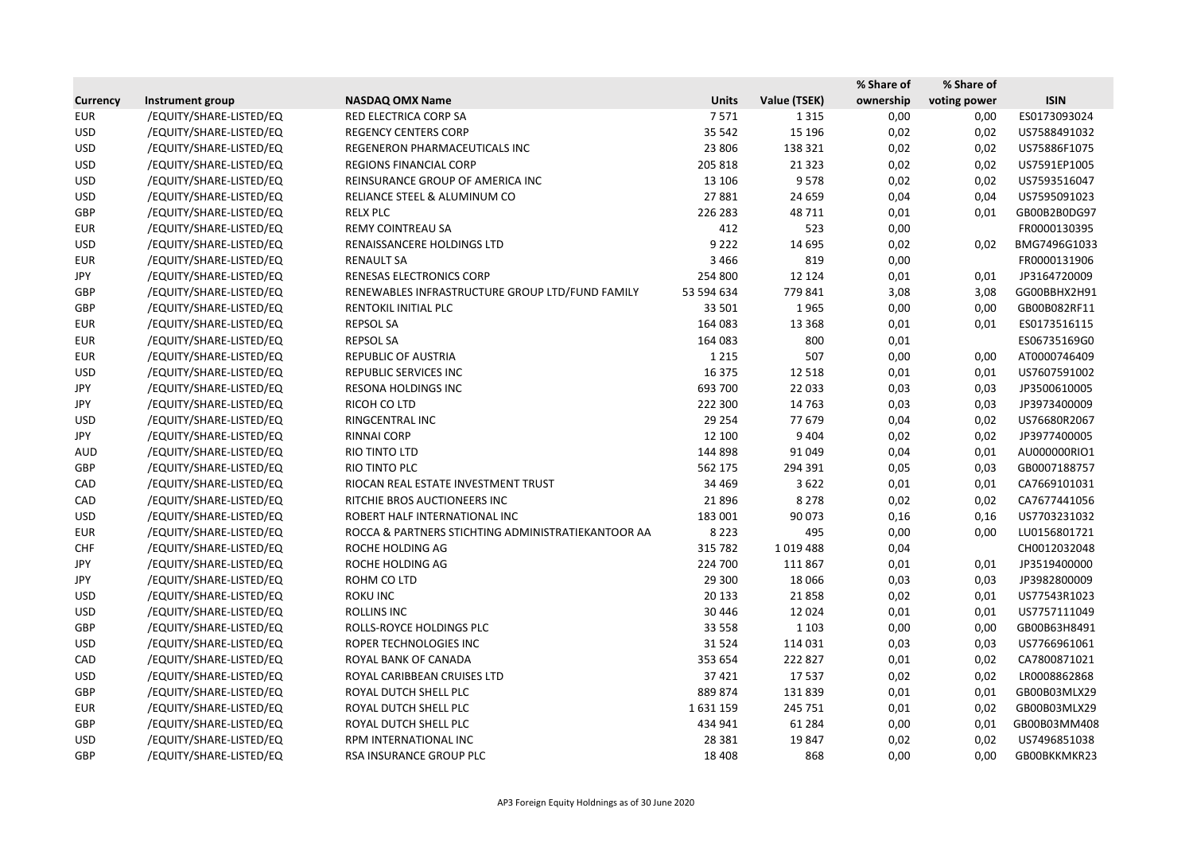| Currency | Instrument group | NASDAQ OMX Name | Units | Value (TSEK) | % Share of ownership | % Share of voting power | ISIN |
|---|---|---|---|---|---|---|---|
| EUR | /EQUITY/SHARE-LISTED/EQ | RED ELECTRICA CORP SA | 7 571 | 1 315 | 0,00 | 0,00 | ES0173093024 |
| USD | /EQUITY/SHARE-LISTED/EQ | REGENCY CENTERS CORP | 35 542 | 15 196 | 0,02 | 0,02 | US7588491032 |
| USD | /EQUITY/SHARE-LISTED/EQ | REGENERON PHARMACEUTICALS INC | 23 806 | 138 321 | 0,02 | 0,02 | US75886F1075 |
| USD | /EQUITY/SHARE-LISTED/EQ | REGIONS FINANCIAL CORP | 205 818 | 21 323 | 0,02 | 0,02 | US7591EP1005 |
| USD | /EQUITY/SHARE-LISTED/EQ | REINSURANCE GROUP OF AMERICA INC | 13 106 | 9 578 | 0,02 | 0,02 | US7593516047 |
| USD | /EQUITY/SHARE-LISTED/EQ | RELIANCE STEEL & ALUMINUM CO | 27 881 | 24 659 | 0,04 | 0,04 | US7595091023 |
| GBP | /EQUITY/SHARE-LISTED/EQ | RELX PLC | 226 283 | 48 711 | 0,01 | 0,01 | GB00B2B0DG97 |
| EUR | /EQUITY/SHARE-LISTED/EQ | REMY COINTREAU SA | 412 | 523 | 0,00 | | FR0000130395 |
| USD | /EQUITY/SHARE-LISTED/EQ | RENAISSANCERE HOLDINGS LTD | 9 222 | 14 695 | 0,02 | 0,02 | BMG7496G1033 |
| EUR | /EQUITY/SHARE-LISTED/EQ | RENAULT SA | 3 466 | 819 | 0,00 | | FR0000131906 |
| JPY | /EQUITY/SHARE-LISTED/EQ | RENESAS ELECTRONICS CORP | 254 800 | 12 124 | 0,01 | 0,01 | JP3164720009 |
| GBP | /EQUITY/SHARE-LISTED/EQ | RENEWABLES INFRASTRUCTURE GROUP LTD/FUND FAMILY | 53 594 634 | 779 841 | 3,08 | 3,08 | GG00BBHX2H91 |
| GBP | /EQUITY/SHARE-LISTED/EQ | RENTOKIL INITIAL PLC | 33 501 | 1 965 | 0,00 | 0,00 | GB00B082RF11 |
| EUR | /EQUITY/SHARE-LISTED/EQ | REPSOL SA | 164 083 | 13 368 | 0,01 | 0,01 | ES0173516115 |
| EUR | /EQUITY/SHARE-LISTED/EQ | REPSOL SA | 164 083 | 800 | 0,01 | | ES06735169G0 |
| EUR | /EQUITY/SHARE-LISTED/EQ | REPUBLIC OF AUSTRIA | 1 215 | 507 | 0,00 | 0,00 | AT0000746409 |
| USD | /EQUITY/SHARE-LISTED/EQ | REPUBLIC SERVICES INC | 16 375 | 12 518 | 0,01 | 0,01 | US7607591002 |
| JPY | /EQUITY/SHARE-LISTED/EQ | RESONA HOLDINGS INC | 693 700 | 22 033 | 0,03 | 0,03 | JP3500610005 |
| JPY | /EQUITY/SHARE-LISTED/EQ | RICOH CO LTD | 222 300 | 14 763 | 0,03 | 0,03 | JP3973400009 |
| USD | /EQUITY/SHARE-LISTED/EQ | RINGCENTRAL INC | 29 254 | 77 679 | 0,04 | 0,02 | US76680R2067 |
| JPY | /EQUITY/SHARE-LISTED/EQ | RINNAI CORP | 12 100 | 9 404 | 0,02 | 0,02 | JP3977400005 |
| AUD | /EQUITY/SHARE-LISTED/EQ | RIO TINTO LTD | 144 898 | 91 049 | 0,04 | 0,01 | AU000000RIO1 |
| GBP | /EQUITY/SHARE-LISTED/EQ | RIO TINTO PLC | 562 175 | 294 391 | 0,05 | 0,03 | GB0007188757 |
| CAD | /EQUITY/SHARE-LISTED/EQ | RIOCAN REAL ESTATE INVESTMENT TRUST | 34 469 | 3 622 | 0,01 | 0,01 | CA7669101031 |
| CAD | /EQUITY/SHARE-LISTED/EQ | RITCHIE BROS AUCTIONEERS INC | 21 896 | 8 278 | 0,02 | 0,02 | CA7677441056 |
| USD | /EQUITY/SHARE-LISTED/EQ | ROBERT HALF INTERNATIONAL INC | 183 001 | 90 073 | 0,16 | 0,16 | US7703231032 |
| EUR | /EQUITY/SHARE-LISTED/EQ | ROCCA & PARTNERS STICHTING ADMINISTRATIEKANTOOR AA | 8 223 | 495 | 0,00 | 0,00 | LU0156801721 |
| CHF | /EQUITY/SHARE-LISTED/EQ | ROCHE HOLDING AG | 315 782 | 1 019 488 | 0,04 | | CH0012032048 |
| JPY | /EQUITY/SHARE-LISTED/EQ | ROCHE HOLDING AG | 224 700 | 111 867 | 0,01 | 0,01 | JP3519400000 |
| JPY | /EQUITY/SHARE-LISTED/EQ | ROHM CO LTD | 29 300 | 18 066 | 0,03 | 0,03 | JP3982800009 |
| USD | /EQUITY/SHARE-LISTED/EQ | ROKU INC | 20 133 | 21 858 | 0,02 | 0,01 | US77543R1023 |
| USD | /EQUITY/SHARE-LISTED/EQ | ROLLINS INC | 30 446 | 12 024 | 0,01 | 0,01 | US7757111049 |
| GBP | /EQUITY/SHARE-LISTED/EQ | ROLLS-ROYCE HOLDINGS PLC | 33 558 | 1 103 | 0,00 | 0,00 | GB00B63H8491 |
| USD | /EQUITY/SHARE-LISTED/EQ | ROPER TECHNOLOGIES INC | 31 524 | 114 031 | 0,03 | 0,03 | US7766961061 |
| CAD | /EQUITY/SHARE-LISTED/EQ | ROYAL BANK OF CANADA | 353 654 | 222 827 | 0,01 | 0,02 | CA7800871021 |
| USD | /EQUITY/SHARE-LISTED/EQ | ROYAL CARIBBEAN CRUISES LTD | 37 421 | 17 537 | 0,02 | 0,02 | LR0008862868 |
| GBP | /EQUITY/SHARE-LISTED/EQ | ROYAL DUTCH SHELL PLC | 889 874 | 131 839 | 0,01 | 0,01 | GB00B03MLX29 |
| EUR | /EQUITY/SHARE-LISTED/EQ | ROYAL DUTCH SHELL PLC | 1 631 159 | 245 751 | 0,01 | 0,02 | GB00B03MLX29 |
| GBP | /EQUITY/SHARE-LISTED/EQ | ROYAL DUTCH SHELL PLC | 434 941 | 61 284 | 0,00 | 0,01 | GB00B03MM408 |
| USD | /EQUITY/SHARE-LISTED/EQ | RPM INTERNATIONAL INC | 28 381 | 19 847 | 0,02 | 0,02 | US7496851038 |
| GBP | /EQUITY/SHARE-LISTED/EQ | RSA INSURANCE GROUP PLC | 18 408 | 868 | 0,00 | 0,00 | GB00BKKMKR23 |

AP3 Foreign Equity Holdnings as of 30 June 2020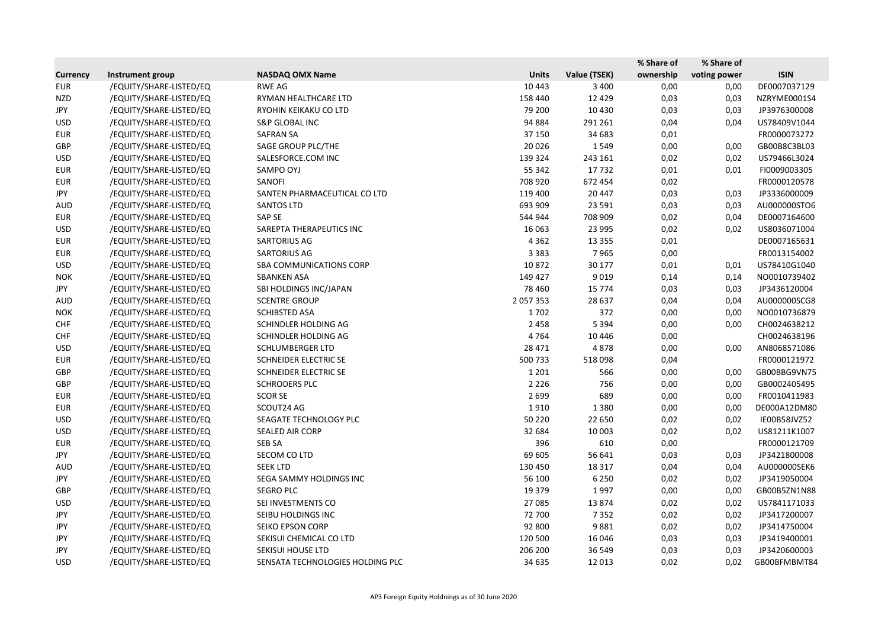| Currency | Instrument group | NASDAQ OMX Name | Units | Value (TSEK) | % Share of ownership | % Share of voting power | ISIN |
|---|---|---|---|---|---|---|---|
| EUR | /EQUITY/SHARE-LISTED/EQ | RWE AG | 10 443 | 3 400 | 0,00 | 0,00 | DE0007037129 |
| NZD | /EQUITY/SHARE-LISTED/EQ | RYMAN HEALTHCARE LTD | 158 440 | 12 429 | 0,03 | 0,03 | NZRYME0001S4 |
| JPY | /EQUITY/SHARE-LISTED/EQ | RYOHIN KEIKAKU CO LTD | 79 200 | 10 430 | 0,03 | 0,03 | JP3976300008 |
| USD | /EQUITY/SHARE-LISTED/EQ | S&P GLOBAL INC | 94 884 | 291 261 | 0,04 | 0,04 | US78409V1044 |
| EUR | /EQUITY/SHARE-LISTED/EQ | SAFRAN SA | 37 150 | 34 683 | 0,01 | | FR0000073272 |
| GBP | /EQUITY/SHARE-LISTED/EQ | SAGE GROUP PLC/THE | 20 026 | 1 549 | 0,00 | 0,00 | GB00B8C3BL03 |
| USD | /EQUITY/SHARE-LISTED/EQ | SALESFORCE.COM INC | 139 324 | 243 161 | 0,02 | 0,02 | US79466L3024 |
| EUR | /EQUITY/SHARE-LISTED/EQ | SAMPO OYJ | 55 342 | 17 732 | 0,01 | 0,01 | FI0009003305 |
| EUR | /EQUITY/SHARE-LISTED/EQ | SANOFI | 708 920 | 672 454 | 0,02 | | FR0000120578 |
| JPY | /EQUITY/SHARE-LISTED/EQ | SANTEN PHARMACEUTICAL CO LTD | 119 400 | 20 447 | 0,03 | 0,03 | JP3336000009 |
| AUD | /EQUITY/SHARE-LISTED/EQ | SANTOS LTD | 693 909 | 23 591 | 0,03 | 0,03 | AU000000STO6 |
| EUR | /EQUITY/SHARE-LISTED/EQ | SAP SE | 544 944 | 708 909 | 0,02 | 0,04 | DE0007164600 |
| USD | /EQUITY/SHARE-LISTED/EQ | SAREPTA THERAPEUTICS INC | 16 063 | 23 995 | 0,02 | 0,02 | US8036071004 |
| EUR | /EQUITY/SHARE-LISTED/EQ | SARTORIUS AG | 4 362 | 13 355 | 0,01 | | DE0007165631 |
| EUR | /EQUITY/SHARE-LISTED/EQ | SARTORIUS AG | 3 383 | 7 965 | 0,00 | | FR0013154002 |
| USD | /EQUITY/SHARE-LISTED/EQ | SBA COMMUNICATIONS CORP | 10 872 | 30 177 | 0,01 | 0,01 | US78410G1040 |
| NOK | /EQUITY/SHARE-LISTED/EQ | SBANKEN ASA | 149 427 | 9 019 | 0,14 | 0,14 | NO0010739402 |
| JPY | /EQUITY/SHARE-LISTED/EQ | SBI HOLDINGS INC/JAPAN | 78 460 | 15 774 | 0,03 | 0,03 | JP3436120004 |
| AUD | /EQUITY/SHARE-LISTED/EQ | SCENTRE GROUP | 2 057 353 | 28 637 | 0,04 | 0,04 | AU000000SCG8 |
| NOK | /EQUITY/SHARE-LISTED/EQ | SCHIBSTED ASA | 1 702 | 372 | 0,00 | 0,00 | NO0010736879 |
| CHF | /EQUITY/SHARE-LISTED/EQ | SCHINDLER HOLDING AG | 2 458 | 5 394 | 0,00 | 0,00 | CH0024638212 |
| CHF | /EQUITY/SHARE-LISTED/EQ | SCHINDLER HOLDING AG | 4 764 | 10 446 | 0,00 | | CH0024638196 |
| USD | /EQUITY/SHARE-LISTED/EQ | SCHLUMBERGER LTD | 28 471 | 4 878 | 0,00 | 0,00 | AN8068571086 |
| EUR | /EQUITY/SHARE-LISTED/EQ | SCHNEIDER ELECTRIC SE | 500 733 | 518 098 | 0,04 | | FR0000121972 |
| GBP | /EQUITY/SHARE-LISTED/EQ | SCHNEIDER ELECTRIC SE | 1 201 | 566 | 0,00 | 0,00 | GB00BBG9VN75 |
| GBP | /EQUITY/SHARE-LISTED/EQ | SCHRODERS PLC | 2 226 | 756 | 0,00 | 0,00 | GB0002405495 |
| EUR | /EQUITY/SHARE-LISTED/EQ | SCOR SE | 2 699 | 689 | 0,00 | 0,00 | FR0010411983 |
| EUR | /EQUITY/SHARE-LISTED/EQ | SCOUT24 AG | 1 910 | 1 380 | 0,00 | 0,00 | DE000A12DM80 |
| USD | /EQUITY/SHARE-LISTED/EQ | SEAGATE TECHNOLOGY PLC | 50 220 | 22 650 | 0,02 | 0,02 | IE00B58JVZ52 |
| USD | /EQUITY/SHARE-LISTED/EQ | SEALED AIR CORP | 32 684 | 10 003 | 0,02 | 0,02 | US81211K1007 |
| EUR | /EQUITY/SHARE-LISTED/EQ | SEB SA | 396 | 610 | 0,00 | | FR0000121709 |
| JPY | /EQUITY/SHARE-LISTED/EQ | SECOM CO LTD | 69 605 | 56 641 | 0,03 | 0,03 | JP3421800008 |
| AUD | /EQUITY/SHARE-LISTED/EQ | SEEK LTD | 130 450 | 18 317 | 0,04 | 0,04 | AU000000SEK6 |
| JPY | /EQUITY/SHARE-LISTED/EQ | SEGA SAMMY HOLDINGS INC | 56 100 | 6 250 | 0,02 | 0,02 | JP3419050004 |
| GBP | /EQUITY/SHARE-LISTED/EQ | SEGRO PLC | 19 379 | 1 997 | 0,00 | 0,00 | GB00B5ZN1N88 |
| USD | /EQUITY/SHARE-LISTED/EQ | SEI INVESTMENTS CO | 27 085 | 13 874 | 0,02 | 0,02 | US7841171033 |
| JPY | /EQUITY/SHARE-LISTED/EQ | SEIBU HOLDINGS INC | 72 700 | 7 352 | 0,02 | 0,02 | JP3417200007 |
| JPY | /EQUITY/SHARE-LISTED/EQ | SEIKO EPSON CORP | 92 800 | 9 881 | 0,02 | 0,02 | JP3414750004 |
| JPY | /EQUITY/SHARE-LISTED/EQ | SEKISUI CHEMICAL CO LTD | 120 500 | 16 046 | 0,03 | 0,03 | JP3419400001 |
| JPY | /EQUITY/SHARE-LISTED/EQ | SEKISUI HOUSE LTD | 206 200 | 36 549 | 0,03 | 0,03 | JP3420600003 |
| USD | /EQUITY/SHARE-LISTED/EQ | SENSATA TECHNOLOGIES HOLDING PLC | 34 635 | 12 013 | 0,02 | 0,02 | GB00BFMBMT84 |

AP3 Foreign Equity Holdnings as of 30 June 2020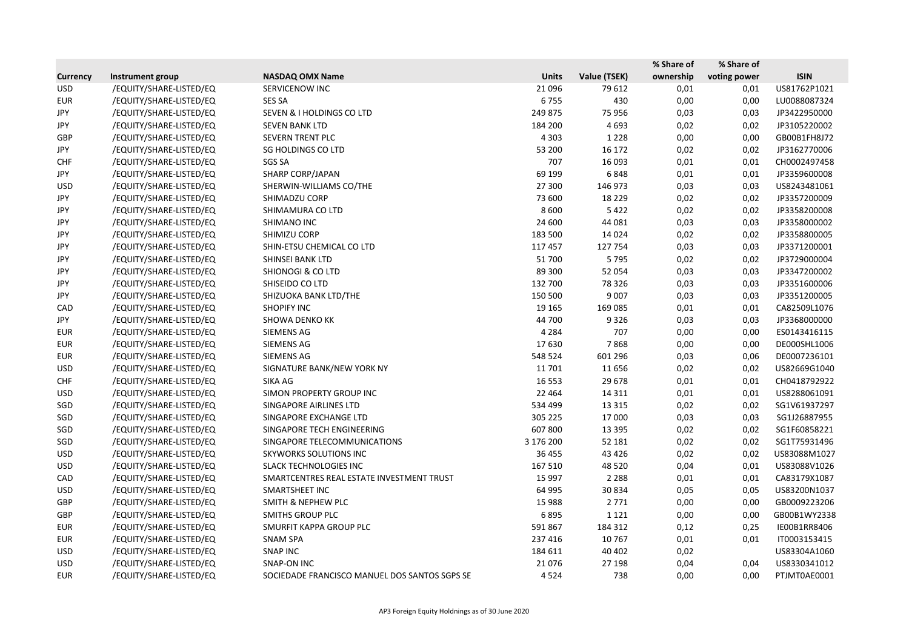| Currency | Instrument group | NASDAQ OMX Name | Units | Value (TSEK) | % Share of ownership | % Share of voting power | ISIN |
|---|---|---|---|---|---|---|---|
| USD | /EQUITY/SHARE-LISTED/EQ | SERVICENOW INC | 21 096 | 79 612 | 0,01 | 0,01 | US81762P1021 |
| EUR | /EQUITY/SHARE-LISTED/EQ | SES SA | 6 755 | 430 | 0,00 | 0,00 | LU0088087324 |
| JPY | /EQUITY/SHARE-LISTED/EQ | SEVEN & I HOLDINGS CO LTD | 249 875 | 75 956 | 0,03 | 0,03 | JP3422950000 |
| JPY | /EQUITY/SHARE-LISTED/EQ | SEVEN BANK LTD | 184 200 | 4 693 | 0,02 | 0,02 | JP3105220002 |
| GBP | /EQUITY/SHARE-LISTED/EQ | SEVERN TRENT PLC | 4 303 | 1 228 | 0,00 | 0,00 | GB00B1FH8J72 |
| JPY | /EQUITY/SHARE-LISTED/EQ | SG HOLDINGS CO LTD | 53 200 | 16 172 | 0,02 | 0,02 | JP3162770006 |
| CHF | /EQUITY/SHARE-LISTED/EQ | SGS SA | 707 | 16 093 | 0,01 | 0,01 | CH0002497458 |
| JPY | /EQUITY/SHARE-LISTED/EQ | SHARP CORP/JAPAN | 69 199 | 6 848 | 0,01 | 0,01 | JP3359600008 |
| USD | /EQUITY/SHARE-LISTED/EQ | SHERWIN-WILLIAMS CO/THE | 27 300 | 146 973 | 0,03 | 0,03 | US8243481061 |
| JPY | /EQUITY/SHARE-LISTED/EQ | SHIMADZU CORP | 73 600 | 18 229 | 0,02 | 0,02 | JP3357200009 |
| JPY | /EQUITY/SHARE-LISTED/EQ | SHIMAMURA CO LTD | 8 600 | 5 422 | 0,02 | 0,02 | JP3358200008 |
| JPY | /EQUITY/SHARE-LISTED/EQ | SHIMANO INC | 24 600 | 44 081 | 0,03 | 0,03 | JP3358000002 |
| JPY | /EQUITY/SHARE-LISTED/EQ | SHIMIZU CORP | 183 500 | 14 024 | 0,02 | 0,02 | JP3358800005 |
| JPY | /EQUITY/SHARE-LISTED/EQ | SHIN-ETSU CHEMICAL CO LTD | 117 457 | 127 754 | 0,03 | 0,03 | JP3371200001 |
| JPY | /EQUITY/SHARE-LISTED/EQ | SHINSEI BANK LTD | 51 700 | 5 795 | 0,02 | 0,02 | JP3729000004 |
| JPY | /EQUITY/SHARE-LISTED/EQ | SHIONOGI & CO LTD | 89 300 | 52 054 | 0,03 | 0,03 | JP3347200002 |
| JPY | /EQUITY/SHARE-LISTED/EQ | SHISEIDO CO LTD | 132 700 | 78 326 | 0,03 | 0,03 | JP3351600006 |
| JPY | /EQUITY/SHARE-LISTED/EQ | SHIZUOKA BANK LTD/THE | 150 500 | 9 007 | 0,03 | 0,03 | JP3351200005 |
| CAD | /EQUITY/SHARE-LISTED/EQ | SHOPIFY INC | 19 165 | 169 085 | 0,01 | 0,01 | CA82509L1076 |
| JPY | /EQUITY/SHARE-LISTED/EQ | SHOWA DENKO KK | 44 700 | 9 326 | 0,03 | 0,03 | JP3368000000 |
| EUR | /EQUITY/SHARE-LISTED/EQ | SIEMENS AG | 4 284 | 707 | 0,00 | 0,00 | ES0143416115 |
| EUR | /EQUITY/SHARE-LISTED/EQ | SIEMENS AG | 17 630 | 7 868 | 0,00 | 0,00 | DE000SHL1006 |
| EUR | /EQUITY/SHARE-LISTED/EQ | SIEMENS AG | 548 524 | 601 296 | 0,03 | 0,06 | DE0007236101 |
| USD | /EQUITY/SHARE-LISTED/EQ | SIGNATURE BANK/NEW YORK NY | 11 701 | 11 656 | 0,02 | 0,02 | US82669G1040 |
| CHF | /EQUITY/SHARE-LISTED/EQ | SIKA AG | 16 553 | 29 678 | 0,01 | 0,01 | CH0418792922 |
| USD | /EQUITY/SHARE-LISTED/EQ | SIMON PROPERTY GROUP INC | 22 464 | 14 311 | 0,01 | 0,01 | US8288061091 |
| SGD | /EQUITY/SHARE-LISTED/EQ | SINGAPORE AIRLINES LTD | 534 499 | 13 315 | 0,02 | 0,02 | SG1V61937297 |
| SGD | /EQUITY/SHARE-LISTED/EQ | SINGAPORE EXCHANGE LTD | 305 225 | 17 000 | 0,03 | 0,03 | SG1J26887955 |
| SGD | /EQUITY/SHARE-LISTED/EQ | SINGAPORE TECH ENGINEERING | 607 800 | 13 395 | 0,02 | 0,02 | SG1F60858221 |
| SGD | /EQUITY/SHARE-LISTED/EQ | SINGAPORE TELECOMMUNICATIONS | 3 176 200 | 52 181 | 0,02 | 0,02 | SG1T75931496 |
| USD | /EQUITY/SHARE-LISTED/EQ | SKYWORKS SOLUTIONS INC | 36 455 | 43 426 | 0,02 | 0,02 | US83088M1027 |
| USD | /EQUITY/SHARE-LISTED/EQ | SLACK TECHNOLOGIES INC | 167 510 | 48 520 | 0,04 | 0,01 | US83088V1026 |
| CAD | /EQUITY/SHARE-LISTED/EQ | SMARTCENTRES REAL ESTATE INVESTMENT TRUST | 15 997 | 2 288 | 0,01 | 0,01 | CA83179X1087 |
| USD | /EQUITY/SHARE-LISTED/EQ | SMARTSHEET INC | 64 995 | 30 834 | 0,05 | 0,05 | US83200N1037 |
| GBP | /EQUITY/SHARE-LISTED/EQ | SMITH & NEPHEW PLC | 15 988 | 2 771 | 0,00 | 0,00 | GB0009223206 |
| GBP | /EQUITY/SHARE-LISTED/EQ | SMITHS GROUP PLC | 6 895 | 1 121 | 0,00 | 0,00 | GB00B1WY2338 |
| EUR | /EQUITY/SHARE-LISTED/EQ | SMURFIT KAPPA GROUP PLC | 591 867 | 184 312 | 0,12 | 0,25 | IE00B1RR8406 |
| EUR | /EQUITY/SHARE-LISTED/EQ | SNAM SPA | 237 416 | 10 767 | 0,01 | 0,01 | IT0003153415 |
| USD | /EQUITY/SHARE-LISTED/EQ | SNAP INC | 184 611 | 40 402 | 0,02 | | US83304A1060 |
| USD | /EQUITY/SHARE-LISTED/EQ | SNAP-ON INC | 21 076 | 27 198 | 0,04 | 0,04 | US8330341012 |
| EUR | /EQUITY/SHARE-LISTED/EQ | SOCIEDADE FRANCISCO MANUEL DOS SANTOS SGPS SE | 4 524 | 738 | 0,00 | 0,00 | PTJMT0AE0001 |

AP3 Foreign Equity Holdnings as of 30 June 2020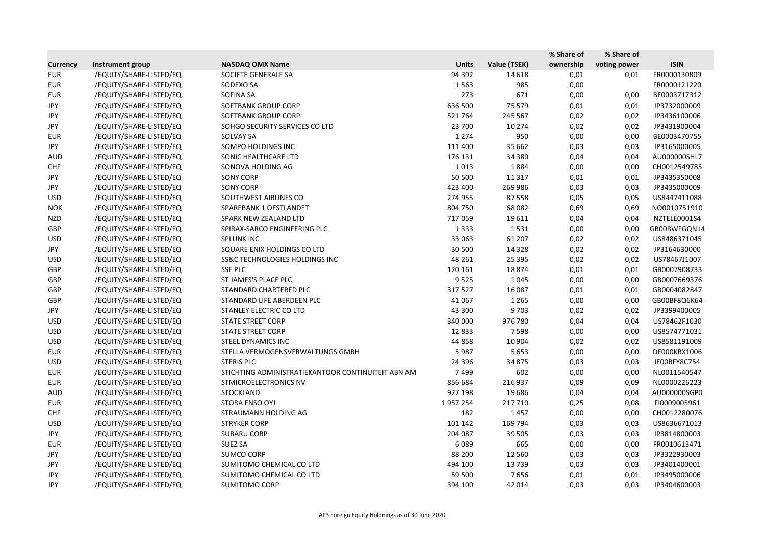| Currency | Instrument group | NASDAQ OMX Name | Units | Value (TSEK) | % Share of ownership | % Share of voting power | ISIN |
|---|---|---|---|---|---|---|---|
| EUR | /EQUITY/SHARE-LISTED/EQ | SOCIETE GENERALE SA | 94 392 | 14 618 | 0,01 | 0,01 | FR0000130809 |
| EUR | /EQUITY/SHARE-LISTED/EQ | SODEXO SA | 1 563 | 985 | 0,00 | | FR0000121220 |
| EUR | /EQUITY/SHARE-LISTED/EQ | SOFINA SA | 273 | 671 | 0,00 | 0,00 | BE0003717312 |
| JPY | /EQUITY/SHARE-LISTED/EQ | SOFTBANK GROUP CORP | 636 500 | 75 579 | 0,01 | 0,01 | JP3732000009 |
| JPY | /EQUITY/SHARE-LISTED/EQ | SOFTBANK GROUP CORP | 521 764 | 245 567 | 0,02 | 0,02 | JP3436100006 |
| JPY | /EQUITY/SHARE-LISTED/EQ | SOHGO SECURITY SERVICES CO LTD | 23 700 | 10 274 | 0,02 | 0,02 | JP3431900004 |
| EUR | /EQUITY/SHARE-LISTED/EQ | SOLVAY SA | 1 274 | 950 | 0,00 | 0,00 | BE0003470755 |
| JPY | /EQUITY/SHARE-LISTED/EQ | SOMPO HOLDINGS INC | 111 400 | 35 662 | 0,03 | 0,03 | JP3165000005 |
| AUD | /EQUITY/SHARE-LISTED/EQ | SONIC HEALTHCARE LTD | 176 131 | 34 380 | 0,04 | 0,04 | AU000000SHL7 |
| CHF | /EQUITY/SHARE-LISTED/EQ | SONOVA HOLDING AG | 1 013 | 1 884 | 0,00 | 0,00 | CH0012549785 |
| JPY | /EQUITY/SHARE-LISTED/EQ | SONY CORP | 50 500 | 11 317 | 0,01 | 0,01 | JP3435350008 |
| JPY | /EQUITY/SHARE-LISTED/EQ | SONY CORP | 423 400 | 269 986 | 0,03 | 0,03 | JP3435000009 |
| USD | /EQUITY/SHARE-LISTED/EQ | SOUTHWEST AIRLINES CO | 274 955 | 87 558 | 0,05 | 0,05 | US8447411088 |
| NOK | /EQUITY/SHARE-LISTED/EQ | SPAREBANK 1 OESTLANDET | 804 750 | 68 082 | 0,69 | 0,69 | NO0010751910 |
| NZD | /EQUITY/SHARE-LISTED/EQ | SPARK NEW ZEALAND LTD | 717 059 | 19 611 | 0,04 | 0,04 | NZTELE0001S4 |
| GBP | /EQUITY/SHARE-LISTED/EQ | SPIRAX-SARCO ENGINEERING PLC | 1 333 | 1 531 | 0,00 | 0,00 | GB00BWFGQN14 |
| USD | /EQUITY/SHARE-LISTED/EQ | SPLUNK INC | 33 063 | 61 207 | 0,02 | 0,02 | US8486371045 |
| JPY | /EQUITY/SHARE-LISTED/EQ | SQUARE ENIX HOLDINGS CO LTD | 30 500 | 14 328 | 0,02 | 0,02 | JP3164630000 |
| USD | /EQUITY/SHARE-LISTED/EQ | SS&C TECHNOLOGIES HOLDINGS INC | 48 261 | 25 395 | 0,02 | 0,02 | US78467J1007 |
| GBP | /EQUITY/SHARE-LISTED/EQ | SSE PLC | 120 161 | 18 874 | 0,01 | 0,01 | GB0007908733 |
| GBP | /EQUITY/SHARE-LISTED/EQ | ST JAMES'S PLACE PLC | 9 525 | 1 045 | 0,00 | 0,00 | GB0007669376 |
| GBP | /EQUITY/SHARE-LISTED/EQ | STANDARD CHARTERED PLC | 317 527 | 16 087 | 0,01 | 0,01 | GB0004082847 |
| GBP | /EQUITY/SHARE-LISTED/EQ | STANDARD LIFE ABERDEEN PLC | 41 067 | 1 265 | 0,00 | 0,00 | GB00BF8Q6K64 |
| JPY | /EQUITY/SHARE-LISTED/EQ | STANLEY ELECTRIC CO LTD | 43 300 | 9 703 | 0,02 | 0,02 | JP3399400005 |
| USD | /EQUITY/SHARE-LISTED/EQ | STATE STREET CORP | 340 000 | 976 780 | 0,04 | 0,04 | US78462F1030 |
| USD | /EQUITY/SHARE-LISTED/EQ | STATE STREET CORP | 12 833 | 7 598 | 0,00 | 0,00 | US8574771031 |
| USD | /EQUITY/SHARE-LISTED/EQ | STEEL DYNAMICS INC | 44 858 | 10 904 | 0,02 | 0,02 | US8581191009 |
| EUR | /EQUITY/SHARE-LISTED/EQ | STELLA VERMOGENSVERWALTUNGS GMBH | 5 987 | 5 653 | 0,00 | 0,00 | DE000KBX1006 |
| USD | /EQUITY/SHARE-LISTED/EQ | STERIS PLC | 24 396 | 34 875 | 0,03 | 0,03 | IE00BFY8C754 |
| EUR | /EQUITY/SHARE-LISTED/EQ | STICHTING ADMINISTRATIEKANTOOR CONTINUITEIT ABN AM | 7 499 | 602 | 0,00 | 0,00 | NL0011540547 |
| EUR | /EQUITY/SHARE-LISTED/EQ | STMICROELECTRONICS NV | 856 684 | 216 937 | 0,09 | 0,09 | NL0000226223 |
| AUD | /EQUITY/SHARE-LISTED/EQ | STOCKLAND | 927 198 | 19 686 | 0,04 | 0,04 | AU000000SGP0 |
| EUR | /EQUITY/SHARE-LISTED/EQ | STORA ENSO OYJ | 1 957 254 | 217 710 | 0,25 | 0,08 | FI0009005961 |
| CHF | /EQUITY/SHARE-LISTED/EQ | STRAUMANN HOLDING AG | 182 | 1 457 | 0,00 | 0,00 | CH0012280076 |
| USD | /EQUITY/SHARE-LISTED/EQ | STRYKER CORP | 101 142 | 169 794 | 0,03 | 0,03 | US8636671013 |
| JPY | /EQUITY/SHARE-LISTED/EQ | SUBARU CORP | 204 087 | 39 505 | 0,03 | 0,03 | JP3814800003 |
| EUR | /EQUITY/SHARE-LISTED/EQ | SUEZ SA | 6 089 | 665 | 0,00 | 0,00 | FR0010613471 |
| JPY | /EQUITY/SHARE-LISTED/EQ | SUMCO CORP | 88 200 | 12 560 | 0,03 | 0,03 | JP3322930003 |
| JPY | /EQUITY/SHARE-LISTED/EQ | SUMITOMO CHEMICAL CO LTD | 494 100 | 13 739 | 0,03 | 0,03 | JP3401400001 |
| JPY | /EQUITY/SHARE-LISTED/EQ | SUMITOMO CHEMICAL CO LTD | 59 500 | 7 656 | 0,01 | 0,01 | JP3495000006 |
| JPY | /EQUITY/SHARE-LISTED/EQ | SUMITOMO CORP | 394 100 | 42 014 | 0,03 | 0,03 | JP3404600003 |

AP3 Foreign Equity Holdnings as of 30 June 2020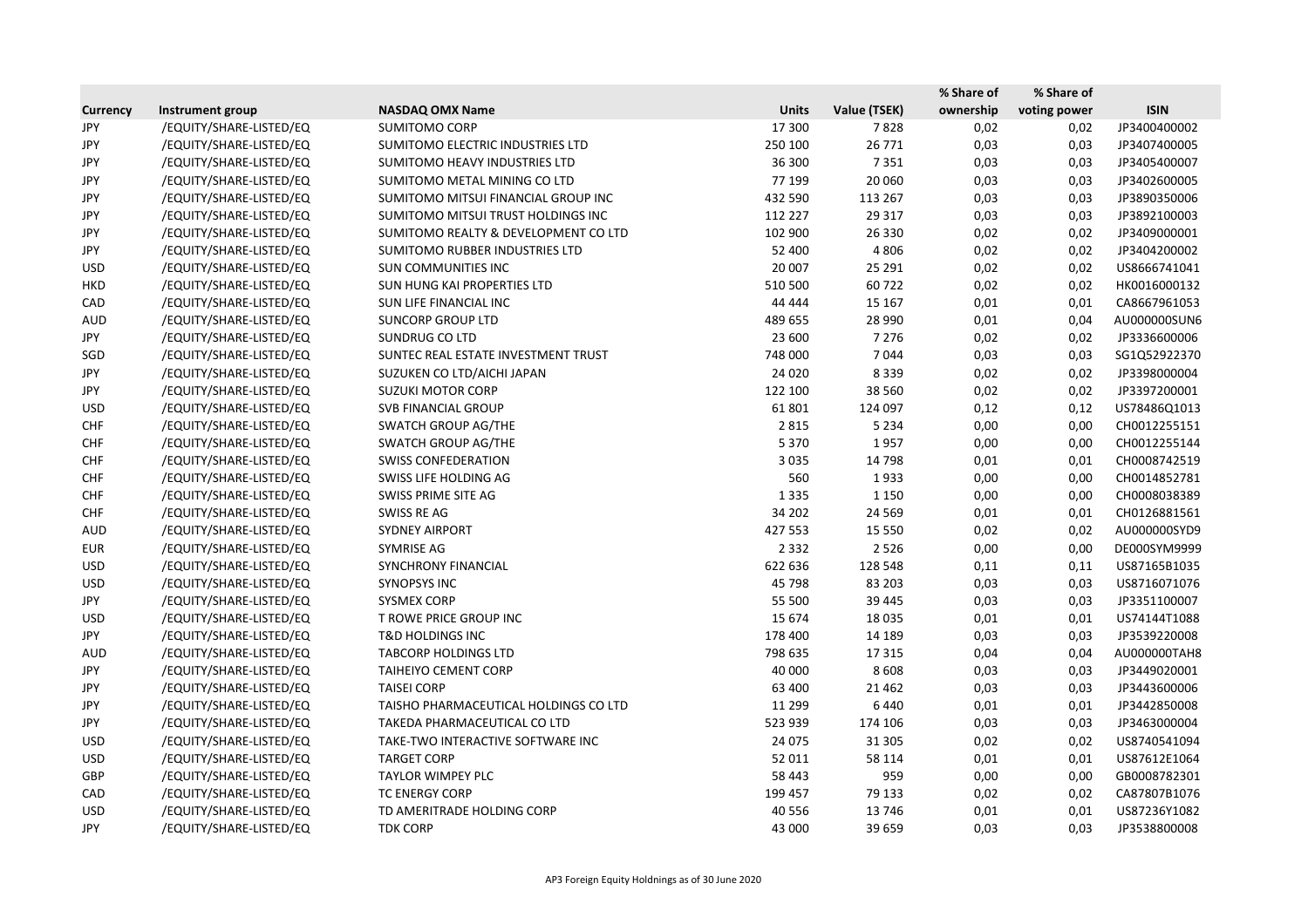| Currency | Instrument group | NASDAQ OMX Name | Units | Value (TSEK) | % Share of ownership | % Share of voting power | ISIN |
|---|---|---|---|---|---|---|---|
| JPY | /EQUITY/SHARE-LISTED/EQ | SUMITOMO CORP | 17 300 | 7 828 | 0,02 | 0,02 | JP3400400002 |
| JPY | /EQUITY/SHARE-LISTED/EQ | SUMITOMO ELECTRIC INDUSTRIES LTD | 250 100 | 26 771 | 0,03 | 0,03 | JP3407400005 |
| JPY | /EQUITY/SHARE-LISTED/EQ | SUMITOMO HEAVY INDUSTRIES LTD | 36 300 | 7 351 | 0,03 | 0,03 | JP3405400007 |
| JPY | /EQUITY/SHARE-LISTED/EQ | SUMITOMO METAL MINING CO LTD | 77 199 | 20 060 | 0,03 | 0,03 | JP3402600005 |
| JPY | /EQUITY/SHARE-LISTED/EQ | SUMITOMO MITSUI FINANCIAL GROUP INC | 432 590 | 113 267 | 0,03 | 0,03 | JP3890350006 |
| JPY | /EQUITY/SHARE-LISTED/EQ | SUMITOMO MITSUI TRUST HOLDINGS INC | 112 227 | 29 317 | 0,03 | 0,03 | JP3892100003 |
| JPY | /EQUITY/SHARE-LISTED/EQ | SUMITOMO REALTY & DEVELOPMENT CO LTD | 102 900 | 26 330 | 0,02 | 0,02 | JP3409000001 |
| JPY | /EQUITY/SHARE-LISTED/EQ | SUMITOMO RUBBER INDUSTRIES LTD | 52 400 | 4 806 | 0,02 | 0,02 | JP3404200002 |
| USD | /EQUITY/SHARE-LISTED/EQ | SUN COMMUNITIES INC | 20 007 | 25 291 | 0,02 | 0,02 | US8666741041 |
| HKD | /EQUITY/SHARE-LISTED/EQ | SUN HUNG KAI PROPERTIES LTD | 510 500 | 60 722 | 0,02 | 0,02 | HK0016000132 |
| CAD | /EQUITY/SHARE-LISTED/EQ | SUN LIFE FINANCIAL INC | 44 444 | 15 167 | 0,01 | 0,01 | CA8667961053 |
| AUD | /EQUITY/SHARE-LISTED/EQ | SUNCORP GROUP LTD | 489 655 | 28 990 | 0,01 | 0,04 | AU000000SUN6 |
| JPY | /EQUITY/SHARE-LISTED/EQ | SUNDRUG CO LTD | 23 600 | 7 276 | 0,02 | 0,02 | JP3336600006 |
| SGD | /EQUITY/SHARE-LISTED/EQ | SUNTEC REAL ESTATE INVESTMENT TRUST | 748 000 | 7 044 | 0,03 | 0,03 | SG1Q52922370 |
| JPY | /EQUITY/SHARE-LISTED/EQ | SUZUKEN CO LTD/AICHI JAPAN | 24 020 | 8 339 | 0,02 | 0,02 | JP3398000004 |
| JPY | /EQUITY/SHARE-LISTED/EQ | SUZUKI MOTOR CORP | 122 100 | 38 560 | 0,02 | 0,02 | JP3397200001 |
| USD | /EQUITY/SHARE-LISTED/EQ | SVB FINANCIAL GROUP | 61 801 | 124 097 | 0,12 | 0,12 | US78486Q1013 |
| CHF | /EQUITY/SHARE-LISTED/EQ | SWATCH GROUP AG/THE | 2 815 | 5 234 | 0,00 | 0,00 | CH0012255151 |
| CHF | /EQUITY/SHARE-LISTED/EQ | SWATCH GROUP AG/THE | 5 370 | 1 957 | 0,00 | 0,00 | CH0012255144 |
| CHF | /EQUITY/SHARE-LISTED/EQ | SWISS CONFEDERATION | 3 035 | 14 798 | 0,01 | 0,01 | CH0008742519 |
| CHF | /EQUITY/SHARE-LISTED/EQ | SWISS LIFE HOLDING AG | 560 | 1 933 | 0,00 | 0,00 | CH0014852781 |
| CHF | /EQUITY/SHARE-LISTED/EQ | SWISS PRIME SITE AG | 1 335 | 1 150 | 0,00 | 0,00 | CH0008038389 |
| CHF | /EQUITY/SHARE-LISTED/EQ | SWISS RE AG | 34 202 | 24 569 | 0,01 | 0,01 | CH0126881561 |
| AUD | /EQUITY/SHARE-LISTED/EQ | SYDNEY AIRPORT | 427 553 | 15 550 | 0,02 | 0,02 | AU000000SYD9 |
| EUR | /EQUITY/SHARE-LISTED/EQ | SYMRISE AG | 2 332 | 2 526 | 0,00 | 0,00 | DE000SYM9999 |
| USD | /EQUITY/SHARE-LISTED/EQ | SYNCHRONY FINANCIAL | 622 636 | 128 548 | 0,11 | 0,11 | US87165B1035 |
| USD | /EQUITY/SHARE-LISTED/EQ | SYNOPSYS INC | 45 798 | 83 203 | 0,03 | 0,03 | US8716071076 |
| JPY | /EQUITY/SHARE-LISTED/EQ | SYSMEX CORP | 55 500 | 39 445 | 0,03 | 0,03 | JP3351100007 |
| USD | /EQUITY/SHARE-LISTED/EQ | T ROWE PRICE GROUP INC | 15 674 | 18 035 | 0,01 | 0,01 | US74144T1088 |
| JPY | /EQUITY/SHARE-LISTED/EQ | T&D HOLDINGS INC | 178 400 | 14 189 | 0,03 | 0,03 | JP3539220008 |
| AUD | /EQUITY/SHARE-LISTED/EQ | TABCORP HOLDINGS LTD | 798 635 | 17 315 | 0,04 | 0,04 | AU000000TAH8 |
| JPY | /EQUITY/SHARE-LISTED/EQ | TAIHEIYO CEMENT CORP | 40 000 | 8 608 | 0,03 | 0,03 | JP3449020001 |
| JPY | /EQUITY/SHARE-LISTED/EQ | TAISEI CORP | 63 400 | 21 462 | 0,03 | 0,03 | JP3443600006 |
| JPY | /EQUITY/SHARE-LISTED/EQ | TAISHO PHARMACEUTICAL HOLDINGS CO LTD | 11 299 | 6 440 | 0,01 | 0,01 | JP3442850008 |
| JPY | /EQUITY/SHARE-LISTED/EQ | TAKEDA PHARMACEUTICAL CO LTD | 523 939 | 174 106 | 0,03 | 0,03 | JP3463000004 |
| USD | /EQUITY/SHARE-LISTED/EQ | TAKE-TWO INTERACTIVE SOFTWARE INC | 24 075 | 31 305 | 0,02 | 0,02 | US8740541094 |
| USD | /EQUITY/SHARE-LISTED/EQ | TARGET CORP | 52 011 | 58 114 | 0,01 | 0,01 | US87612E1064 |
| GBP | /EQUITY/SHARE-LISTED/EQ | TAYLOR WIMPEY PLC | 58 443 | 959 | 0,00 | 0,00 | GB0008782301 |
| CAD | /EQUITY/SHARE-LISTED/EQ | TC ENERGY CORP | 199 457 | 79 133 | 0,02 | 0,02 | CA87807B1076 |
| USD | /EQUITY/SHARE-LISTED/EQ | TD AMERITRADE HOLDING CORP | 40 556 | 13 746 | 0,01 | 0,01 | US87236Y1082 |
| JPY | /EQUITY/SHARE-LISTED/EQ | TDK CORP | 43 000 | 39 659 | 0,03 | 0,03 | JP3538800008 |

AP3 Foreign Equity Holdnings as of 30 June 2020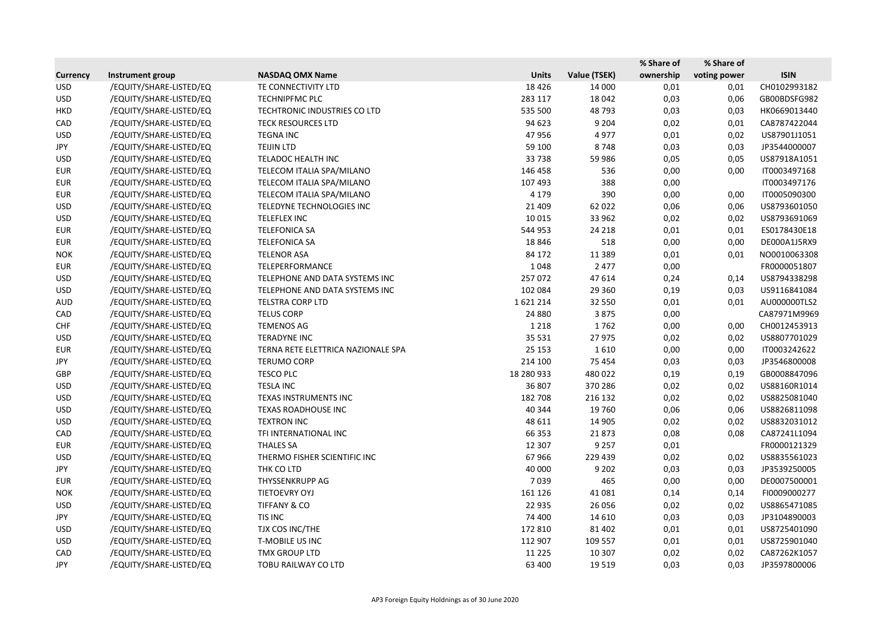| Currency | Instrument group | NASDAQ OMX Name | Units | Value (TSEK) | % Share of ownership | % Share of voting power | ISIN |
|---|---|---|---|---|---|---|---|
| USD | /EQUITY/SHARE-LISTED/EQ | TE CONNECTIVITY LTD | 18 426 | 14 000 | 0,01 | 0,01 | CH0102993182 |
| USD | /EQUITY/SHARE-LISTED/EQ | TECHNIPFMC PLC | 283 117 | 18 042 | 0,03 | 0,06 | GB00BDSFG982 |
| HKD | /EQUITY/SHARE-LISTED/EQ | TECHTRONIC INDUSTRIES CO LTD | 535 500 | 48 793 | 0,03 | 0,03 | HK0669013440 |
| CAD | /EQUITY/SHARE-LISTED/EQ | TECK RESOURCES LTD | 94 623 | 9 204 | 0,02 | 0,01 | CA8787422044 |
| USD | /EQUITY/SHARE-LISTED/EQ | TEGNA INC | 47 956 | 4 977 | 0,01 | 0,02 | US87901J1051 |
| JPY | /EQUITY/SHARE-LISTED/EQ | TEIJIN LTD | 59 100 | 8 748 | 0,03 | 0,03 | JP3544000007 |
| USD | /EQUITY/SHARE-LISTED/EQ | TELADOC HEALTH INC | 33 738 | 59 986 | 0,05 | 0,05 | US87918A1051 |
| EUR | /EQUITY/SHARE-LISTED/EQ | TELECOM ITALIA SPA/MILANO | 146 458 | 536 | 0,00 | 0,00 | IT0003497168 |
| EUR | /EQUITY/SHARE-LISTED/EQ | TELECOM ITALIA SPA/MILANO | 107 493 | 388 | 0,00 | | IT0003497176 |
| EUR | /EQUITY/SHARE-LISTED/EQ | TELECOM ITALIA SPA/MILANO | 4 179 | 390 | 0,00 | 0,00 | IT0005090300 |
| USD | /EQUITY/SHARE-LISTED/EQ | TELEDYNE TECHNOLOGIES INC | 21 409 | 62 022 | 0,06 | 0,06 | US8793601050 |
| USD | /EQUITY/SHARE-LISTED/EQ | TELEFLEX INC | 10 015 | 33 962 | 0,02 | 0,02 | US8793691069 |
| EUR | /EQUITY/SHARE-LISTED/EQ | TELEFONICA SA | 544 953 | 24 218 | 0,01 | 0,01 | ES0178430E18 |
| EUR | /EQUITY/SHARE-LISTED/EQ | TELEFONICA SA | 18 846 | 518 | 0,00 | 0,00 | DE000A1J5RX9 |
| NOK | /EQUITY/SHARE-LISTED/EQ | TELENOR ASA | 84 172 | 11 389 | 0,01 | 0,01 | NO0010063308 |
| EUR | /EQUITY/SHARE-LISTED/EQ | TELEPERFORMANCE | 1 048 | 2 477 | 0,00 | | FR0000051807 |
| USD | /EQUITY/SHARE-LISTED/EQ | TELEPHONE AND DATA SYSTEMS INC | 257 072 | 47 614 | 0,24 | 0,14 | US8794338298 |
| USD | /EQUITY/SHARE-LISTED/EQ | TELEPHONE AND DATA SYSTEMS INC | 102 084 | 29 360 | 0,19 | 0,03 | US9116841084 |
| AUD | /EQUITY/SHARE-LISTED/EQ | TELSTRA CORP LTD | 1 621 214 | 32 550 | 0,01 | 0,01 | AU000000TLS2 |
| CAD | /EQUITY/SHARE-LISTED/EQ | TELUS CORP | 24 880 | 3 875 | 0,00 | | CA87971M9969 |
| CHF | /EQUITY/SHARE-LISTED/EQ | TEMENOS AG | 1 218 | 1 762 | 0,00 | 0,00 | CH0012453913 |
| USD | /EQUITY/SHARE-LISTED/EQ | TERADYNE INC | 35 531 | 27 975 | 0,02 | 0,02 | US8807701029 |
| EUR | /EQUITY/SHARE-LISTED/EQ | TERNA RETE ELETTRICA NAZIONALE SPA | 25 153 | 1 610 | 0,00 | 0,00 | IT0003242622 |
| JPY | /EQUITY/SHARE-LISTED/EQ | TERUMO CORP | 214 100 | 75 454 | 0,03 | 0,03 | JP3546800008 |
| GBP | /EQUITY/SHARE-LISTED/EQ | TESCO PLC | 18 280 933 | 480 022 | 0,19 | 0,19 | GB0008847096 |
| USD | /EQUITY/SHARE-LISTED/EQ | TESLA INC | 36 807 | 370 286 | 0,02 | 0,02 | US88160R1014 |
| USD | /EQUITY/SHARE-LISTED/EQ | TEXAS INSTRUMENTS INC | 182 708 | 216 132 | 0,02 | 0,02 | US8825081040 |
| USD | /EQUITY/SHARE-LISTED/EQ | TEXAS ROADHOUSE INC | 40 344 | 19 760 | 0,06 | 0,06 | US8826811098 |
| USD | /EQUITY/SHARE-LISTED/EQ | TEXTRON INC | 48 611 | 14 905 | 0,02 | 0,02 | US8832031012 |
| CAD | /EQUITY/SHARE-LISTED/EQ | TFI INTERNATIONAL INC | 66 353 | 21 873 | 0,08 | 0,08 | CA87241L1094 |
| EUR | /EQUITY/SHARE-LISTED/EQ | THALES SA | 12 307 | 9 257 | 0,01 | | FR0000121329 |
| USD | /EQUITY/SHARE-LISTED/EQ | THERMO FISHER SCIENTIFIC INC | 67 966 | 229 439 | 0,02 | 0,02 | US8835561023 |
| JPY | /EQUITY/SHARE-LISTED/EQ | THK CO LTD | 40 000 | 9 202 | 0,03 | 0,03 | JP3539250005 |
| EUR | /EQUITY/SHARE-LISTED/EQ | THYSSENKRUPP AG | 7 039 | 465 | 0,00 | 0,00 | DE0007500001 |
| NOK | /EQUITY/SHARE-LISTED/EQ | TIETOEVRY OYJ | 161 126 | 41 081 | 0,14 | 0,14 | FI0009000277 |
| USD | /EQUITY/SHARE-LISTED/EQ | TIFFANY & CO | 22 935 | 26 056 | 0,02 | 0,02 | US8865471085 |
| JPY | /EQUITY/SHARE-LISTED/EQ | TIS INC | 74 400 | 14 610 | 0,03 | 0,03 | JP3104890003 |
| USD | /EQUITY/SHARE-LISTED/EQ | TJX COS INC/THE | 172 810 | 81 402 | 0,01 | 0,01 | US8725401090 |
| USD | /EQUITY/SHARE-LISTED/EQ | T-MOBILE US INC | 112 907 | 109 557 | 0,01 | 0,01 | US8725901040 |
| CAD | /EQUITY/SHARE-LISTED/EQ | TMX GROUP LTD | 11 225 | 10 307 | 0,02 | 0,02 | CA87262K1057 |
| JPY | /EQUITY/SHARE-LISTED/EQ | TOBU RAILWAY CO LTD | 63 400 | 19 519 | 0,03 | 0,03 | JP3597800006 |

AP3 Foreign Equity Holdnings as of 30 June 2020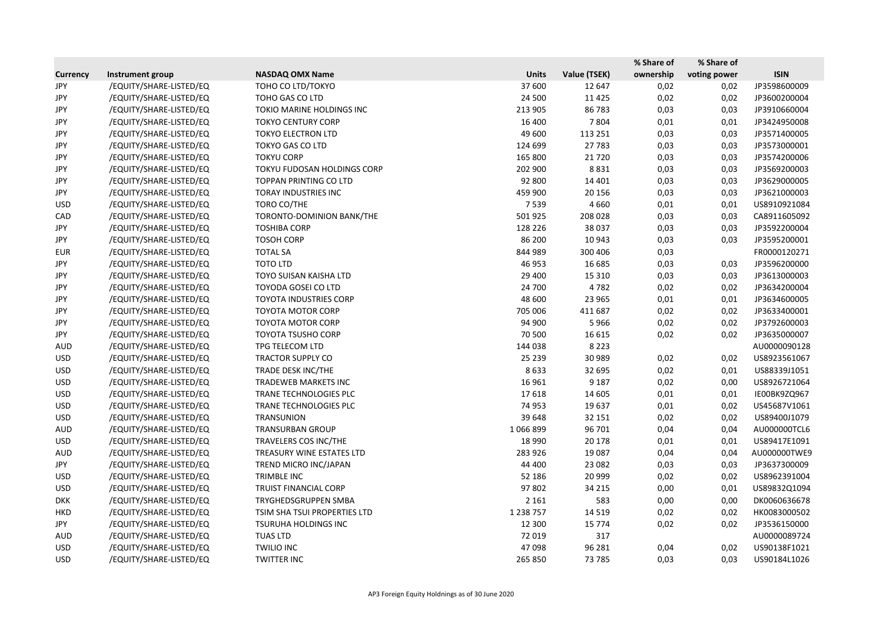| Currency | Instrument group | NASDAQ OMX Name | Units | Value (TSEK) | % Share of ownership | % Share of voting power | ISIN |
|---|---|---|---|---|---|---|---|
| JPY | /EQUITY/SHARE-LISTED/EQ | TOHO CO LTD/TOKYO | 37 600 | 12 647 | 0,02 | 0,02 | JP3598600009 |
| JPY | /EQUITY/SHARE-LISTED/EQ | TOHO GAS CO LTD | 24 500 | 11 425 | 0,02 | 0,02 | JP3600200004 |
| JPY | /EQUITY/SHARE-LISTED/EQ | TOKIO MARINE HOLDINGS INC | 213 905 | 86 783 | 0,03 | 0,03 | JP3910660004 |
| JPY | /EQUITY/SHARE-LISTED/EQ | TOKYO CENTURY CORP | 16 400 | 7 804 | 0,01 | 0,01 | JP3424950008 |
| JPY | /EQUITY/SHARE-LISTED/EQ | TOKYO ELECTRON LTD | 49 600 | 113 251 | 0,03 | 0,03 | JP3571400005 |
| JPY | /EQUITY/SHARE-LISTED/EQ | TOKYO GAS CO LTD | 124 699 | 27 783 | 0,03 | 0,03 | JP3573000001 |
| JPY | /EQUITY/SHARE-LISTED/EQ | TOKYU CORP | 165 800 | 21 720 | 0,03 | 0,03 | JP3574200006 |
| JPY | /EQUITY/SHARE-LISTED/EQ | TOKYU FUDOSAN HOLDINGS CORP | 202 900 | 8 831 | 0,03 | 0,03 | JP3569200003 |
| JPY | /EQUITY/SHARE-LISTED/EQ | TOPPAN PRINTING CO LTD | 92 800 | 14 401 | 0,03 | 0,03 | JP3629000005 |
| JPY | /EQUITY/SHARE-LISTED/EQ | TORAY INDUSTRIES INC | 459 900 | 20 156 | 0,03 | 0,03 | JP3621000003 |
| USD | /EQUITY/SHARE-LISTED/EQ | TORO CO/THE | 7 539 | 4 660 | 0,01 | 0,01 | US8910921084 |
| CAD | /EQUITY/SHARE-LISTED/EQ | TORONTO-DOMINION BANK/THE | 501 925 | 208 028 | 0,03 | 0,03 | CA8911605092 |
| JPY | /EQUITY/SHARE-LISTED/EQ | TOSHIBA CORP | 128 226 | 38 037 | 0,03 | 0,03 | JP3592200004 |
| JPY | /EQUITY/SHARE-LISTED/EQ | TOSOH CORP | 86 200 | 10 943 | 0,03 | 0,03 | JP3595200001 |
| EUR | /EQUITY/SHARE-LISTED/EQ | TOTAL SA | 844 989 | 300 406 | 0,03 | | FR0000120271 |
| JPY | /EQUITY/SHARE-LISTED/EQ | TOTO LTD | 46 953 | 16 685 | 0,03 | 0,03 | JP3596200000 |
| JPY | /EQUITY/SHARE-LISTED/EQ | TOYO SUISAN KAISHA LTD | 29 400 | 15 310 | 0,03 | 0,03 | JP3613000003 |
| JPY | /EQUITY/SHARE-LISTED/EQ | TOYODA GOSEI CO LTD | 24 700 | 4 782 | 0,02 | 0,02 | JP3634200004 |
| JPY | /EQUITY/SHARE-LISTED/EQ | TOYOTA INDUSTRIES CORP | 48 600 | 23 965 | 0,01 | 0,01 | JP3634600005 |
| JPY | /EQUITY/SHARE-LISTED/EQ | TOYOTA MOTOR CORP | 705 006 | 411 687 | 0,02 | 0,02 | JP3633400001 |
| JPY | /EQUITY/SHARE-LISTED/EQ | TOYOTA MOTOR CORP | 94 900 | 5 966 | 0,02 | 0,02 | JP3792600003 |
| JPY | /EQUITY/SHARE-LISTED/EQ | TOYOTA TSUSHO CORP | 70 500 | 16 615 | 0,02 | 0,02 | JP3635000007 |
| AUD | /EQUITY/SHARE-LISTED/EQ | TPG TELECOM LTD | 144 038 | 8 223 | | | AU0000090128 |
| USD | /EQUITY/SHARE-LISTED/EQ | TRACTOR SUPPLY CO | 25 239 | 30 989 | 0,02 | 0,02 | US8923561067 |
| USD | /EQUITY/SHARE-LISTED/EQ | TRADE DESK INC/THE | 8 633 | 32 695 | 0,02 | 0,01 | US88339J1051 |
| USD | /EQUITY/SHARE-LISTED/EQ | TRADEWEB MARKETS INC | 16 961 | 9 187 | 0,02 | 0,00 | US8926721064 |
| USD | /EQUITY/SHARE-LISTED/EQ | TRANE TECHNOLOGIES PLC | 17 618 | 14 605 | 0,01 | 0,01 | IE00BK9ZQ967 |
| USD | /EQUITY/SHARE-LISTED/EQ | TRANE TECHNOLOGIES PLC | 74 953 | 19 637 | 0,01 | 0,02 | US45687V1061 |
| USD | /EQUITY/SHARE-LISTED/EQ | TRANSUNION | 39 648 | 32 151 | 0,02 | 0,02 | US89400J1079 |
| AUD | /EQUITY/SHARE-LISTED/EQ | TRANSURBAN GROUP | 1 066 899 | 96 701 | 0,04 | 0,04 | AU000000TCL6 |
| USD | /EQUITY/SHARE-LISTED/EQ | TRAVELERS COS INC/THE | 18 990 | 20 178 | 0,01 | 0,01 | US89417E1091 |
| AUD | /EQUITY/SHARE-LISTED/EQ | TREASURY WINE ESTATES LTD | 283 926 | 19 087 | 0,04 | 0,04 | AU000000TWE9 |
| JPY | /EQUITY/SHARE-LISTED/EQ | TREND MICRO INC/JAPAN | 44 400 | 23 082 | 0,03 | 0,03 | JP3637300009 |
| USD | /EQUITY/SHARE-LISTED/EQ | TRIMBLE INC | 52 186 | 20 999 | 0,02 | 0,02 | US8962391004 |
| USD | /EQUITY/SHARE-LISTED/EQ | TRUIST FINANCIAL CORP | 97 802 | 34 215 | 0,00 | 0,01 | US89832Q1094 |
| DKK | /EQUITY/SHARE-LISTED/EQ | TRYGHEDSGRUPPEN SMBA | 2 161 | 583 | 0,00 | 0,00 | DK0060636678 |
| HKD | /EQUITY/SHARE-LISTED/EQ | TSIM SHA TSUI PROPERTIES LTD | 1 238 757 | 14 519 | 0,02 | 0,02 | HK0083000502 |
| JPY | /EQUITY/SHARE-LISTED/EQ | TSURUHA HOLDINGS INC | 12 300 | 15 774 | 0,02 | 0,02 | JP3536150000 |
| AUD | /EQUITY/SHARE-LISTED/EQ | TUAS LTD | 72 019 | 317 | | | AU0000089724 |
| USD | /EQUITY/SHARE-LISTED/EQ | TWILIO INC | 47 098 | 96 281 | 0,04 | 0,02 | US90138F1021 |
| USD | /EQUITY/SHARE-LISTED/EQ | TWITTER INC | 265 850 | 73 785 | 0,03 | 0,03 | US90184L1026 |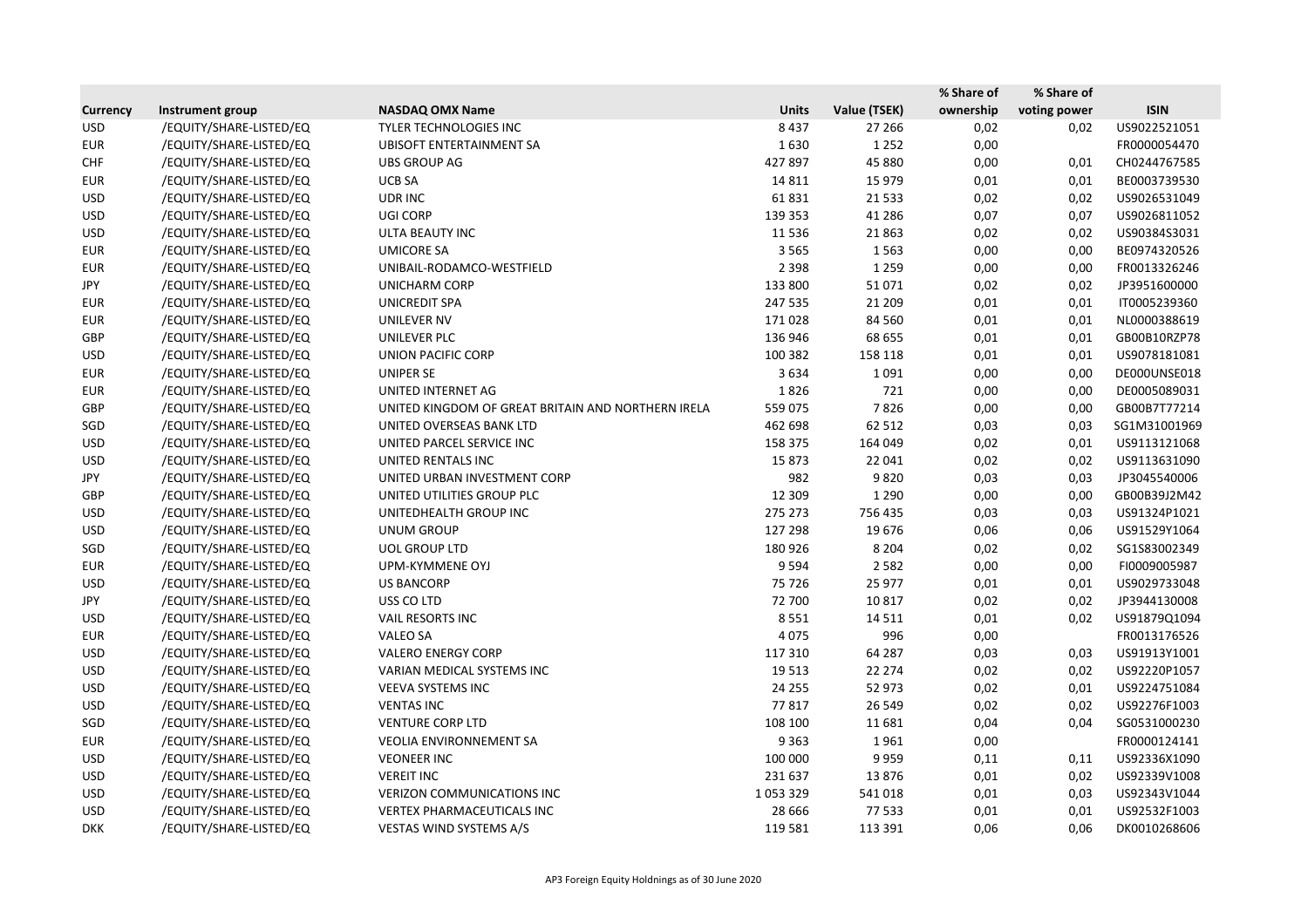| Currency | Instrument group | NASDAQ OMX Name | Units | Value (TSEK) | % Share of ownership | % Share of voting power | ISIN |
|---|---|---|---|---|---|---|---|
| USD | /EQUITY/SHARE-LISTED/EQ | TYLER TECHNOLOGIES INC | 8 437 | 27 266 | 0,02 | 0,02 | US9022521051 |
| EUR | /EQUITY/SHARE-LISTED/EQ | UBISOFT ENTERTAINMENT SA | 1 630 | 1 252 | 0,00 | | FR0000054470 |
| CHF | /EQUITY/SHARE-LISTED/EQ | UBS GROUP AG | 427 897 | 45 880 | 0,00 | 0,01 | CH0244767585 |
| EUR | /EQUITY/SHARE-LISTED/EQ | UCB SA | 14 811 | 15 979 | 0,01 | 0,01 | BE0003739530 |
| USD | /EQUITY/SHARE-LISTED/EQ | UDR INC | 61 831 | 21 533 | 0,02 | 0,02 | US9026531049 |
| USD | /EQUITY/SHARE-LISTED/EQ | UGI CORP | 139 353 | 41 286 | 0,07 | 0,07 | US9026811052 |
| USD | /EQUITY/SHARE-LISTED/EQ | ULTA BEAUTY INC | 11 536 | 21 863 | 0,02 | 0,02 | US90384S3031 |
| EUR | /EQUITY/SHARE-LISTED/EQ | UMICORE SA | 3 565 | 1 563 | 0,00 | 0,00 | BE0974320526 |
| EUR | /EQUITY/SHARE-LISTED/EQ | UNIBAIL-RODAMCO-WESTFIELD | 2 398 | 1 259 | 0,00 | 0,00 | FR0013326246 |
| JPY | /EQUITY/SHARE-LISTED/EQ | UNICHARM CORP | 133 800 | 51 071 | 0,02 | 0,02 | JP3951600000 |
| EUR | /EQUITY/SHARE-LISTED/EQ | UNICREDIT SPA | 247 535 | 21 209 | 0,01 | 0,01 | IT0005239360 |
| EUR | /EQUITY/SHARE-LISTED/EQ | UNILEVER NV | 171 028 | 84 560 | 0,01 | 0,01 | NL0000388619 |
| GBP | /EQUITY/SHARE-LISTED/EQ | UNILEVER PLC | 136 946 | 68 655 | 0,01 | 0,01 | GB00B10RZP78 |
| USD | /EQUITY/SHARE-LISTED/EQ | UNION PACIFIC CORP | 100 382 | 158 118 | 0,01 | 0,01 | US9078181081 |
| EUR | /EQUITY/SHARE-LISTED/EQ | UNIPER SE | 3 634 | 1 091 | 0,00 | 0,00 | DE000UNSE018 |
| EUR | /EQUITY/SHARE-LISTED/EQ | UNITED INTERNET AG | 1 826 | 721 | 0,00 | 0,00 | DE0005089031 |
| GBP | /EQUITY/SHARE-LISTED/EQ | UNITED KINGDOM OF GREAT BRITAIN AND NORTHERN IRELA | 559 075 | 7 826 | 0,00 | 0,00 | GB00B7T77214 |
| SGD | /EQUITY/SHARE-LISTED/EQ | UNITED OVERSEAS BANK LTD | 462 698 | 62 512 | 0,03 | 0,03 | SG1M31001969 |
| USD | /EQUITY/SHARE-LISTED/EQ | UNITED PARCEL SERVICE INC | 158 375 | 164 049 | 0,02 | 0,01 | US9113121068 |
| USD | /EQUITY/SHARE-LISTED/EQ | UNITED RENTALS INC | 15 873 | 22 041 | 0,02 | 0,02 | US9113631090 |
| JPY | /EQUITY/SHARE-LISTED/EQ | UNITED URBAN INVESTMENT CORP | 982 | 9 820 | 0,03 | 0,03 | JP3045540006 |
| GBP | /EQUITY/SHARE-LISTED/EQ | UNITED UTILITIES GROUP PLC | 12 309 | 1 290 | 0,00 | 0,00 | GB00B39J2M42 |
| USD | /EQUITY/SHARE-LISTED/EQ | UNITEDHEALTH GROUP INC | 275 273 | 756 435 | 0,03 | 0,03 | US91324P1021 |
| USD | /EQUITY/SHARE-LISTED/EQ | UNUM GROUP | 127 298 | 19 676 | 0,06 | 0,06 | US91529Y1064 |
| SGD | /EQUITY/SHARE-LISTED/EQ | UOL GROUP LTD | 180 926 | 8 204 | 0,02 | 0,02 | SG1S83002349 |
| EUR | /EQUITY/SHARE-LISTED/EQ | UPM-KYMMENE OYJ | 9 594 | 2 582 | 0,00 | 0,00 | FI0009005987 |
| USD | /EQUITY/SHARE-LISTED/EQ | US BANCORP | 75 726 | 25 977 | 0,01 | 0,01 | US9029733048 |
| JPY | /EQUITY/SHARE-LISTED/EQ | USS CO LTD | 72 700 | 10 817 | 0,02 | 0,02 | JP3944130008 |
| USD | /EQUITY/SHARE-LISTED/EQ | VAIL RESORTS INC | 8 551 | 14 511 | 0,01 | 0,02 | US91879Q1094 |
| EUR | /EQUITY/SHARE-LISTED/EQ | VALEO SA | 4 075 | 996 | 0,00 | | FR0013176526 |
| USD | /EQUITY/SHARE-LISTED/EQ | VALERO ENERGY CORP | 117 310 | 64 287 | 0,03 | 0,03 | US91913Y1001 |
| USD | /EQUITY/SHARE-LISTED/EQ | VARIAN MEDICAL SYSTEMS INC | 19 513 | 22 274 | 0,02 | 0,02 | US92220P1057 |
| USD | /EQUITY/SHARE-LISTED/EQ | VEEVA SYSTEMS INC | 24 255 | 52 973 | 0,02 | 0,01 | US9224751084 |
| USD | /EQUITY/SHARE-LISTED/EQ | VENTAS INC | 77 817 | 26 549 | 0,02 | 0,02 | US92276F1003 |
| SGD | /EQUITY/SHARE-LISTED/EQ | VENTURE CORP LTD | 108 100 | 11 681 | 0,04 | 0,04 | SG0531000230 |
| EUR | /EQUITY/SHARE-LISTED/EQ | VEOLIA ENVIRONNEMENT SA | 9 363 | 1 961 | 0,00 | | FR0000124141 |
| USD | /EQUITY/SHARE-LISTED/EQ | VEONEER INC | 100 000 | 9 959 | 0,11 | 0,11 | US92336X1090 |
| USD | /EQUITY/SHARE-LISTED/EQ | VEREIT INC | 231 637 | 13 876 | 0,01 | 0,02 | US92339V1008 |
| USD | /EQUITY/SHARE-LISTED/EQ | VERIZON COMMUNICATIONS INC | 1 053 329 | 541 018 | 0,01 | 0,03 | US92343V1044 |
| USD | /EQUITY/SHARE-LISTED/EQ | VERTEX PHARMACEUTICALS INC | 28 666 | 77 533 | 0,01 | 0,01 | US92532F1003 |
| DKK | /EQUITY/SHARE-LISTED/EQ | VESTAS WIND SYSTEMS A/S | 119 581 | 113 391 | 0,06 | 0,06 | DK0010268606 |

AP3 Foreign Equity Holdnings as of 30 June 2020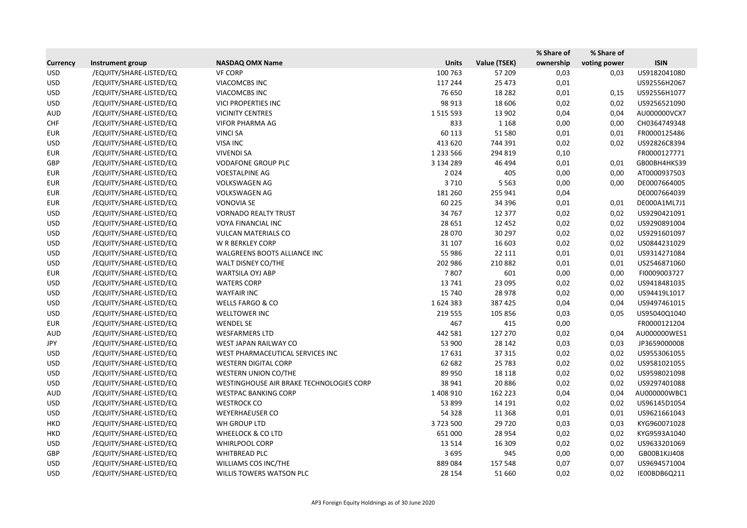| Currency | Instrument group | NASDAQ OMX Name | Units | Value (TSEK) | % Share of ownership | % Share of voting power | ISIN |
|---|---|---|---|---|---|---|---|
| USD | /EQUITY/SHARE-LISTED/EQ | VF CORP | 100 763 | 57 209 | 0,03 | 0,03 | US9182041080 |
| USD | /EQUITY/SHARE-LISTED/EQ | VIACOMCBS INC | 117 244 | 25 473 | 0,01 | | US92556H2067 |
| USD | /EQUITY/SHARE-LISTED/EQ | VIACOMCBS INC | 76 650 | 18 282 | 0,01 | 0,15 | US92556H1077 |
| USD | /EQUITY/SHARE-LISTED/EQ | VICI PROPERTIES INC | 98 913 | 18 606 | 0,02 | 0,02 | US9256521090 |
| AUD | /EQUITY/SHARE-LISTED/EQ | VICINITY CENTRES | 1 515 593 | 13 902 | 0,04 | 0,04 | AU000000VCX7 |
| CHF | /EQUITY/SHARE-LISTED/EQ | VIFOR PHARMA AG | 833 | 1 168 | 0,00 | 0,00 | CH0364749348 |
| EUR | /EQUITY/SHARE-LISTED/EQ | VINCI SA | 60 113 | 51 580 | 0,01 | 0,01 | FR0000125486 |
| USD | /EQUITY/SHARE-LISTED/EQ | VISA INC | 413 620 | 744 391 | 0,02 | 0,02 | US92826C8394 |
| EUR | /EQUITY/SHARE-LISTED/EQ | VIVENDI SA | 1 233 566 | 294 819 | 0,10 | | FR0000127771 |
| GBP | /EQUITY/SHARE-LISTED/EQ | VODAFONE GROUP PLC | 3 134 289 | 46 494 | 0,01 | 0,01 | GB00BH4HKS39 |
| EUR | /EQUITY/SHARE-LISTED/EQ | VOESTALPINE AG | 2 024 | 405 | 0,00 | 0,00 | AT0000937503 |
| EUR | /EQUITY/SHARE-LISTED/EQ | VOLKSWAGEN AG | 3 710 | 5 563 | 0,00 | 0,00 | DE0007664005 |
| EUR | /EQUITY/SHARE-LISTED/EQ | VOLKSWAGEN AG | 181 260 | 255 941 | 0,04 | | DE0007664039 |
| EUR | /EQUITY/SHARE-LISTED/EQ | VONOVIA SE | 60 225 | 34 396 | 0,01 | 0,01 | DE000A1ML7J1 |
| USD | /EQUITY/SHARE-LISTED/EQ | VORNADO REALTY TRUST | 34 767 | 12 377 | 0,02 | 0,02 | US9290421091 |
| USD | /EQUITY/SHARE-LISTED/EQ | VOYA FINANCIAL INC | 28 651 | 12 452 | 0,02 | 0,02 | US9290891004 |
| USD | /EQUITY/SHARE-LISTED/EQ | VULCAN MATERIALS CO | 28 070 | 30 297 | 0,02 | 0,02 | US9291601097 |
| USD | /EQUITY/SHARE-LISTED/EQ | W R BERKLEY CORP | 31 107 | 16 603 | 0,02 | 0,02 | US0844231029 |
| USD | /EQUITY/SHARE-LISTED/EQ | WALGREENS BOOTS ALLIANCE INC | 55 986 | 22 111 | 0,01 | 0,01 | US9314271084 |
| USD | /EQUITY/SHARE-LISTED/EQ | WALT DISNEY CO/THE | 202 986 | 210 882 | 0,01 | 0,01 | US2546871060 |
| EUR | /EQUITY/SHARE-LISTED/EQ | WARTSILA OYJ ABP | 7 807 | 601 | 0,00 | 0,00 | FI0009003727 |
| USD | /EQUITY/SHARE-LISTED/EQ | WATERS CORP | 13 741 | 23 095 | 0,02 | 0,02 | US9418481035 |
| USD | /EQUITY/SHARE-LISTED/EQ | WAYFAIR INC | 15 740 | 28 978 | 0,02 | 0,00 | US94419L1017 |
| USD | /EQUITY/SHARE-LISTED/EQ | WELLS FARGO & CO | 1 624 383 | 387 425 | 0,04 | 0,04 | US9497461015 |
| USD | /EQUITY/SHARE-LISTED/EQ | WELLTOWER INC | 219 555 | 105 856 | 0,03 | 0,05 | US95040Q1040 |
| EUR | /EQUITY/SHARE-LISTED/EQ | WENDEL SE | 467 | 415 | 0,00 | | FR0000121204 |
| AUD | /EQUITY/SHARE-LISTED/EQ | WESFARMERS LTD | 442 581 | 127 270 | 0,02 | 0,04 | AU000000WES1 |
| JPY | /EQUITY/SHARE-LISTED/EQ | WEST JAPAN RAILWAY CO | 53 900 | 28 142 | 0,03 | 0,03 | JP3659000008 |
| USD | /EQUITY/SHARE-LISTED/EQ | WEST PHARMACEUTICAL SERVICES INC | 17 631 | 37 315 | 0,02 | 0,02 | US9553061055 |
| USD | /EQUITY/SHARE-LISTED/EQ | WESTERN DIGITAL CORP | 62 682 | 25 783 | 0,02 | 0,02 | US9581021055 |
| USD | /EQUITY/SHARE-LISTED/EQ | WESTERN UNION CO/THE | 89 950 | 18 118 | 0,02 | 0,02 | US9598021098 |
| USD | /EQUITY/SHARE-LISTED/EQ | WESTINGHOUSE AIR BRAKE TECHNOLOGIES CORP | 38 941 | 20 886 | 0,02 | 0,02 | US9297401088 |
| AUD | /EQUITY/SHARE-LISTED/EQ | WESTPAC BANKING CORP | 1 408 910 | 162 223 | 0,04 | 0,04 | AU000000WBC1 |
| USD | /EQUITY/SHARE-LISTED/EQ | WESTROCK CO | 53 899 | 14 191 | 0,02 | 0,02 | US96145D1054 |
| USD | /EQUITY/SHARE-LISTED/EQ | WEYERHAEUSER CO | 54 328 | 11 368 | 0,01 | 0,01 | US9621661043 |
| HKD | /EQUITY/SHARE-LISTED/EQ | WH GROUP LTD | 3 723 500 | 29 720 | 0,03 | 0,03 | KYG960071028 |
| HKD | /EQUITY/SHARE-LISTED/EQ | WHEELOCK & CO LTD | 651 000 | 28 954 | 0,02 | 0,02 | KYG9593A1040 |
| USD | /EQUITY/SHARE-LISTED/EQ | WHIRLPOOL CORP | 13 514 | 16 309 | 0,02 | 0,02 | US9633201069 |
| GBP | /EQUITY/SHARE-LISTED/EQ | WHITBREAD PLC | 3 695 | 945 | 0,00 | 0,00 | GB00B1KJJ408 |
| USD | /EQUITY/SHARE-LISTED/EQ | WILLIAMS COS INC/THE | 889 084 | 157 548 | 0,07 | 0,07 | US9694571004 |
| USD | /EQUITY/SHARE-LISTED/EQ | WILLIS TOWERS WATSON PLC | 28 154 | 51 660 | 0,02 | 0,02 | IE00BDB6Q211 |

AP3 Foreign Equity Holdnings as of 30 June 2020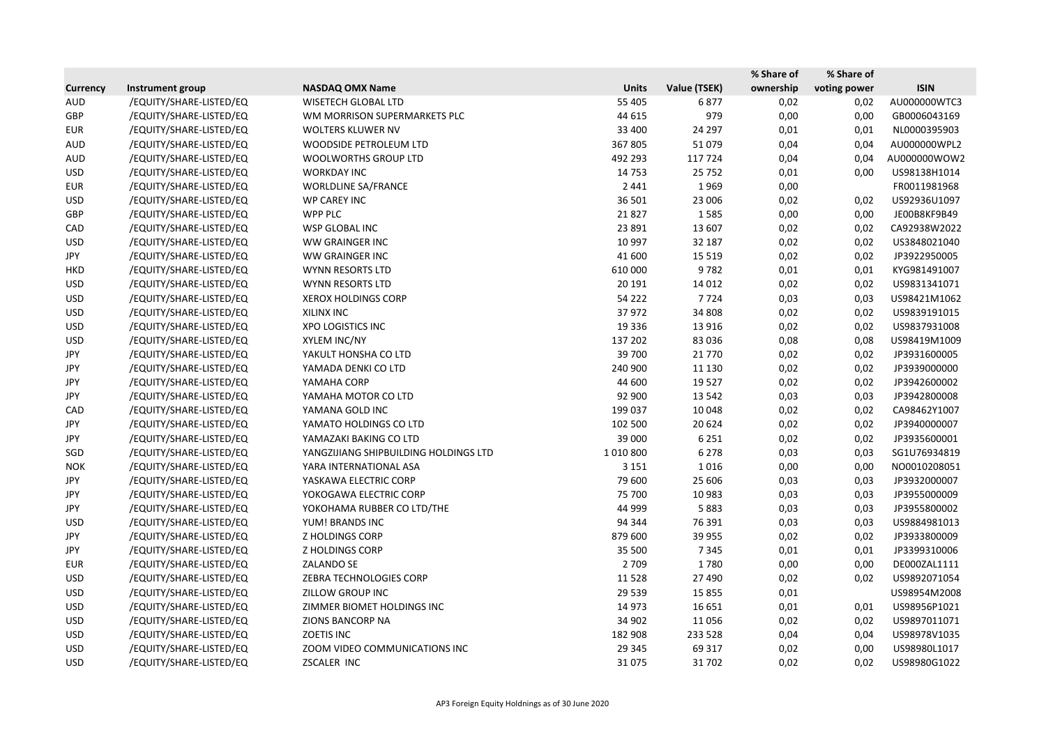| Currency | Instrument group | NASDAQ OMX Name | Units | Value (TSEK) | % Share of ownership | % Share of voting power | ISIN |
|---|---|---|---|---|---|---|---|
| AUD | /EQUITY/SHARE-LISTED/EQ | WISETECH GLOBAL LTD | 55 405 | 6 877 | 0,02 | 0,02 | AU000000WTC3 |
| GBP | /EQUITY/SHARE-LISTED/EQ | WM MORRISON SUPERMARKETS PLC | 44 615 | 979 | 0,00 | 0,00 | GB0006043169 |
| EUR | /EQUITY/SHARE-LISTED/EQ | WOLTERS KLUWER NV | 33 400 | 24 297 | 0,01 | 0,01 | NL0000395903 |
| AUD | /EQUITY/SHARE-LISTED/EQ | WOODSIDE PETROLEUM LTD | 367 805 | 51 079 | 0,04 | 0,04 | AU000000WPL2 |
| AUD | /EQUITY/SHARE-LISTED/EQ | WOOLWORTHS GROUP LTD | 492 293 | 117 724 | 0,04 | 0,04 | AU000000WOW2 |
| USD | /EQUITY/SHARE-LISTED/EQ | WORKDAY INC | 14 753 | 25 752 | 0,01 | 0,00 | US98138H1014 |
| EUR | /EQUITY/SHARE-LISTED/EQ | WORLDLINE SA/FRANCE | 2 441 | 1 969 | 0,00 | | FR0011981968 |
| USD | /EQUITY/SHARE-LISTED/EQ | WP CAREY INC | 36 501 | 23 006 | 0,02 | 0,02 | US92936U1097 |
| GBP | /EQUITY/SHARE-LISTED/EQ | WPP PLC | 21 827 | 1 585 | 0,00 | 0,00 | JE00B8KF9B49 |
| CAD | /EQUITY/SHARE-LISTED/EQ | WSP GLOBAL INC | 23 891 | 13 607 | 0,02 | 0,02 | CA92938W2022 |
| USD | /EQUITY/SHARE-LISTED/EQ | WW GRAINGER INC | 10 997 | 32 187 | 0,02 | 0,02 | US3848021040 |
| JPY | /EQUITY/SHARE-LISTED/EQ | WW GRAINGER INC | 41 600 | 15 519 | 0,02 | 0,02 | JP3922950005 |
| HKD | /EQUITY/SHARE-LISTED/EQ | WYNN RESORTS LTD | 610 000 | 9 782 | 0,01 | 0,01 | KYG981491007 |
| USD | /EQUITY/SHARE-LISTED/EQ | WYNN RESORTS LTD | 20 191 | 14 012 | 0,02 | 0,02 | US9831341071 |
| USD | /EQUITY/SHARE-LISTED/EQ | XEROX HOLDINGS CORP | 54 222 | 7 724 | 0,03 | 0,03 | US98421M1062 |
| USD | /EQUITY/SHARE-LISTED/EQ | XILINX INC | 37 972 | 34 808 | 0,02 | 0,02 | US9839191015 |
| USD | /EQUITY/SHARE-LISTED/EQ | XPO LOGISTICS INC | 19 336 | 13 916 | 0,02 | 0,02 | US9837931008 |
| USD | /EQUITY/SHARE-LISTED/EQ | XYLEM INC/NY | 137 202 | 83 036 | 0,08 | 0,08 | US98419M1009 |
| JPY | /EQUITY/SHARE-LISTED/EQ | YAKULT HONSHA CO LTD | 39 700 | 21 770 | 0,02 | 0,02 | JP3931600005 |
| JPY | /EQUITY/SHARE-LISTED/EQ | YAMADA DENKI CO LTD | 240 900 | 11 130 | 0,02 | 0,02 | JP3939000000 |
| JPY | /EQUITY/SHARE-LISTED/EQ | YAMAHA CORP | 44 600 | 19 527 | 0,02 | 0,02 | JP3942600002 |
| JPY | /EQUITY/SHARE-LISTED/EQ | YAMAHA MOTOR CO LTD | 92 900 | 13 542 | 0,03 | 0,03 | JP3942800008 |
| CAD | /EQUITY/SHARE-LISTED/EQ | YAMANA GOLD INC | 199 037 | 10 048 | 0,02 | 0,02 | CA98462Y1007 |
| JPY | /EQUITY/SHARE-LISTED/EQ | YAMATO HOLDINGS CO LTD | 102 500 | 20 624 | 0,02 | 0,02 | JP3940000007 |
| JPY | /EQUITY/SHARE-LISTED/EQ | YAMAZAKI BAKING CO LTD | 39 000 | 6 251 | 0,02 | 0,02 | JP3935600001 |
| SGD | /EQUITY/SHARE-LISTED/EQ | YANGZIJIANG SHIPBUILDING HOLDINGS LTD | 1 010 800 | 6 278 | 0,03 | 0,03 | SG1U76934819 |
| NOK | /EQUITY/SHARE-LISTED/EQ | YARA INTERNATIONAL ASA | 3 151 | 1 016 | 0,00 | 0,00 | NO0010208051 |
| JPY | /EQUITY/SHARE-LISTED/EQ | YASKAWA ELECTRIC CORP | 79 600 | 25 606 | 0,03 | 0,03 | JP3932000007 |
| JPY | /EQUITY/SHARE-LISTED/EQ | YOKOGAWA ELECTRIC CORP | 75 700 | 10 983 | 0,03 | 0,03 | JP3955000009 |
| JPY | /EQUITY/SHARE-LISTED/EQ | YOKOHAMA RUBBER CO LTD/THE | 44 999 | 5 883 | 0,03 | 0,03 | JP3955800002 |
| USD | /EQUITY/SHARE-LISTED/EQ | YUM! BRANDS INC | 94 344 | 76 391 | 0,03 | 0,03 | US9884981013 |
| JPY | /EQUITY/SHARE-LISTED/EQ | Z HOLDINGS CORP | 879 600 | 39 955 | 0,02 | 0,02 | JP3933800009 |
| JPY | /EQUITY/SHARE-LISTED/EQ | Z HOLDINGS CORP | 35 500 | 7 345 | 0,01 | 0,01 | JP3399310006 |
| EUR | /EQUITY/SHARE-LISTED/EQ | ZALANDO SE | 2 709 | 1 780 | 0,00 | 0,00 | DE000ZAL1111 |
| USD | /EQUITY/SHARE-LISTED/EQ | ZEBRA TECHNOLOGIES CORP | 11 528 | 27 490 | 0,02 | 0,02 | US9892071054 |
| USD | /EQUITY/SHARE-LISTED/EQ | ZILLOW GROUP INC | 29 539 | 15 855 | 0,01 | | US98954M2008 |
| USD | /EQUITY/SHARE-LISTED/EQ | ZIMMER BIOMET HOLDINGS INC | 14 973 | 16 651 | 0,01 | 0,01 | US98956P1021 |
| USD | /EQUITY/SHARE-LISTED/EQ | ZIONS BANCORP NA | 34 902 | 11 056 | 0,02 | 0,02 | US9897011071 |
| USD | /EQUITY/SHARE-LISTED/EQ | ZOETIS INC | 182 908 | 233 528 | 0,04 | 0,04 | US98978V1035 |
| USD | /EQUITY/SHARE-LISTED/EQ | ZOOM VIDEO COMMUNICATIONS INC | 29 345 | 69 317 | 0,02 | 0,00 | US98980L1017 |
| USD | /EQUITY/SHARE-LISTED/EQ | ZSCALER INC | 31 075 | 31 702 | 0,02 | 0,02 | US98980G1022 |

AP3 Foreign Equity Holdnings as of 30 June 2020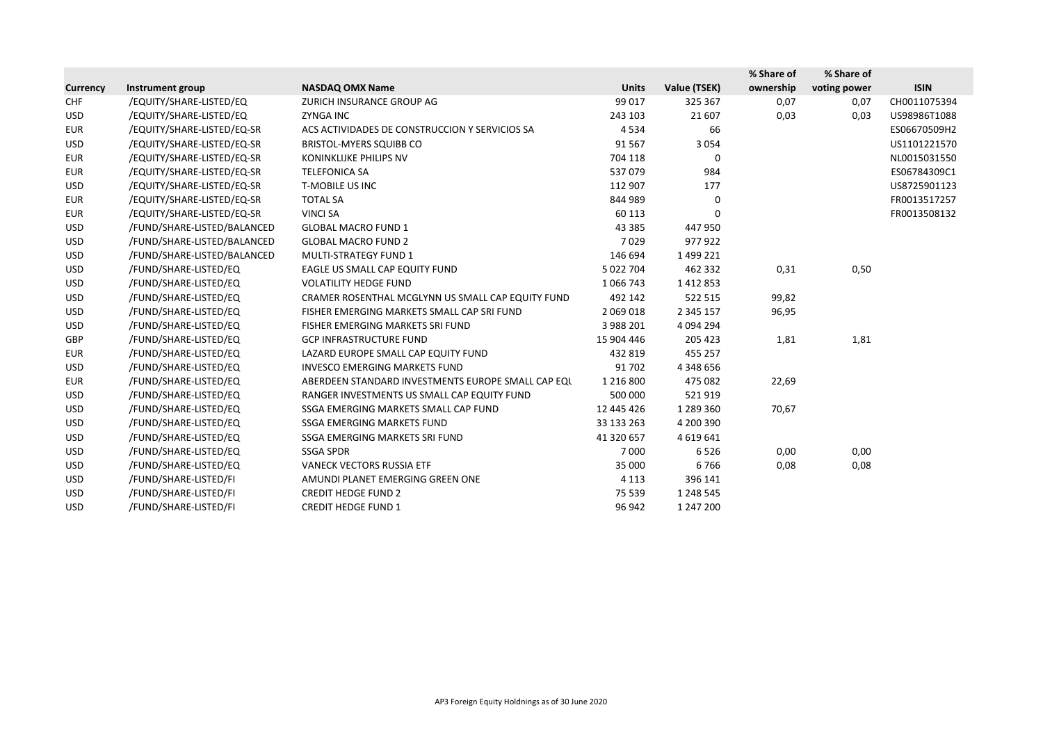| Currency | Instrument group | NASDAQ OMX Name | Units | Value (TSEK) | % Share of ownership | % Share of voting power | ISIN |
|---|---|---|---|---|---|---|---|
| CHF | /EQUITY/SHARE-LISTED/EQ | ZURICH INSURANCE GROUP AG | 99 017 | 325 367 | 0,07 | 0,07 | CH0011075394 |
| USD | /EQUITY/SHARE-LISTED/EQ | ZYNGA INC | 243 103 | 21 607 | 0,03 | 0,03 | US98986T1088 |
| EUR | /EQUITY/SHARE-LISTED/EQ-SR | ACS ACTIVIDADES DE CONSTRUCCION Y SERVICIOS SA | 4 534 | 66 | | | ES06670509H2 |
| USD | /EQUITY/SHARE-LISTED/EQ-SR | BRISTOL-MYERS SQUIBB CO | 91 567 | 3 054 | | | US1101221570 |
| EUR | /EQUITY/SHARE-LISTED/EQ-SR | KONINKLIJKE PHILIPS NV | 704 118 | 0 | | | NL0015031550 |
| EUR | /EQUITY/SHARE-LISTED/EQ-SR | TELEFONICA SA | 537 079 | 984 | | | ES06784309C1 |
| USD | /EQUITY/SHARE-LISTED/EQ-SR | T-MOBILE US INC | 112 907 | 177 | | | US8725901123 |
| EUR | /EQUITY/SHARE-LISTED/EQ-SR | TOTAL SA | 844 989 | 0 | | | FR0013517257 |
| EUR | /EQUITY/SHARE-LISTED/EQ-SR | VINCI SA | 60 113 | 0 | | | FR0013508132 |
| USD | /FUND/SHARE-LISTED/BALANCED | GLOBAL MACRO FUND 1 | 43 385 | 447 950 | | | |
| USD | /FUND/SHARE-LISTED/BALANCED | GLOBAL MACRO FUND 2 | 7 029 | 977 922 | | | |
| USD | /FUND/SHARE-LISTED/BALANCED | MULTI-STRATEGY FUND 1 | 146 694 | 1 499 221 | | | |
| USD | /FUND/SHARE-LISTED/EQ | EAGLE US SMALL CAP EQUITY FUND | 5 022 704 | 462 332 | 0,31 | 0,50 | |
| USD | /FUND/SHARE-LISTED/EQ | VOLATILITY HEDGE FUND | 1 066 743 | 1 412 853 | | | |
| USD | /FUND/SHARE-LISTED/EQ | CRAMER ROSENTHAL MCGLYNN US SMALL CAP EQUITY FUND | 492 142 | 522 515 | 99,82 | | |
| USD | /FUND/SHARE-LISTED/EQ | FISHER EMERGING MARKETS SMALL CAP SRI FUND | 2 069 018 | 2 345 157 | 96,95 | | |
| USD | /FUND/SHARE-LISTED/EQ | FISHER EMERGING MARKETS SRI FUND | 3 988 201 | 4 094 294 | | | |
| GBP | /FUND/SHARE-LISTED/EQ | GCP INFRASTRUCTURE FUND | 15 904 446 | 205 423 | 1,81 | 1,81 | |
| EUR | /FUND/SHARE-LISTED/EQ | LAZARD EUROPE SMALL CAP EQUITY FUND | 432 819 | 455 257 | | | |
| USD | /FUND/SHARE-LISTED/EQ | INVESCO EMERGING MARKETS FUND | 91 702 | 4 348 656 | | | |
| EUR | /FUND/SHARE-LISTED/EQ | ABERDEEN STANDARD INVESTMENTS EUROPE SMALL CAP EQU | 1 216 800 | 475 082 | 22,69 | | |
| USD | /FUND/SHARE-LISTED/EQ | RANGER INVESTMENTS US SMALL CAP EQUITY FUND | 500 000 | 521 919 | | | |
| USD | /FUND/SHARE-LISTED/EQ | SSGA EMERGING MARKETS SMALL CAP FUND | 12 445 426 | 1 289 360 | 70,67 | | |
| USD | /FUND/SHARE-LISTED/EQ | SSGA EMERGING MARKETS FUND | 33 133 263 | 4 200 390 | | | |
| USD | /FUND/SHARE-LISTED/EQ | SSGA EMERGING MARKETS SRI FUND | 41 320 657 | 4 619 641 | | | |
| USD | /FUND/SHARE-LISTED/EQ | SSGA SPDR | 7 000 | 6 526 | 0,00 | 0,00 | |
| USD | /FUND/SHARE-LISTED/EQ | VANECK VECTORS RUSSIA ETF | 35 000 | 6 766 | 0,08 | 0,08 | |
| USD | /FUND/SHARE-LISTED/FI | AMUNDI PLANET EMERGING GREEN ONE | 4 113 | 396 141 | | | |
| USD | /FUND/SHARE-LISTED/FI | CREDIT HEDGE FUND 2 | 75 539 | 1 248 545 | | | |
| USD | /FUND/SHARE-LISTED/FI | CREDIT HEDGE FUND 1 | 96 942 | 1 247 200 | | | |